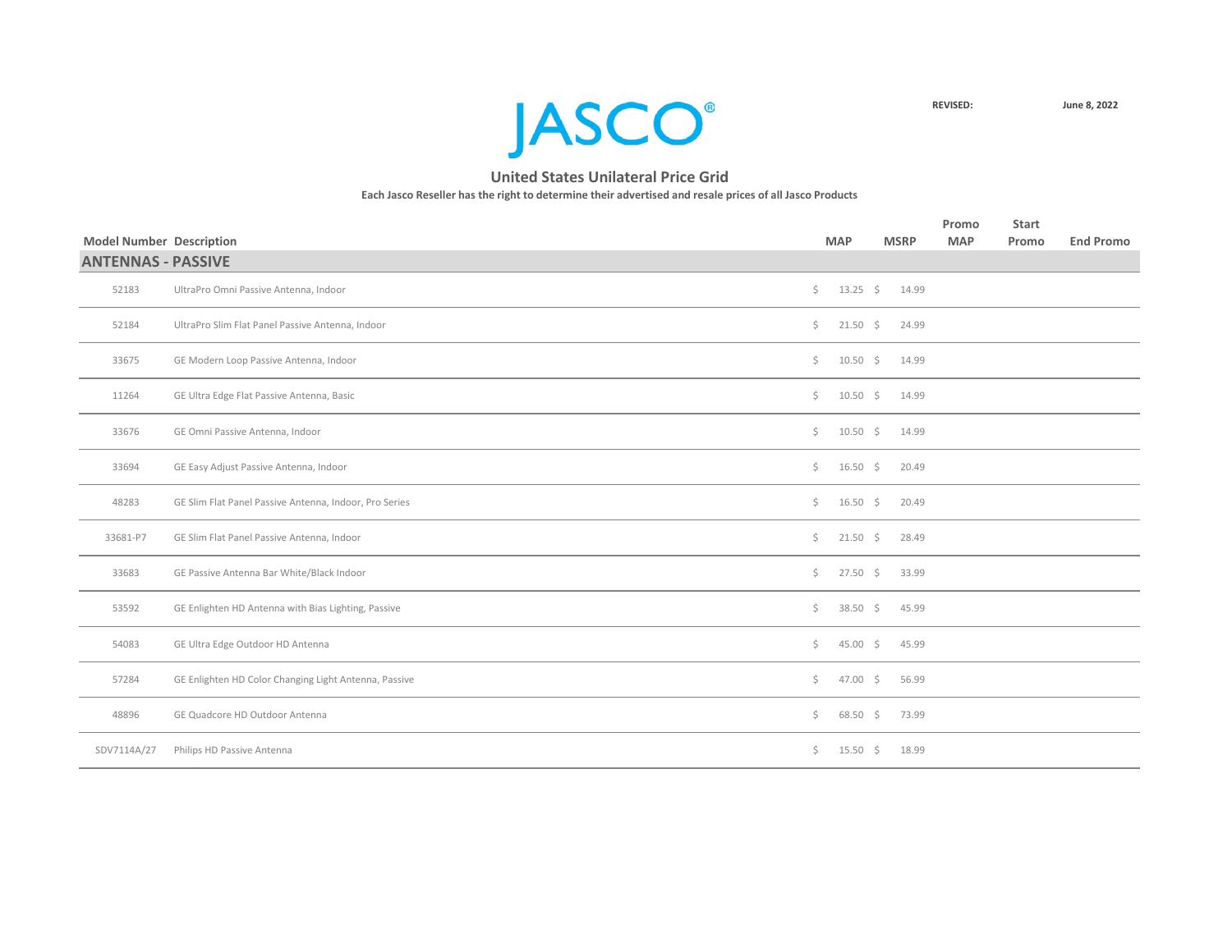JASCO®

REVISED: June 8, 2022

## United States Unilateral Price Grid

**Each Jasco Reseller has the right to determine their advertised and resale prices of all Jasco Products**

| Model Number | Description | MAP | MSRP | Promo MAP | Start Promo | End Promo |
|---|---|---|---|---|---|---|
| **ANTENNAS - PASSIVE** | | | | | | |
| 52183 | UltraPro Omni Passive Antenna, Indoor | $ 13.25 | $ 14.99 | | | |
| 52184 | UltraPro Slim Flat Panel Passive Antenna, Indoor | $ 21.50 | $ 24.99 | | | |
| 33675 | GE Modern Loop Passive Antenna, Indoor | $ 10.50 | $ 14.99 | | | |
| 11264 | GE Ultra Edge Flat Passive Antenna, Basic | $ 10.50 | $ 14.99 | | | |
| 33676 | GE Omni Passive Antenna, Indoor | $ 10.50 | $ 14.99 | | | |
| 33694 | GE Easy Adjust Passive Antenna, Indoor | $ 16.50 | $ 20.49 | | | |
| 48283 | GE Slim Flat Panel Passive Antenna, Indoor, Pro Series | $ 16.50 | $ 20.49 | | | |
| 33681-P7 | GE Slim Flat Panel Passive Antenna, Indoor | $ 21.50 | $ 28.49 | | | |
| 33683 | GE Passive Antenna Bar White/Black Indoor | $ 27.50 | $ 33.99 | | | |
| 53592 | GE Enlighten HD Antenna with Bias Lighting, Passive | $ 38.50 | $ 45.99 | | | |
| 54083 | GE Ultra Edge Outdoor HD Antenna | $ 45.00 | $ 45.99 | | | |
| 57284 | GE Enlighten HD Color Changing Light Antenna, Passive | $ 47.00 | $ 56.99 | | | |
| 48896 | GE Quadcore HD Outdoor Antenna | $ 68.50 | $ 73.99 | | | |
| SDV7114A/27 | Philips HD Passive Antenna | $ 15.50 | $ 18.99 | | | |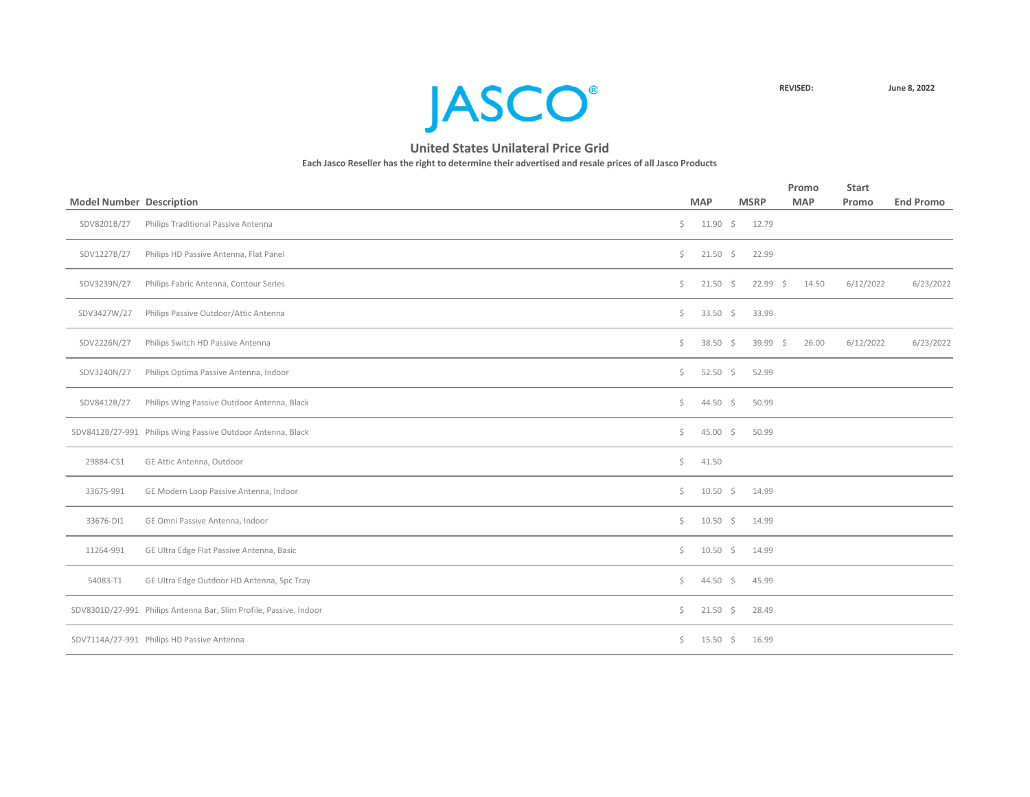JASCO®

REVISED: June 8, 2022

## United States Unilateral Price Grid

**Each Jasco Reseller has the right to determine their advertised and resale prices of all Jasco Products**

| Model Number | Description | MAP | MSRP | Promo MAP | Start Promo | End Promo |
|---|---|---|---|---|---|---|
| SDV8201B/27 | Philips Traditional Passive Antenna | $ 11.90 | $ 12.79 | | | |
| SDV1227B/27 | Philips HD Passive Antenna, Flat Panel | $ 21.50 | $ 22.99 | | | |
| SDV3239N/27 | Philips Fabric Antenna, Contour Series | $ 21.50 | $ 22.99 | $ 14.50 | 6/12/2022 | 6/23/2022 |
| SDV3427W/27 | Philips Passive Outdoor/Attic Antenna | $ 33.50 | $ 33.99 | | | |
| SDV2226N/27 | Philips Switch HD Passive Antenna | $ 38.50 | $ 39.99 | $ 26.00 | 6/12/2022 | 6/23/2022 |
| SDV3240N/27 | Philips Optima Passive Antenna, Indoor | $ 52.50 | $ 52.99 | | | |
| SDV8412B/27 | Philips Wing Passive Outdoor Antenna, Black | $ 44.50 | $ 50.99 | | | |
| SDV8412B/27-991 | Philips Wing Passive Outdoor Antenna, Black | $ 45.00 | $ 50.99 | | | |
| 29884-CS1 | GE Attic Antenna, Outdoor | $ 41.50 | | | | |
| 33675-991 | GE Modern Loop Passive Antenna, Indoor | $ 10.50 | $ 14.99 | | | |
| 33676-DI1 | GE Omni Passive Antenna, Indoor | $ 10.50 | $ 14.99 | | | |
| 11264-991 | GE Ultra Edge Flat Passive Antenna, Basic | $ 10.50 | $ 14.99 | | | |
| 54083-T1 | GE Ultra Edge Outdoor HD Antenna, 5pc Tray | $ 44.50 | $ 45.99 | | | |
| SDV8301D/27-991 | Philips Antenna Bar, Slim Profile, Passive, Indoor | $ 21.50 | $ 28.49 | | | |
| SDV7114A/27-991 | Philips HD Passive Antenna | $ 15.50 | $ 16.99 | | | |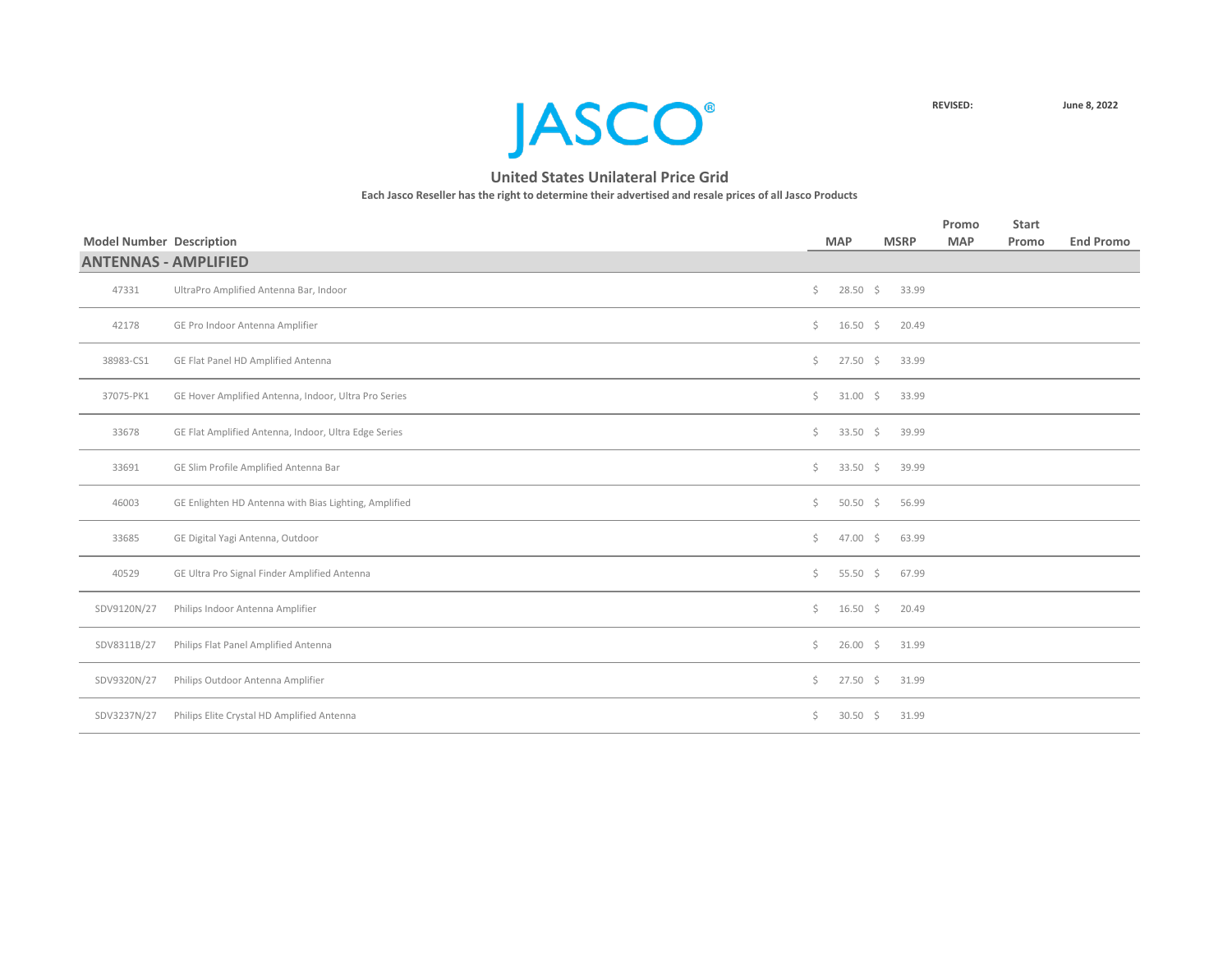# JASCO®

REVISED: June 8, 2022

## United States Unilateral Price Grid

**Each Jasco Reseller has the right to determine their advertised and resale prices of all Jasco Products**

| Model Number | Description | MAP | MSRP | Promo MAP | Start Promo | End Promo |
|---|---|---|---|---|---|---|
| **ANTENNAS - AMPLIFIED** | | | | | | |
| 47331 | UltraPro Amplified Antenna Bar, Indoor | $ 28.50 | $ 33.99 | | | |
| 42178 | GE Pro Indoor Antenna Amplifier | $ 16.50 | $ 20.49 | | | |
| 38983-CS1 | GE Flat Panel HD Amplified Antenna | $ 27.50 | $ 33.99 | | | |
| 37075-PK1 | GE Hover Amplified Antenna, Indoor, Ultra Pro Series | $ 31.00 | $ 33.99 | | | |
| 33678 | GE Flat Amplified Antenna, Indoor, Ultra Edge Series | $ 33.50 | $ 39.99 | | | |
| 33691 | GE Slim Profile Amplified Antenna Bar | $ 33.50 | $ 39.99 | | | |
| 46003 | GE Enlighten HD Antenna with Bias Lighting, Amplified | $ 50.50 | $ 56.99 | | | |
| 33685 | GE Digital Yagi Antenna, Outdoor | $ 47.00 | $ 63.99 | | | |
| 40529 | GE Ultra Pro Signal Finder Amplified Antenna | $ 55.50 | $ 67.99 | | | |
| SDV9120N/27 | Philips Indoor Antenna Amplifier | $ 16.50 | $ 20.49 | | | |
| SDV8311B/27 | Philips Flat Panel Amplified Antenna | $ 26.00 | $ 31.99 | | | |
| SDV9320N/27 | Philips Outdoor Antenna Amplifier | $ 27.50 | $ 31.99 | | | |
| SDV3237N/27 | Philips Elite Crystal HD Amplified Antenna | $ 30.50 | $ 31.99 | | | |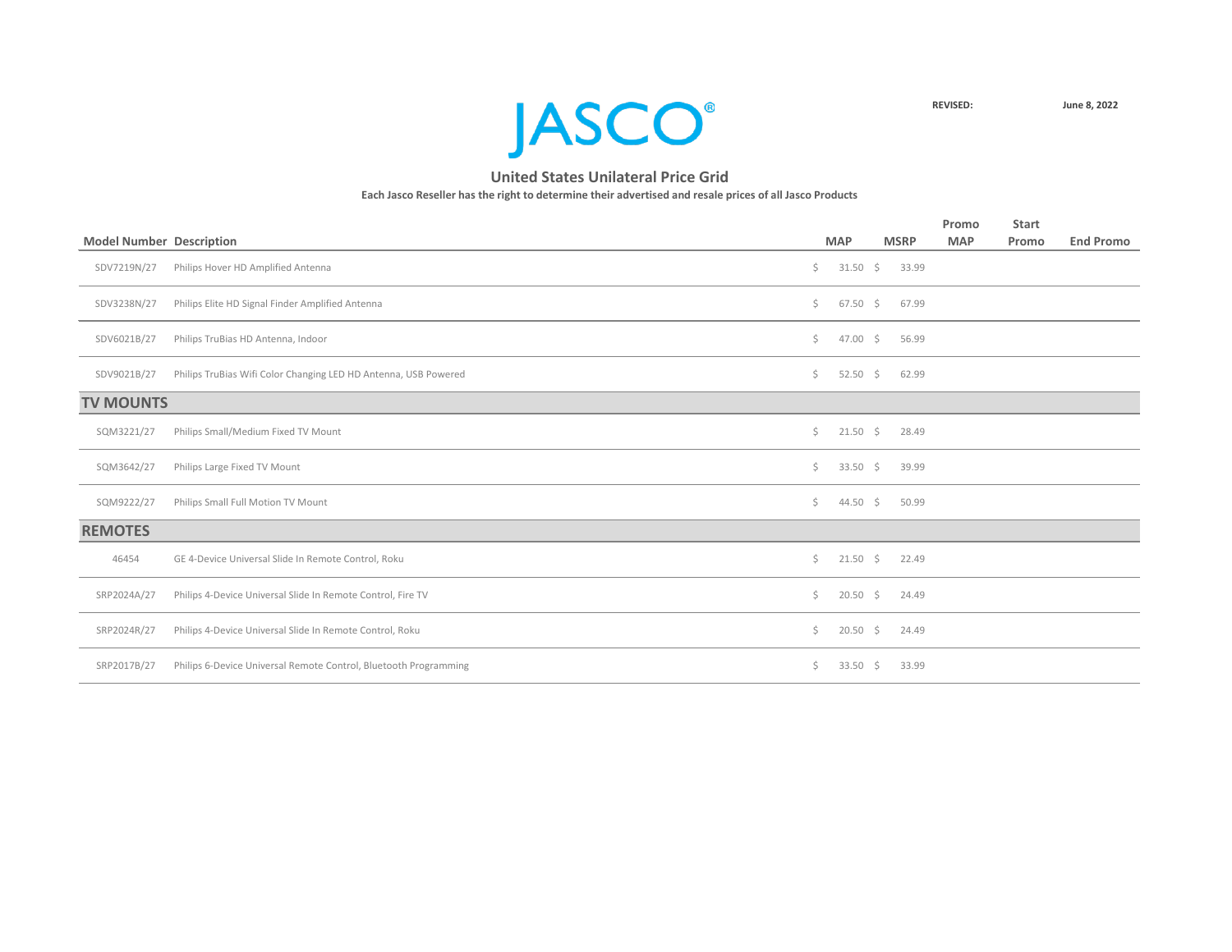JASCO®

**REVISED:** **June 8, 2022**

## United States Unilateral Price Grid

**Each Jasco Reseller has the right to determine their advertised and resale prices of all Jasco Products**

| Model Number | Description | MAP | MSRP | Promo MAP | Start Promo | End Promo |
|---|---|---|---|---|---|---|
| SDV7219N/27 | Philips Hover HD Amplified Antenna | $ 31.50 | $ 33.99 | | | |
| SDV3238N/27 | Philips Elite HD Signal Finder Amplified Antenna | $ 67.50 | $ 67.99 | | | |
| SDV6021B/27 | Philips TruBias HD Antenna, Indoor | $ 47.00 | $ 56.99 | | | |
| SDV9021B/27 | Philips TruBias Wifi Color Changing LED HD Antenna, USB Powered | $ 52.50 | $ 62.99 | | | |
| **TV MOUNTS** | | | | | | |
| SQM3221/27 | Philips Small/Medium Fixed TV Mount | $ 21.50 | $ 28.49 | | | |
| SQM3642/27 | Philips Large Fixed TV Mount | $ 33.50 | $ 39.99 | | | |
| SQM9222/27 | Philips Small Full Motion TV Mount | $ 44.50 | $ 50.99 | | | |
| **REMOTES** | | | | | | |
| 46454 | GE 4-Device Universal Slide In Remote Control, Roku | $ 21.50 | $ 22.49 | | | |
| SRP2024A/27 | Philips 4-Device Universal Slide In Remote Control, Fire TV | $ 20.50 | $ 24.49 | | | |
| SRP2024R/27 | Philips 4-Device Universal Slide In Remote Control, Roku | $ 20.50 | $ 24.49 | | | |
| SRP2017B/27 | Philips 6-Device Universal Remote Control, Bluetooth Programming | $ 33.50 | $ 33.99 | | | |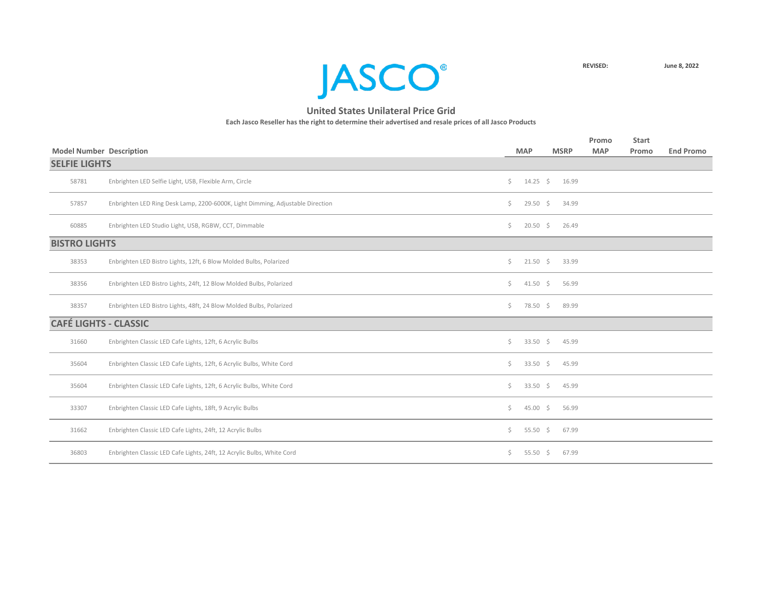JASCO®

REVISED: June 8, 2022

## United States Unilateral Price Grid

**Each Jasco Reseller has the right to determine their advertised and resale prices of all Jasco Products**

| Model Number | Description | MAP | MSRP | Promo MAP | Start Promo | End Promo |
|---|---|---|---|---|---|---|
| **SELFIE LIGHTS** | | | | | | |
| 58781 | Enbrighten LED Selfie Light, USB, Flexible Arm, Circle | $ 14.25 | $ 16.99 | | | |
| 57857 | Enbrighten LED Ring Desk Lamp, 2200-6000K, Light Dimming, Adjustable Direction | $ 29.50 | $ 34.99 | | | |
| 60885 | Enbrighten LED Studio Light, USB, RGBW, CCT, Dimmable | $ 20.50 | $ 26.49 | | | |
| **BISTRO LIGHTS** | | | | | | |
| 38353 | Enbrighten LED Bistro Lights, 12ft, 6 Blow Molded Bulbs, Polarized | $ 21.50 | $ 33.99 | | | |
| 38356 | Enbrighten LED Bistro Lights, 24ft, 12 Blow Molded Bulbs, Polarized | $ 41.50 | $ 56.99 | | | |
| 38357 | Enbrighten LED Bistro Lights, 48ft, 24 Blow Molded Bulbs, Polarized | $ 78.50 | $ 89.99 | | | |
| **CAFÉ LIGHTS - CLASSIC** | | | | | | |
| 31660 | Enbrighten Classic LED Cafe Lights, 12ft, 6 Acrylic Bulbs | $ 33.50 | $ 45.99 | | | |
| 35604 | Enbrighten Classic LED Cafe Lights, 12ft, 6 Acrylic Bulbs, White Cord | $ 33.50 | $ 45.99 | | | |
| 35604 | Enbrighten Classic LED Cafe Lights, 12ft, 6 Acrylic Bulbs, White Cord | $ 33.50 | $ 45.99 | | | |
| 33307 | Enbrighten Classic LED Cafe Lights, 18ft, 9 Acrylic Bulbs | $ 45.00 | $ 56.99 | | | |
| 31662 | Enbrighten Classic LED Cafe Lights, 24ft, 12 Acrylic Bulbs | $ 55.50 | $ 67.99 | | | |
| 36803 | Enbrighten Classic LED Cafe Lights, 24ft, 12 Acrylic Bulbs, White Cord | $ 55.50 | $ 67.99 | | | |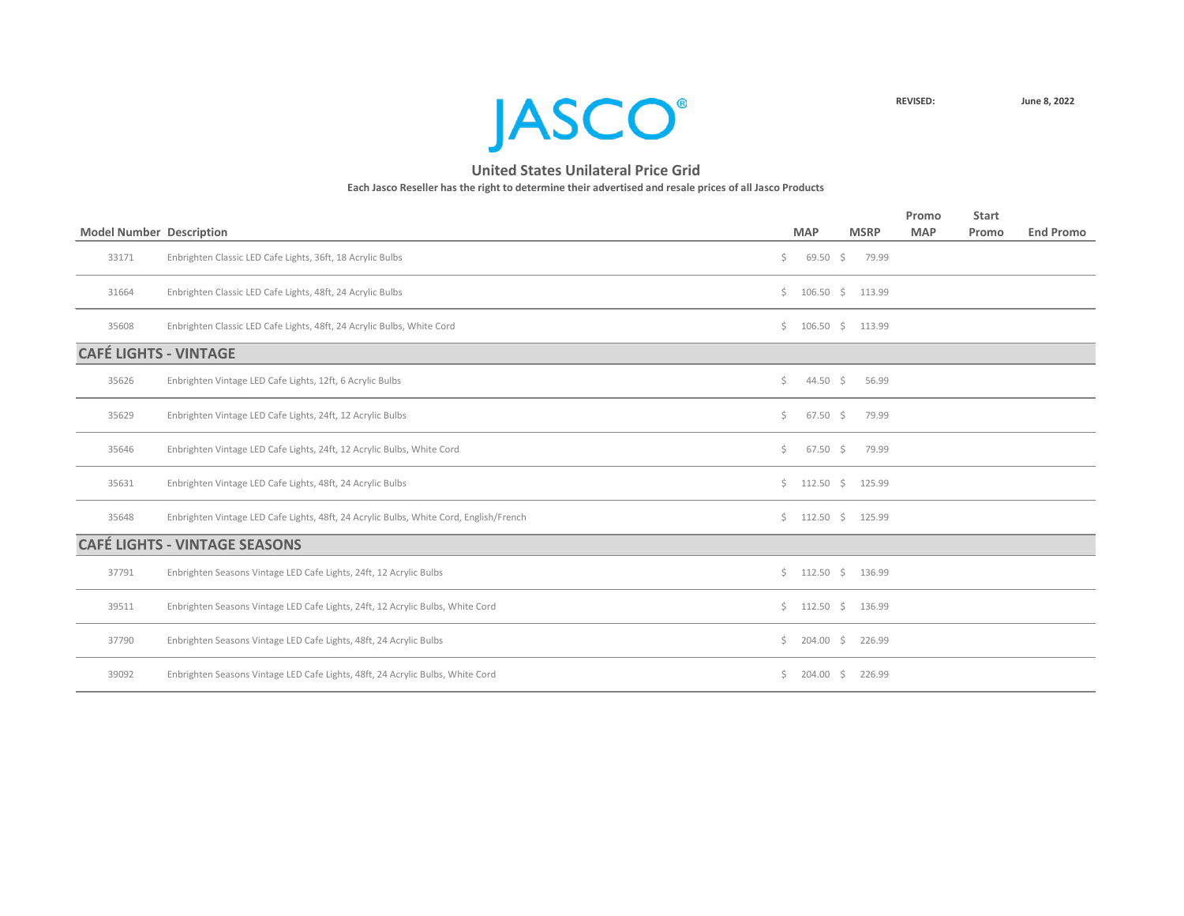JASCO®

**REVISED:** **June 8, 2022**

## United States Unilateral Price Grid

**Each Jasco Reseller has the right to determine their advertised and resale prices of all Jasco Products**

| Model Number | Description | MAP | MSRP | Promo MAP | Start Promo | End Promo |
|---|---|---|---|---|---|---|
| 33171 | Enbrighten Classic LED Cafe Lights, 36ft, 18 Acrylic Bulbs | $ 69.50 | $ 79.99 | | | |
| 31664 | Enbrighten Classic LED Cafe Lights, 48ft, 24 Acrylic Bulbs | $ 106.50 | $ 113.99 | | | |
| 35608 | Enbrighten Classic LED Cafe Lights, 48ft, 24 Acrylic Bulbs, White Cord | $ 106.50 | $ 113.99 | | | |
| **CAFÉ LIGHTS - VINTAGE** | | | | | | |
| 35626 | Enbrighten Vintage LED Cafe Lights, 12ft, 6 Acrylic Bulbs | $ 44.50 | $ 56.99 | | | |
| 35629 | Enbrighten Vintage LED Cafe Lights, 24ft, 12 Acrylic Bulbs | $ 67.50 | $ 79.99 | | | |
| 35646 | Enbrighten Vintage LED Cafe Lights, 24ft, 12 Acrylic Bulbs, White Cord | $ 67.50 | $ 79.99 | | | |
| 35631 | Enbrighten Vintage LED Cafe Lights, 48ft, 24 Acrylic Bulbs | $ 112.50 | $ 125.99 | | | |
| 35648 | Enbrighten Vintage LED Cafe Lights, 48ft, 24 Acrylic Bulbs, White Cord, English/French | $ 112.50 | $ 125.99 | | | |
| **CAFÉ LIGHTS - VINTAGE SEASONS** | | | | | | |
| 37791 | Enbrighten Seasons Vintage LED Cafe Lights, 24ft, 12 Acrylic Bulbs | $ 112.50 | $ 136.99 | | | |
| 39511 | Enbrighten Seasons Vintage LED Cafe Lights, 24ft, 12 Acrylic Bulbs, White Cord | $ 112.50 | $ 136.99 | | | |
| 37790 | Enbrighten Seasons Vintage LED Cafe Lights, 48ft, 24 Acrylic Bulbs | $ 204.00 | $ 226.99 | | | |
| 39092 | Enbrighten Seasons Vintage LED Cafe Lights, 48ft, 24 Acrylic Bulbs, White Cord | $ 204.00 | $ 226.99 | | | |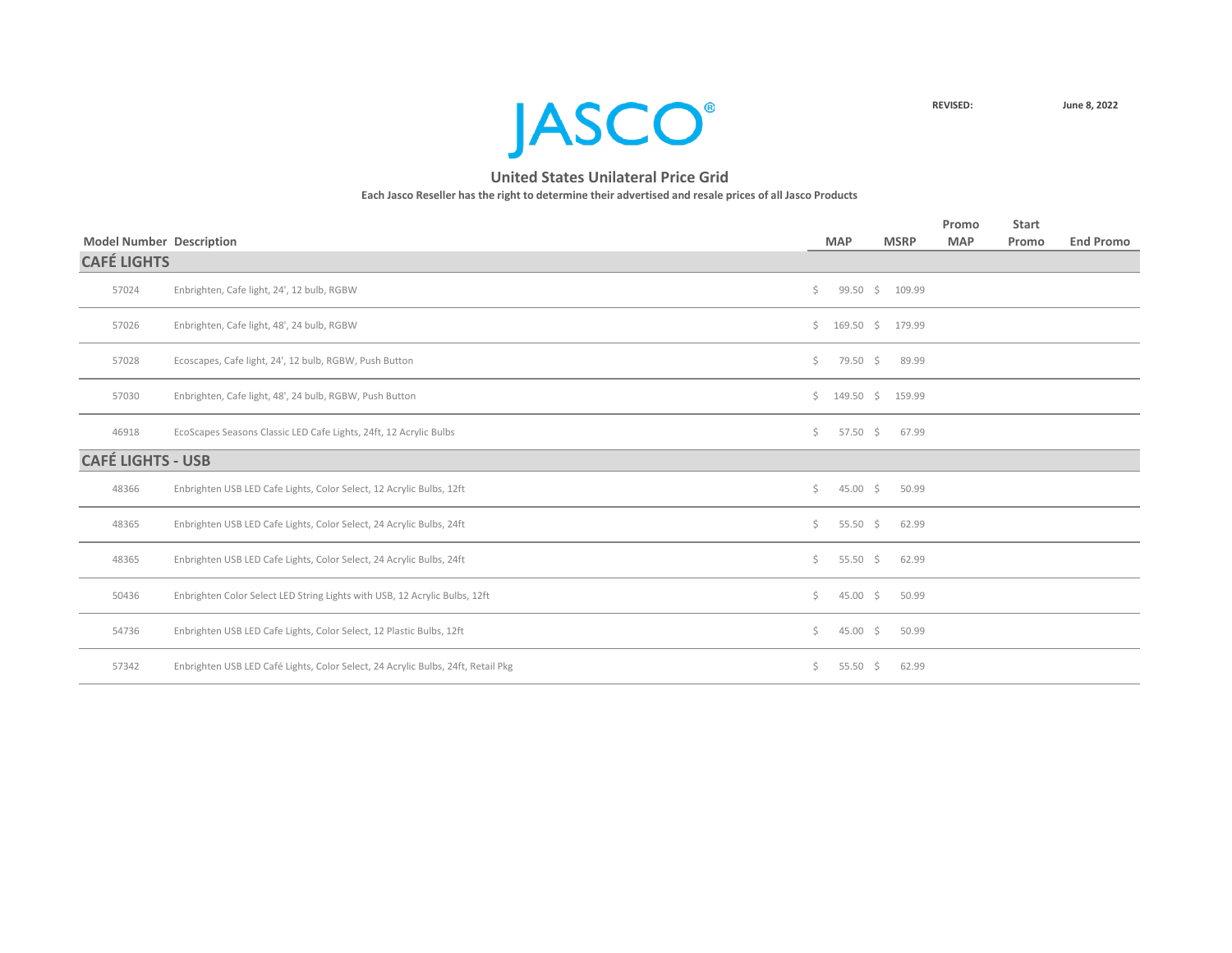JASCO®

REVISED: June 8, 2022

## United States Unilateral Price Grid

**Each Jasco Reseller has the right to determine their advertised and resale prices of all Jasco Products**

| Model Number | Description | MAP | MSRP | Promo MAP | Start Promo | End Promo |
|---|---|---|---|---|---|---|
| **CAFÉ LIGHTS** | | | | | | |
| 57024 | Enbrighten, Cafe light, 24', 12 bulb, RGBW | $ 99.50 | $ 109.99 | | | |
| 57026 | Enbrighten, Cafe light, 48', 24 bulb, RGBW | $ 169.50 | $ 179.99 | | | |
| 57028 | Ecoscapes, Cafe light, 24', 12 bulb, RGBW, Push Button | $ 79.50 | $ 89.99 | | | |
| 57030 | Enbrighten, Cafe light, 48', 24 bulb, RGBW, Push Button | $ 149.50 | $ 159.99 | | | |
| 46918 | EcoScapes Seasons Classic LED Cafe Lights, 24ft, 12 Acrylic Bulbs | $ 57.50 | $ 67.99 | | | |
| **CAFÉ LIGHTS - USB** | | | | | | |
| 48366 | Enbrighten USB LED Cafe Lights, Color Select, 12 Acrylic Bulbs, 12ft | $ 45.00 | $ 50.99 | | | |
| 48365 | Enbrighten USB LED Cafe Lights, Color Select, 24 Acrylic Bulbs, 24ft | $ 55.50 | $ 62.99 | | | |
| 48365 | Enbrighten USB LED Cafe Lights, Color Select, 24 Acrylic Bulbs, 24ft | $ 55.50 | $ 62.99 | | | |
| 50436 | Enbrighten Color Select LED String Lights with USB, 12 Acrylic Bulbs, 12ft | $ 45.00 | $ 50.99 | | | |
| 54736 | Enbrighten USB LED Cafe Lights, Color Select, 12 Plastic Bulbs, 12ft | $ 45.00 | $ 50.99 | | | |
| 57342 | Enbrighten USB LED Café Lights, Color Select, 24 Acrylic Bulbs, 24ft, Retail Pkg | $ 55.50 | $ 62.99 | | | |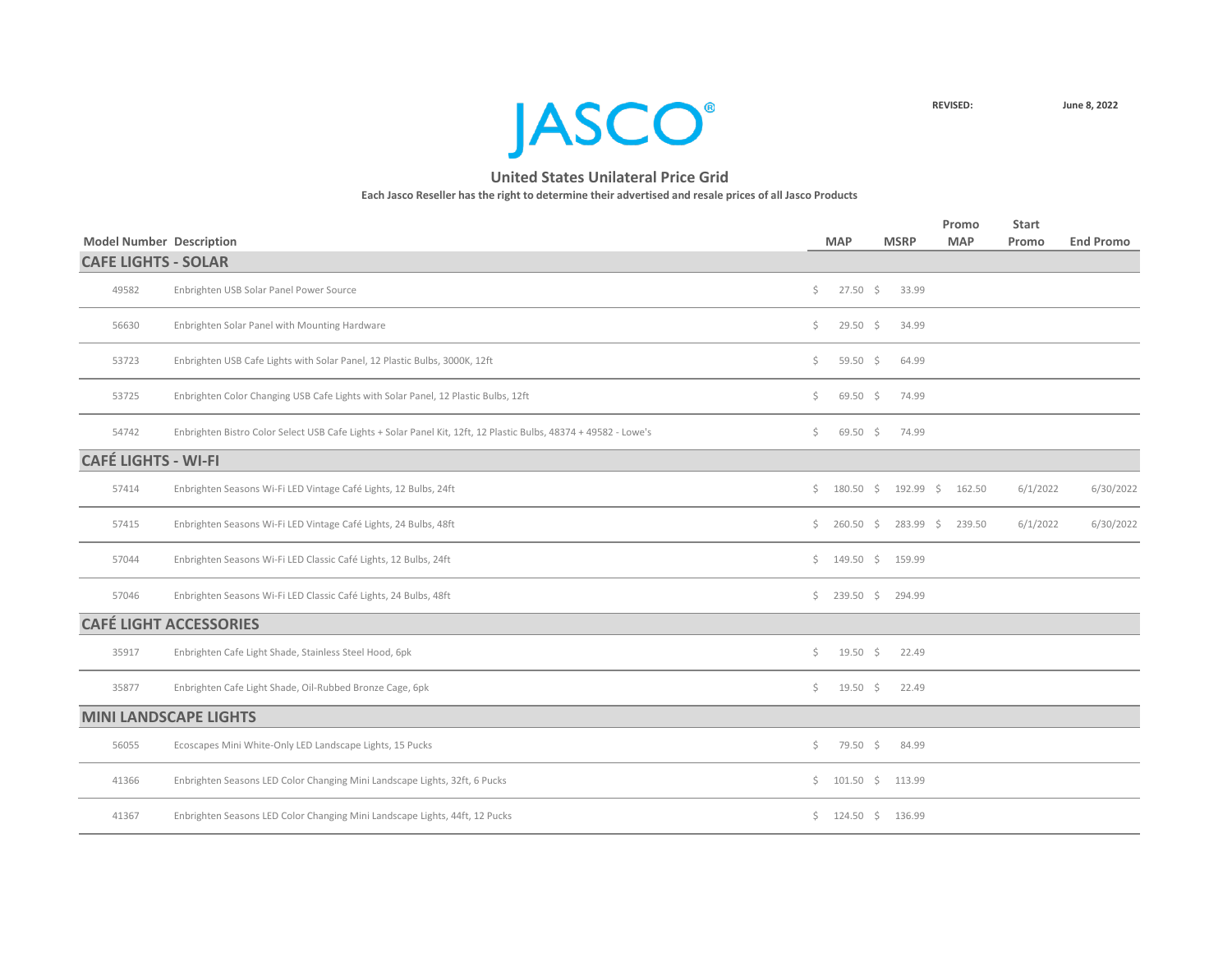JASCO®

REVISED: June 8, 2022

## United States Unilateral Price Grid

**Each Jasco Reseller has the right to determine their advertised and resale prices of all Jasco Products**

| Model Number | Description | MAP | MSRP | Promo MAP | Start Promo | End Promo |
|---|---|---|---|---|---|---|
| **CAFE LIGHTS - SOLAR** | | | | | | |
| 49582 | Enbrighten USB Solar Panel Power Source | $ 27.50 | $ 33.99 | | | |
| 56630 | Enbrighten Solar Panel with Mounting Hardware | $ 29.50 | $ 34.99 | | | |
| 53723 | Enbrighten USB Cafe Lights with Solar Panel, 12 Plastic Bulbs, 3000K, 12ft | $ 59.50 | $ 64.99 | | | |
| 53725 | Enbrighten Color Changing USB Cafe Lights with Solar Panel, 12 Plastic Bulbs, 12ft | $ 69.50 | $ 74.99 | | | |
| 54742 | Enbrighten Bistro Color Select USB Cafe Lights + Solar Panel Kit, 12ft, 12 Plastic Bulbs, 48374 + 49582 - Lowe's | $ 69.50 | $ 74.99 | | | |
| **CAFÉ LIGHTS - WI-FI** | | | | | | |
| 57414 | Enbrighten Seasons Wi-Fi LED Vintage Café Lights, 12 Bulbs, 24ft | $ 180.50 | $ 192.99 | $ 162.50 | 6/1/2022 | 6/30/2022 |
| 57415 | Enbrighten Seasons Wi-Fi LED Vintage Café Lights, 24 Bulbs, 48ft | $ 260.50 | $ 283.99 | $ 239.50 | 6/1/2022 | 6/30/2022 |
| 57044 | Enbrighten Seasons Wi-Fi LED Classic Café Lights, 12 Bulbs, 24ft | $ 149.50 | $ 159.99 | | | |
| 57046 | Enbrighten Seasons Wi-Fi LED Classic Café Lights, 24 Bulbs, 48ft | $ 239.50 | $ 294.99 | | | |
| **CAFÉ LIGHT ACCESSORIES** | | | | | | |
| 35917 | Enbrighten Cafe Light Shade, Stainless Steel Hood, 6pk | $ 19.50 | $ 22.49 | | | |
| 35877 | Enbrighten Cafe Light Shade, Oil-Rubbed Bronze Cage, 6pk | $ 19.50 | $ 22.49 | | | |
| **MINI LANDSCAPE LIGHTS** | | | | | | |
| 56055 | Ecoscapes Mini White-Only LED Landscape Lights, 15 Pucks | $ 79.50 | $ 84.99 | | | |
| 41366 | Enbrighten Seasons LED Color Changing Mini Landscape Lights, 32ft, 6 Pucks | $ 101.50 | $ 113.99 | | | |
| 41367 | Enbrighten Seasons LED Color Changing Mini Landscape Lights, 44ft, 12 Pucks | $ 124.50 | $ 136.99 | | | |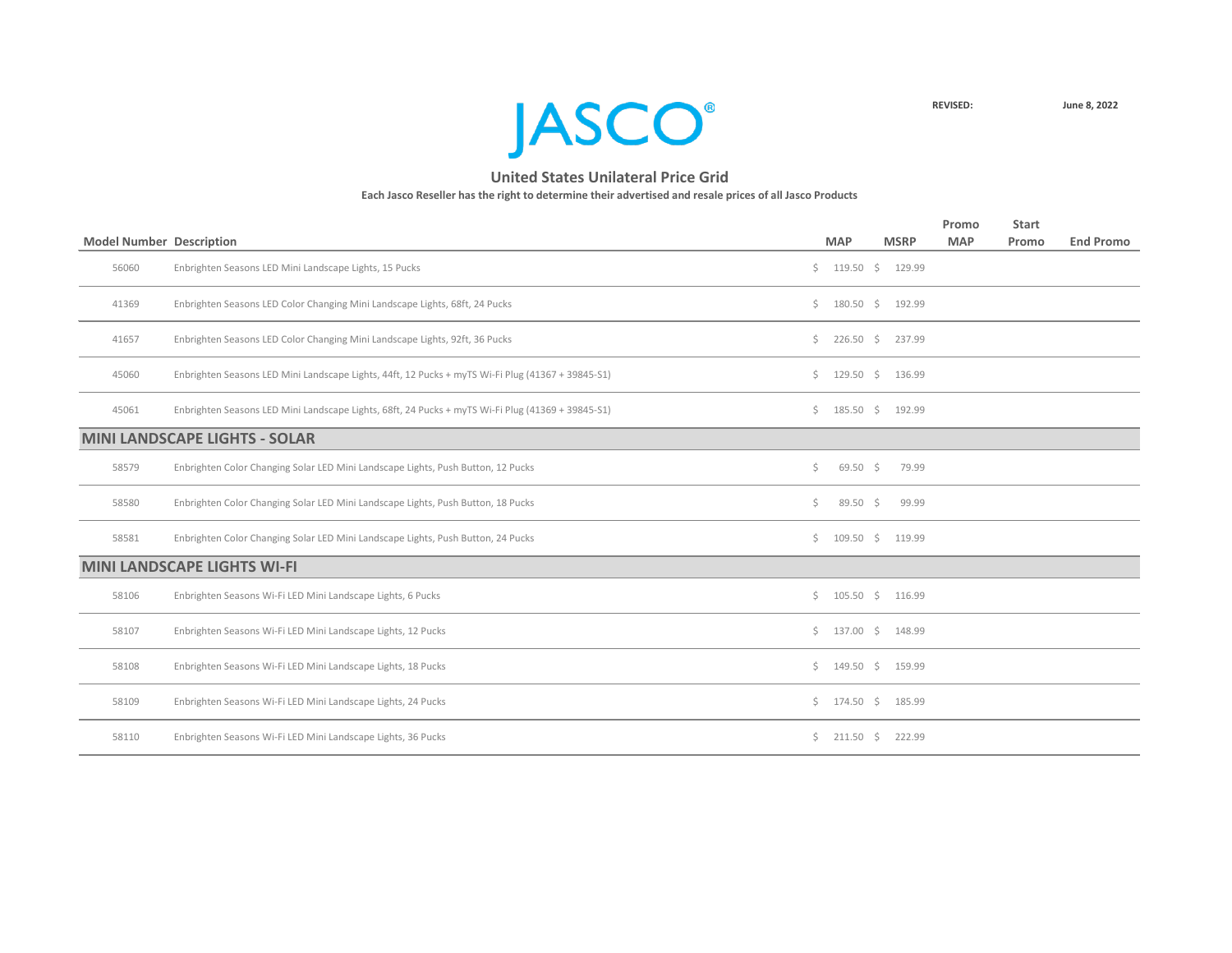JASCO®

REVISED: June 8, 2022

## United States Unilateral Price Grid

**Each Jasco Reseller has the right to determine their advertised and resale prices of all Jasco Products**

| Model Number | Description | MAP | MSRP | Promo MAP | Start Promo | End Promo |
|---|---|---|---|---|---|---|
| 56060 | Enbrighten Seasons LED Mini Landscape Lights, 15 Pucks | $ 119.50 | $ 129.99 | | | |
| 41369 | Enbrighten Seasons LED Color Changing Mini Landscape Lights, 68ft, 24 Pucks | $ 180.50 | $ 192.99 | | | |
| 41657 | Enbrighten Seasons LED Color Changing Mini Landscape Lights, 92ft, 36 Pucks | $ 226.50 | $ 237.99 | | | |
| 45060 | Enbrighten Seasons LED Mini Landscape Lights, 44ft, 12 Pucks + myTS Wi-Fi Plug (41367 + 39845-S1) | $ 129.50 | $ 136.99 | | | |
| 45061 | Enbrighten Seasons LED Mini Landscape Lights, 68ft, 24 Pucks + myTS Wi-Fi Plug (41369 + 39845-S1) | $ 185.50 | $ 192.99 | | | |
| **MINI LANDSCAPE LIGHTS - SOLAR** | | | | | | |
| 58579 | Enbrighten Color Changing Solar LED Mini Landscape Lights, Push Button, 12 Pucks | $ 69.50 | $ 79.99 | | | |
| 58580 | Enbrighten Color Changing Solar LED Mini Landscape Lights, Push Button, 18 Pucks | $ 89.50 | $ 99.99 | | | |
| 58581 | Enbrighten Color Changing Solar LED Mini Landscape Lights, Push Button, 24 Pucks | $ 109.50 | $ 119.99 | | | |
| **MINI LANDSCAPE LIGHTS WI-FI** | | | | | | |
| 58106 | Enbrighten Seasons Wi-Fi LED Mini Landscape Lights, 6 Pucks | $ 105.50 | $ 116.99 | | | |
| 58107 | Enbrighten Seasons Wi-Fi LED Mini Landscape Lights, 12 Pucks | $ 137.00 | $ 148.99 | | | |
| 58108 | Enbrighten Seasons Wi-Fi LED Mini Landscape Lights, 18 Pucks | $ 149.50 | $ 159.99 | | | |
| 58109 | Enbrighten Seasons Wi-Fi LED Mini Landscape Lights, 24 Pucks | $ 174.50 | $ 185.99 | | | |
| 58110 | Enbrighten Seasons Wi-Fi LED Mini Landscape Lights, 36 Pucks | $ 211.50 | $ 222.99 | | | |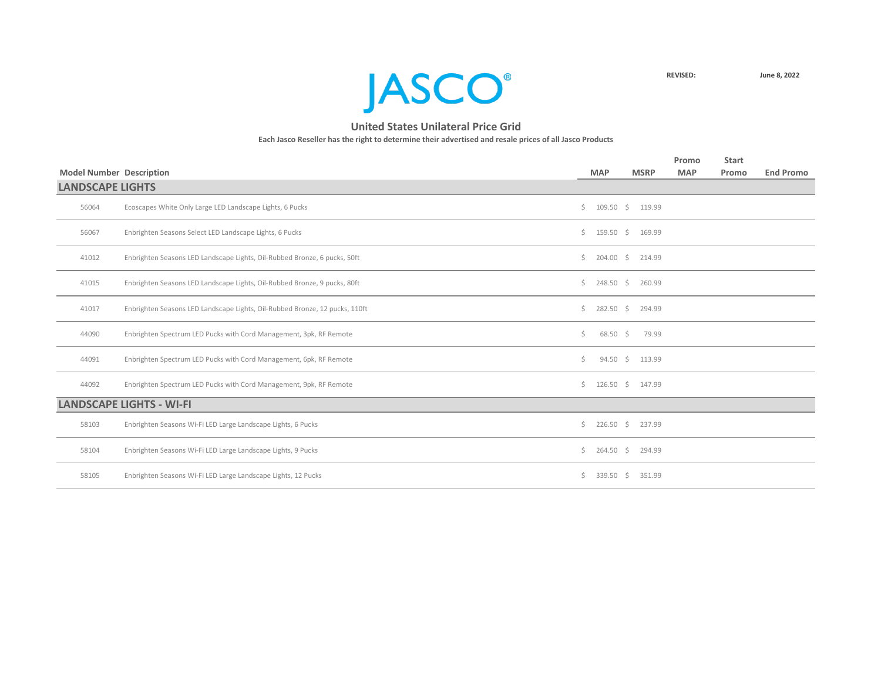JASCO®

**REVISED:** **June 8, 2022**

## United States Unilateral Price Grid

**Each Jasco Reseller has the right to determine their advertised and resale prices of all Jasco Products**

| Model Number | Description | MAP | MSRP | Promo MAP | Start Promo | End Promo |
|---|---|---|---|---|---|---|
| **LANDSCAPE LIGHTS** | | | | | | |
| 56064 | Ecoscapes White Only Large LED Landscape Lights, 6 Pucks | $ 109.50 | $ 119.99 | | | |
| 56067 | Enbrighten Seasons Select LED Landscape Lights, 6 Pucks | $ 159.50 | $ 169.99 | | | |
| 41012 | Enbrighten Seasons LED Landscape Lights, Oil-Rubbed Bronze, 6 pucks, 50ft | $ 204.00 | $ 214.99 | | | |
| 41015 | Enbrighten Seasons LED Landscape Lights, Oil-Rubbed Bronze, 9 pucks, 80ft | $ 248.50 | $ 260.99 | | | |
| 41017 | Enbrighten Seasons LED Landscape Lights, Oil-Rubbed Bronze, 12 pucks, 110ft | $ 282.50 | $ 294.99 | | | |
| 44090 | Enbrighten Spectrum LED Pucks with Cord Management, 3pk, RF Remote | $ 68.50 | $ 79.99 | | | |
| 44091 | Enbrighten Spectrum LED Pucks with Cord Management, 6pk, RF Remote | $ 94.50 | $ 113.99 | | | |
| 44092 | Enbrighten Spectrum LED Pucks with Cord Management, 9pk, RF Remote | $ 126.50 | $ 147.99 | | | |
| **LANDSCAPE LIGHTS - WI-FI** | | | | | | |
| 58103 | Enbrighten Seasons Wi-Fi LED Large Landscape Lights, 6 Pucks | $ 226.50 | $ 237.99 | | | |
| 58104 | Enbrighten Seasons Wi-Fi LED Large Landscape Lights, 9 Pucks | $ 264.50 | $ 294.99 | | | |
| 58105 | Enbrighten Seasons Wi-Fi LED Large Landscape Lights, 12 Pucks | $ 339.50 | $ 351.99 | | | |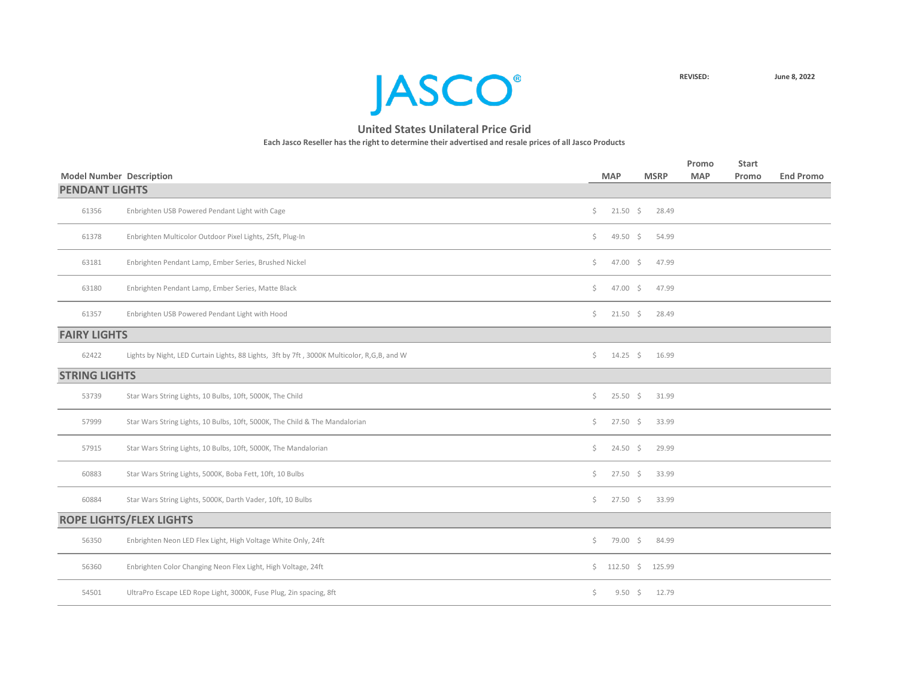# JASCO®

REVISED: June 8, 2022

## United States Unilateral Price Grid

**Each Jasco Reseller has the right to determine their advertised and resale prices of all Jasco Products**

| Model Number | Description | MAP | MSRP | Promo MAP | Start Promo | End Promo |
|---|---|---|---|---|---|---|
| **PENDANT LIGHTS** | | | | | | |
| 61356 | Enbrighten USB Powered Pendant Light with Cage | $ 21.50 | $ 28.49 | | | |
| 61378 | Enbrighten Multicolor Outdoor Pixel Lights, 25ft, Plug-In | $ 49.50 | $ 54.99 | | | |
| 63181 | Enbrighten Pendant Lamp, Ember Series, Brushed Nickel | $ 47.00 | $ 47.99 | | | |
| 63180 | Enbrighten Pendant Lamp, Ember Series, Matte Black | $ 47.00 | $ 47.99 | | | |
| 61357 | Enbrighten USB Powered Pendant Light with Hood | $ 21.50 | $ 28.49 | | | |
| **FAIRY LIGHTS** | | | | | | |
| 62422 | Lights by Night, LED Curtain Lights, 88 Lights, 3ft by 7ft , 3000K Multicolor, R,G,B, and W | $ 14.25 | $ 16.99 | | | |
| **STRING LIGHTS** | | | | | | |
| 53739 | Star Wars String Lights, 10 Bulbs, 10ft, 5000K, The Child | $ 25.50 | $ 31.99 | | | |
| 57999 | Star Wars String Lights, 10 Bulbs, 10ft, 5000K, The Child & The Mandalorian | $ 27.50 | $ 33.99 | | | |
| 57915 | Star Wars String Lights, 10 Bulbs, 10ft, 5000K, The Mandalorian | $ 24.50 | $ 29.99 | | | |
| 60883 | Star Wars String Lights, 5000K, Boba Fett, 10ft, 10 Bulbs | $ 27.50 | $ 33.99 | | | |
| 60884 | Star Wars String Lights, 5000K, Darth Vader, 10ft, 10 Bulbs | $ 27.50 | $ 33.99 | | | |
| **ROPE LIGHTS/FLEX LIGHTS** | | | | | | |
| 56350 | Enbrighten Neon LED Flex Light, High Voltage White Only, 24ft | $ 79.00 | $ 84.99 | | | |
| 56360 | Enbrighten Color Changing Neon Flex Light, High Voltage, 24ft | $ 112.50 | $ 125.99 | | | |
| 54501 | UltraPro Escape LED Rope Light, 3000K, Fuse Plug, 2in spacing, 8ft | $ 9.50 | $ 12.79 | | | |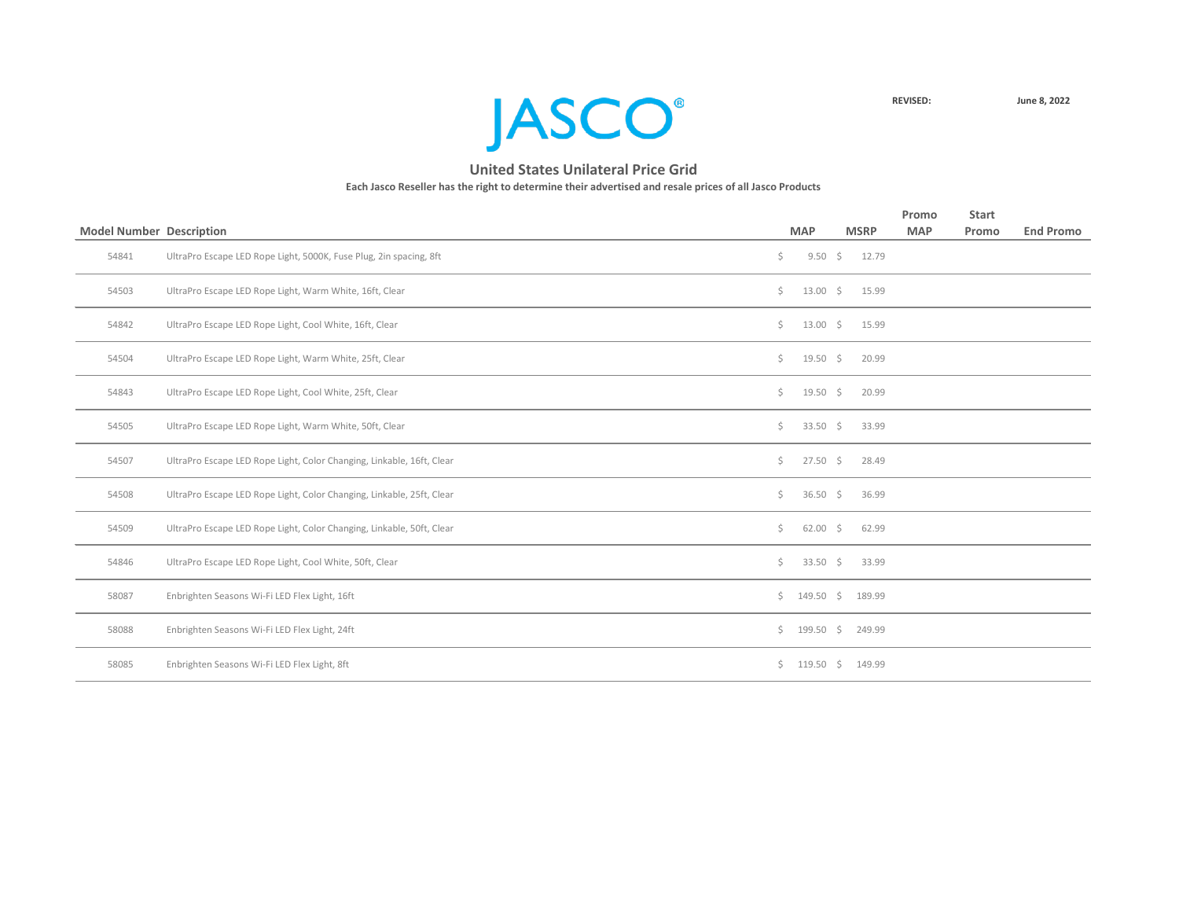JASCO®

REVISED: June 8, 2022

## United States Unilateral Price Grid

**Each Jasco Reseller has the right to determine their advertised and resale prices of all Jasco Products**

| Model Number | Description | MAP | MSRP | Promo MAP | Start Promo | End Promo |
|---|---|---|---|---|---|---|
| 54841 | UltraPro Escape LED Rope Light, 5000K, Fuse Plug, 2in spacing, 8ft | $ 9.50 | $ 12.79 | | | |
| 54503 | UltraPro Escape LED Rope Light, Warm White, 16ft, Clear | $ 13.00 | $ 15.99 | | | |
| 54842 | UltraPro Escape LED Rope Light, Cool White, 16ft, Clear | $ 13.00 | $ 15.99 | | | |
| 54504 | UltraPro Escape LED Rope Light, Warm White, 25ft, Clear | $ 19.50 | $ 20.99 | | | |
| 54843 | UltraPro Escape LED Rope Light, Cool White, 25ft, Clear | $ 19.50 | $ 20.99 | | | |
| 54505 | UltraPro Escape LED Rope Light, Warm White, 50ft, Clear | $ 33.50 | $ 33.99 | | | |
| 54507 | UltraPro Escape LED Rope Light, Color Changing, Linkable, 16ft, Clear | $ 27.50 | $ 28.49 | | | |
| 54508 | UltraPro Escape LED Rope Light, Color Changing, Linkable, 25ft, Clear | $ 36.50 | $ 36.99 | | | |
| 54509 | UltraPro Escape LED Rope Light, Color Changing, Linkable, 50ft, Clear | $ 62.00 | $ 62.99 | | | |
| 54846 | UltraPro Escape LED Rope Light, Cool White, 50ft, Clear | $ 33.50 | $ 33.99 | | | |
| 58087 | Enbrighten Seasons Wi-Fi LED Flex Light, 16ft | $ 149.50 | $ 189.99 | | | |
| 58088 | Enbrighten Seasons Wi-Fi LED Flex Light, 24ft | $ 199.50 | $ 249.99 | | | |
| 58085 | Enbrighten Seasons Wi-Fi LED Flex Light, 8ft | $ 119.50 | $ 149.99 | | | |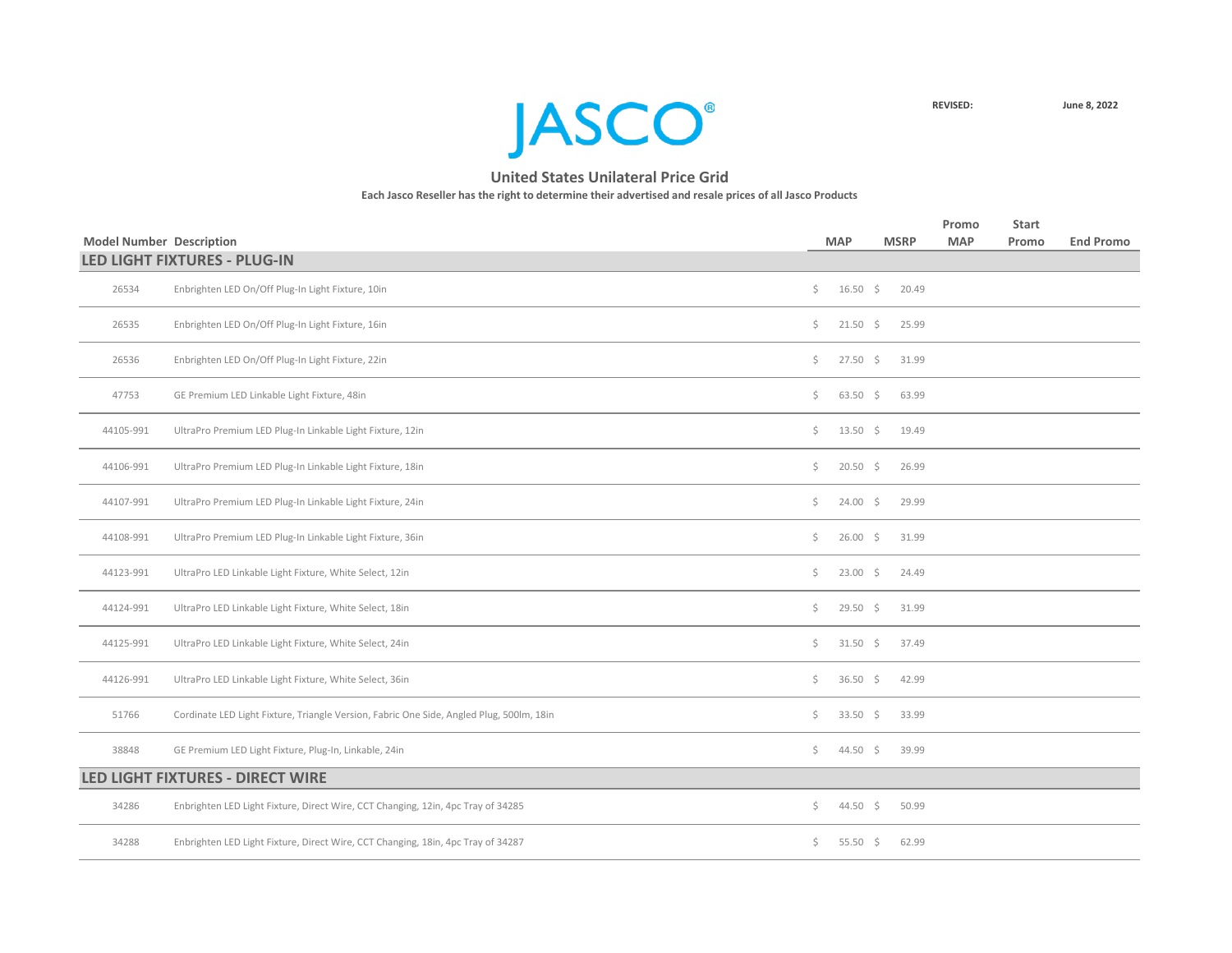JASCO®

**REVISED:** **June 8, 2022**

## United States Unilateral Price Grid

**Each Jasco Reseller has the right to determine their advertised and resale prices of all Jasco Products**

| Model Number | Description | MAP | MSRP | Promo MAP | Start Promo | End Promo |
|---|---|---|---|---|---|---|
| **LED LIGHT FIXTURES - PLUG-IN** | | | | | | |
| 26534 | Enbrighten LED On/Off Plug-In Light Fixture, 10in | $ 16.50 | $ 20.49 | | | |
| 26535 | Enbrighten LED On/Off Plug-In Light Fixture, 16in | $ 21.50 | $ 25.99 | | | |
| 26536 | Enbrighten LED On/Off Plug-In Light Fixture, 22in | $ 27.50 | $ 31.99 | | | |
| 47753 | GE Premium LED Linkable Light Fixture, 48in | $ 63.50 | $ 63.99 | | | |
| 44105-991 | UltraPro Premium LED Plug-In Linkable Light Fixture, 12in | $ 13.50 | $ 19.49 | | | |
| 44106-991 | UltraPro Premium LED Plug-In Linkable Light Fixture, 18in | $ 20.50 | $ 26.99 | | | |
| 44107-991 | UltraPro Premium LED Plug-In Linkable Light Fixture, 24in | $ 24.00 | $ 29.99 | | | |
| 44108-991 | UltraPro Premium LED Plug-In Linkable Light Fixture, 36in | $ 26.00 | $ 31.99 | | | |
| 44123-991 | UltraPro LED Linkable Light Fixture, White Select, 12in | $ 23.00 | $ 24.49 | | | |
| 44124-991 | UltraPro LED Linkable Light Fixture, White Select, 18in | $ 29.50 | $ 31.99 | | | |
| 44125-991 | UltraPro LED Linkable Light Fixture, White Select, 24in | $ 31.50 | $ 37.49 | | | |
| 44126-991 | UltraPro LED Linkable Light Fixture, White Select, 36in | $ 36.50 | $ 42.99 | | | |
| 51766 | Cordinate LED Light Fixture, Triangle Version, Fabric One Side, Angled Plug, 500lm, 18in | $ 33.50 | $ 33.99 | | | |
| 38848 | GE Premium LED Light Fixture, Plug-In, Linkable, 24in | $ 44.50 | $ 39.99 | | | |
| **LED LIGHT FIXTURES - DIRECT WIRE** | | | | | | |
| 34286 | Enbrighten LED Light Fixture, Direct Wire, CCT Changing, 12in, 4pc Tray of 34285 | $ 44.50 | $ 50.99 | | | |
| 34288 | Enbrighten LED Light Fixture, Direct Wire, CCT Changing, 18in, 4pc Tray of 34287 | $ 55.50 | $ 62.99 | | | |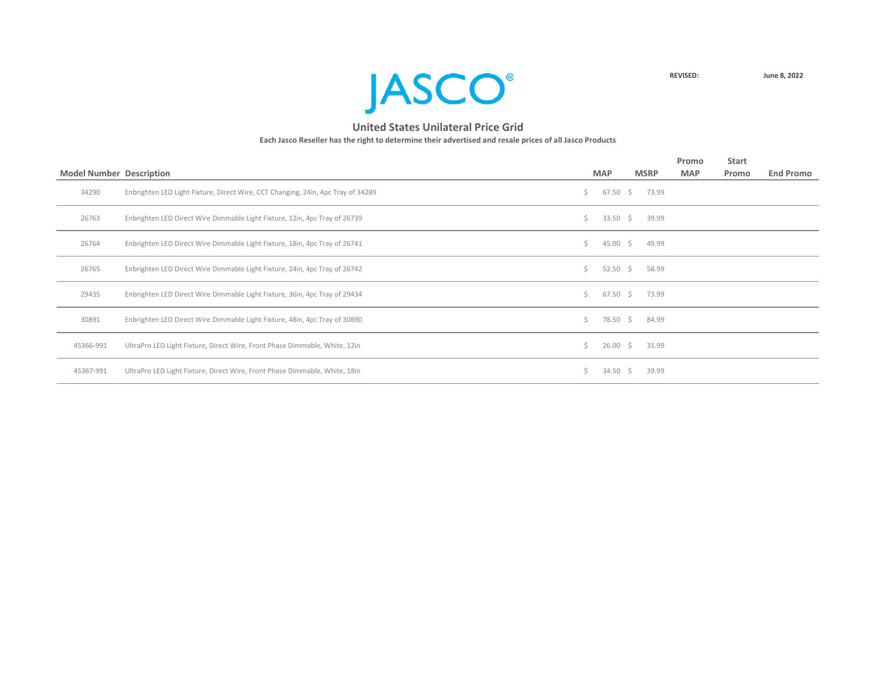JASCO®

**REVISED:** **June 8, 2022**

## United States Unilateral Price Grid

**Each Jasco Reseller has the right to determine their advertised and resale prices of all Jasco Products**

| Model Number | Description | MAP | MSRP | Promo MAP | Start Promo | End Promo |
|---|---|---|---|---|---|---|
| 34290 | Enbrighten LED Light Fixture, Direct Wire, CCT Changing, 24in, 4pc Tray of 34289 | $ 67.50 | $ 73.99 | | | |
| 26763 | Enbrighten LED Direct Wire Dimmable Light Fixture, 12in, 4pc Tray of 26739 | $ 33.50 | $ 39.99 | | | |
| 26764 | Enbrighten LED Direct Wire Dimmable Light Fixture, 18in, 4pc Tray of 26741 | $ 45.00 | $ 49.99 | | | |
| 26765 | Enbrighten LED Direct Wire Dimmable Light Fixture, 24in, 4pc Tray of 26742 | $ 52.50 | $ 58.99 | | | |
| 29435 | Enbrighten LED Direct Wire Dimmable Light Fixture, 36in, 4pc Tray of 29434 | $ 67.50 | $ 73.99 | | | |
| 30891 | Enbrighten LED Direct Wire Dimmable Light Fixture, 48in, 4pc Tray of 30890 | $ 78.50 | $ 84.99 | | | |
| 45366-991 | UltraPro LED Light Fixture, Direct Wire, Front Phase Dimmable, White, 12in | $ 26.00 | $ 31.99 | | | |
| 45367-991 | UltraPro LED Light Fixture, Direct Wire, Front Phase Dimmable, White, 18in | $ 34.50 | $ 39.99 | | | |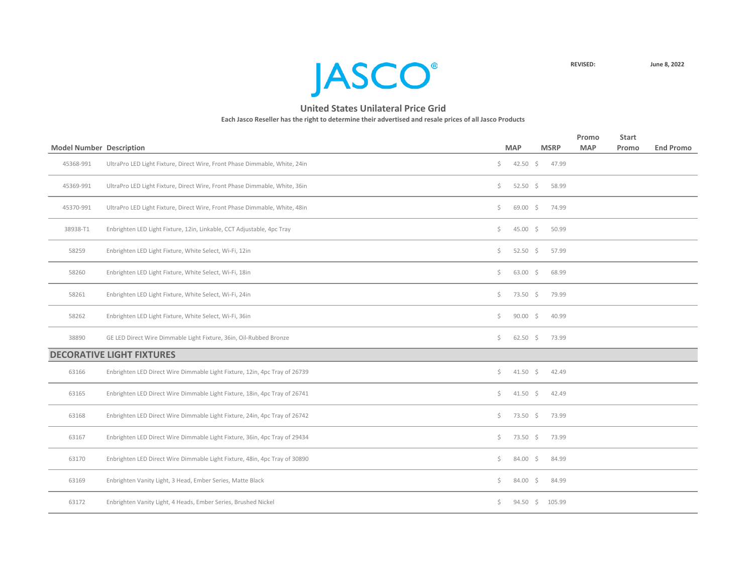# JASCO®

**REVISED:** **June 8, 2022**

## United States Unilateral Price Grid

**Each Jasco Reseller has the right to determine their advertised and resale prices of all Jasco Products**

| Model Number | Description | MAP | MSRP | Promo MAP | Start Promo | End Promo |
|---|---|---|---|---|---|---|
| 45368-991 | UltraPro LED Light Fixture, Direct Wire, Front Phase Dimmable, White, 24in | $ 42.50 | $ 47.99 | | | |
| 45369-991 | UltraPro LED Light Fixture, Direct Wire, Front Phase Dimmable, White, 36in | $ 52.50 | $ 58.99 | | | |
| 45370-991 | UltraPro LED Light Fixture, Direct Wire, Front Phase Dimmable, White, 48in | $ 69.00 | $ 74.99 | | | |
| 38938-T1 | Enbrighten LED Light Fixture, 12in, Linkable, CCT Adjustable, 4pc Tray | $ 45.00 | $ 50.99 | | | |
| 58259 | Enbrighten LED Light Fixture, White Select, Wi-Fi, 12in | $ 52.50 | $ 57.99 | | | |
| 58260 | Enbrighten LED Light Fixture, White Select, Wi-Fi, 18in | $ 63.00 | $ 68.99 | | | |
| 58261 | Enbrighten LED Light Fixture, White Select, Wi-Fi, 24in | $ 73.50 | $ 79.99 | | | |
| 58262 | Enbrighten LED Light Fixture, White Select, Wi-Fi, 36in | $ 90.00 | $ 40.99 | | | |
| 38890 | GE LED Direct Wire Dimmable Light Fixture, 36in, Oil-Rubbed Bronze | $ 62.50 | $ 73.99 | | | |
| **DECORATIVE LIGHT FIXTURES** | | | | | | |
| 63166 | Enbrighten LED Direct Wire Dimmable Light Fixture, 12in, 4pc Tray of 26739 | $ 41.50 | $ 42.49 | | | |
| 63165 | Enbrighten LED Direct Wire Dimmable Light Fixture, 18in, 4pc Tray of 26741 | $ 41.50 | $ 42.49 | | | |
| 63168 | Enbrighten LED Direct Wire Dimmable Light Fixture, 24in, 4pc Tray of 26742 | $ 73.50 | $ 73.99 | | | |
| 63167 | Enbrighten LED Direct Wire Dimmable Light Fixture, 36in, 4pc Tray of 29434 | $ 73.50 | $ 73.99 | | | |
| 63170 | Enbrighten LED Direct Wire Dimmable Light Fixture, 48in, 4pc Tray of 30890 | $ 84.00 | $ 84.99 | | | |
| 63169 | Enbrighten Vanity Light, 3 Head, Ember Series, Matte Black | $ 84.00 | $ 84.99 | | | |
| 63172 | Enbrighten Vanity Light, 4 Heads, Ember Series, Brushed Nickel | $ 94.50 | $ 105.99 | | | |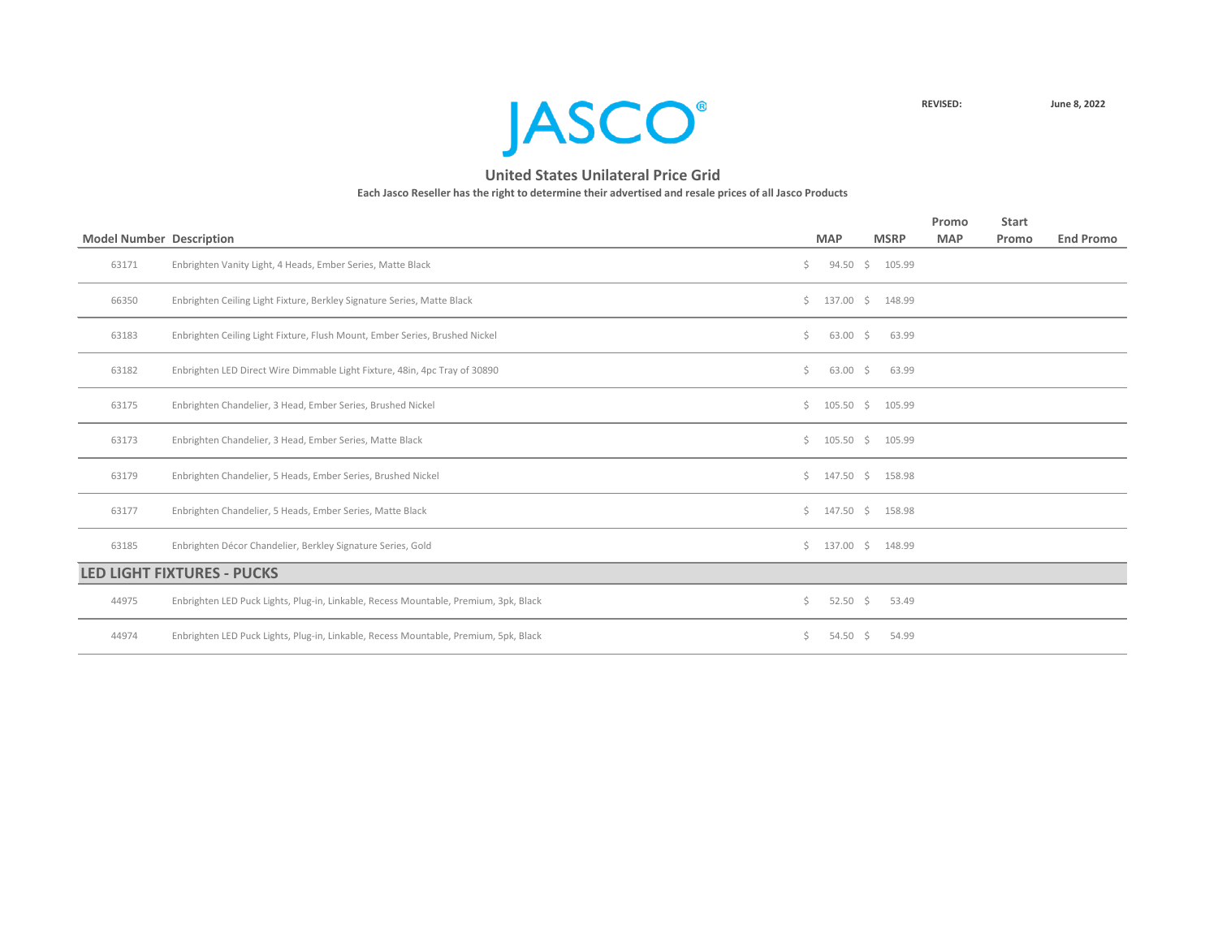JASCO®

REVISED: June 8, 2022

## United States Unilateral Price Grid

**Each Jasco Reseller has the right to determine their advertised and resale prices of all Jasco Products**

| Model Number | Description | MAP | MSRP | Promo MAP | Start Promo | End Promo |
|---|---|---|---|---|---|---|
| 63171 | Enbrighten Vanity Light, 4 Heads, Ember Series, Matte Black | $ 94.50 | $ 105.99 | | | |
| 66350 | Enbrighten Ceiling Light Fixture, Berkley Signature Series, Matte Black | $ 137.00 | $ 148.99 | | | |
| 63183 | Enbrighten Ceiling Light Fixture, Flush Mount, Ember Series, Brushed Nickel | $ 63.00 | $ 63.99 | | | |
| 63182 | Enbrighten LED Direct Wire Dimmable Light Fixture, 48in, 4pc Tray of 30890 | $ 63.00 | $ 63.99 | | | |
| 63175 | Enbrighten Chandelier, 3 Head, Ember Series, Brushed Nickel | $ 105.50 | $ 105.99 | | | |
| 63173 | Enbrighten Chandelier, 3 Head, Ember Series, Matte Black | $ 105.50 | $ 105.99 | | | |
| 63179 | Enbrighten Chandelier, 5 Heads, Ember Series, Brushed Nickel | $ 147.50 | $ 158.98 | | | |
| 63177 | Enbrighten Chandelier, 5 Heads, Ember Series, Matte Black | $ 147.50 | $ 158.98 | | | |
| 63185 | Enbrighten Décor Chandelier, Berkley Signature Series, Gold | $ 137.00 | $ 148.99 | | | |
| **LED LIGHT FIXTURES - PUCKS** | | | | | | |
| 44975 | Enbrighten LED Puck Lights, Plug-in, Linkable, Recess Mountable, Premium, 3pk, Black | $ 52.50 | $ 53.49 | | | |
| 44974 | Enbrighten LED Puck Lights, Plug-in, Linkable, Recess Mountable, Premium, 5pk, Black | $ 54.50 | $ 54.99 | | | |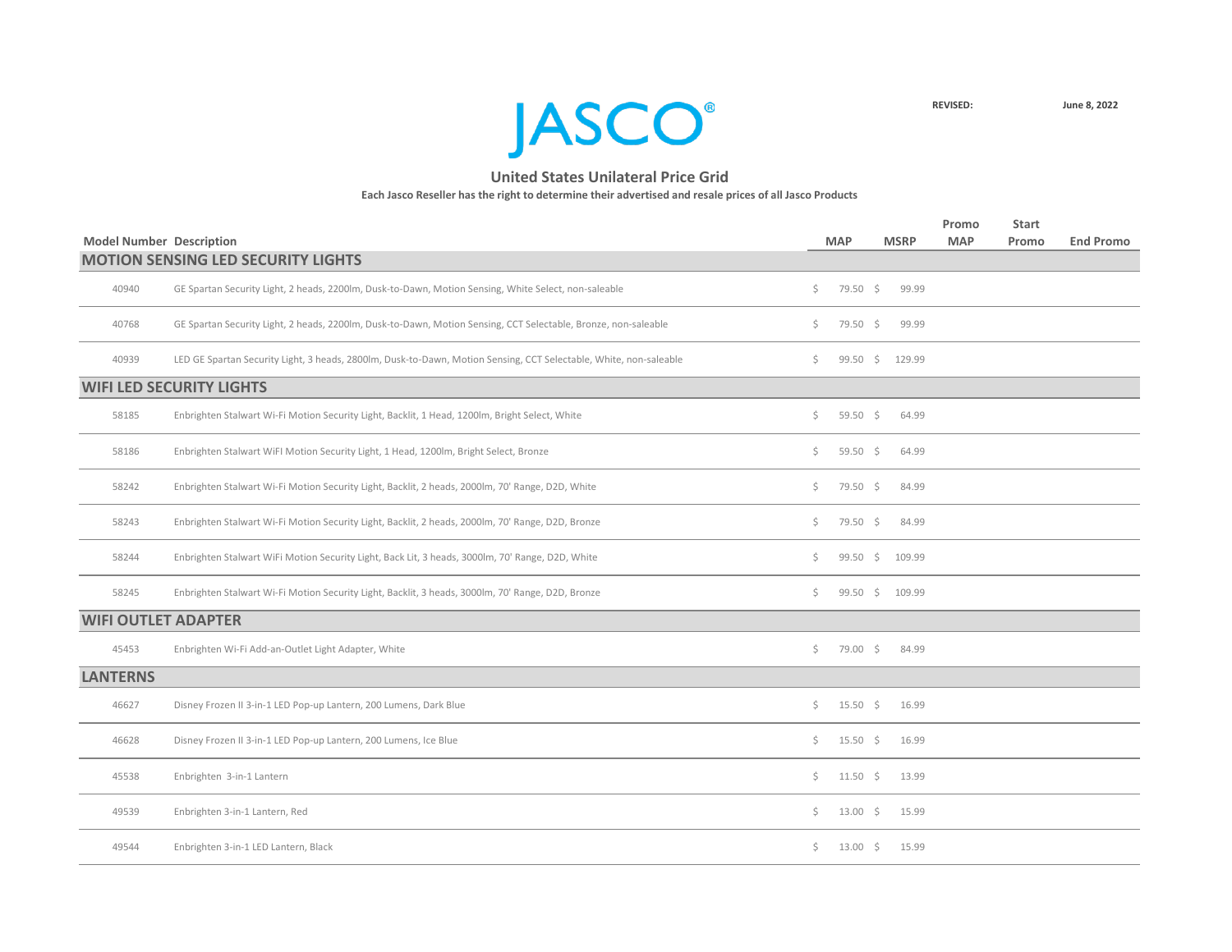JASCO®

REVISED: June 8, 2022

## United States Unilateral Price Grid

**Each Jasco Reseller has the right to determine their advertised and resale prices of all Jasco Products**

| Model Number | Description | MAP | MSRP | Promo MAP | Start Promo | End Promo |
|---|---|---|---|---|---|---|
| **MOTION SENSING LED SECURITY LIGHTS** | | | | | | |
| 40940 | GE Spartan Security Light, 2 heads, 2200lm, Dusk-to-Dawn, Motion Sensing, White Select, non-saleable | $ 79.50 | $ 99.99 | | | |
| 40768 | GE Spartan Security Light, 2 heads, 2200lm, Dusk-to-Dawn, Motion Sensing, CCT Selectable, Bronze, non-saleable | $ 79.50 | $ 99.99 | | | |
| 40939 | LED GE Spartan Security Light, 3 heads, 2800lm, Dusk-to-Dawn, Motion Sensing, CCT Selectable, White, non-saleable | $ 99.50 | $ 129.99 | | | |
| **WIFI LED SECURITY LIGHTS** | | | | | | |
| 58185 | Enbrighten Stalwart Wi-Fi Motion Security Light, Backlit, 1 Head, 1200lm, Bright Select, White | $ 59.50 | $ 64.99 | | | |
| 58186 | Enbrighten Stalwart WiFI Motion Security Light, 1 Head, 1200lm, Bright Select, Bronze | $ 59.50 | $ 64.99 | | | |
| 58242 | Enbrighten Stalwart Wi-Fi Motion Security Light, Backlit, 2 heads, 2000lm, 70' Range, D2D, White | $ 79.50 | $ 84.99 | | | |
| 58243 | Enbrighten Stalwart Wi-Fi Motion Security Light, Backlit, 2 heads, 2000lm, 70' Range, D2D, Bronze | $ 79.50 | $ 84.99 | | | |
| 58244 | Enbrighten Stalwart WiFi Motion Security Light, Back Lit, 3 heads, 3000lm, 70' Range, D2D, White | $ 99.50 | $ 109.99 | | | |
| 58245 | Enbrighten Stalwart Wi-Fi Motion Security Light, Backlit, 3 heads, 3000lm, 70' Range, D2D, Bronze | $ 99.50 | $ 109.99 | | | |
| **WIFI OUTLET ADAPTER** | | | | | | |
| 45453 | Enbrighten Wi-Fi Add-an-Outlet Light Adapter, White | $ 79.00 | $ 84.99 | | | |
| **LANTERNS** | | | | | | |
| 46627 | Disney Frozen II 3-in-1 LED Pop-up Lantern, 200 Lumens, Dark Blue | $ 15.50 | $ 16.99 | | | |
| 46628 | Disney Frozen II 3-in-1 LED Pop-up Lantern, 200 Lumens, Ice Blue | $ 15.50 | $ 16.99 | | | |
| 45538 | Enbrighten 3-in-1 Lantern | $ 11.50 | $ 13.99 | | | |
| 49539 | Enbrighten 3-in-1 Lantern, Red | $ 13.00 | $ 15.99 | | | |
| 49544 | Enbrighten 3-in-1 LED Lantern, Black | $ 13.00 | $ 15.99 | | | |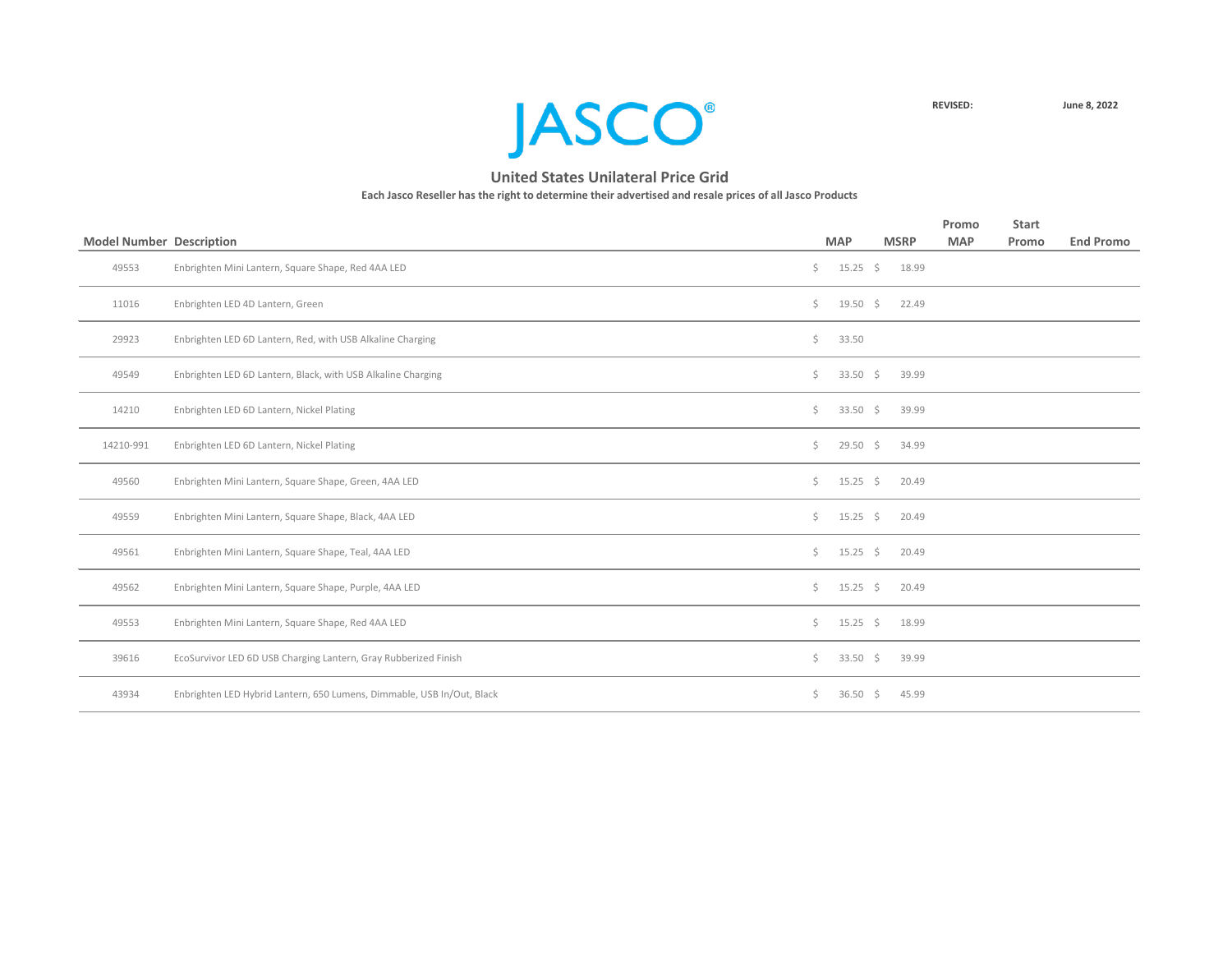JASCO®

REVISED: June 8, 2022

## United States Unilateral Price Grid

**Each Jasco Reseller has the right to determine their advertised and resale prices of all Jasco Products**

| Model Number | Description | MAP | MSRP | Promo MAP | Start Promo | End Promo |
|---|---|---|---|---|---|---|
| 49553 | Enbrighten Mini Lantern, Square Shape, Red 4AA LED | $ 15.25 | $ 18.99 | | | |
| 11016 | Enbrighten LED 4D Lantern, Green | $ 19.50 | $ 22.49 | | | |
| 29923 | Enbrighten LED 6D Lantern, Red, with USB Alkaline Charging | $ 33.50 | | | | |
| 49549 | Enbrighten LED 6D Lantern, Black, with USB Alkaline Charging | $ 33.50 | $ 39.99 | | | |
| 14210 | Enbrighten LED 6D Lantern, Nickel Plating | $ 33.50 | $ 39.99 | | | |
| 14210-991 | Enbrighten LED 6D Lantern, Nickel Plating | $ 29.50 | $ 34.99 | | | |
| 49560 | Enbrighten Mini Lantern, Square Shape, Green, 4AA LED | $ 15.25 | $ 20.49 | | | |
| 49559 | Enbrighten Mini Lantern, Square Shape, Black, 4AA LED | $ 15.25 | $ 20.49 | | | |
| 49561 | Enbrighten Mini Lantern, Square Shape, Teal, 4AA LED | $ 15.25 | $ 20.49 | | | |
| 49562 | Enbrighten Mini Lantern, Square Shape, Purple, 4AA LED | $ 15.25 | $ 20.49 | | | |
| 49553 | Enbrighten Mini Lantern, Square Shape, Red 4AA LED | $ 15.25 | $ 18.99 | | | |
| 39616 | EcoSurvivor LED 6D USB Charging Lantern, Gray Rubberized Finish | $ 33.50 | $ 39.99 | | | |
| 43934 | Enbrighten LED Hybrid Lantern, 650 Lumens, Dimmable, USB In/Out, Black | $ 36.50 | $ 45.99 | | | |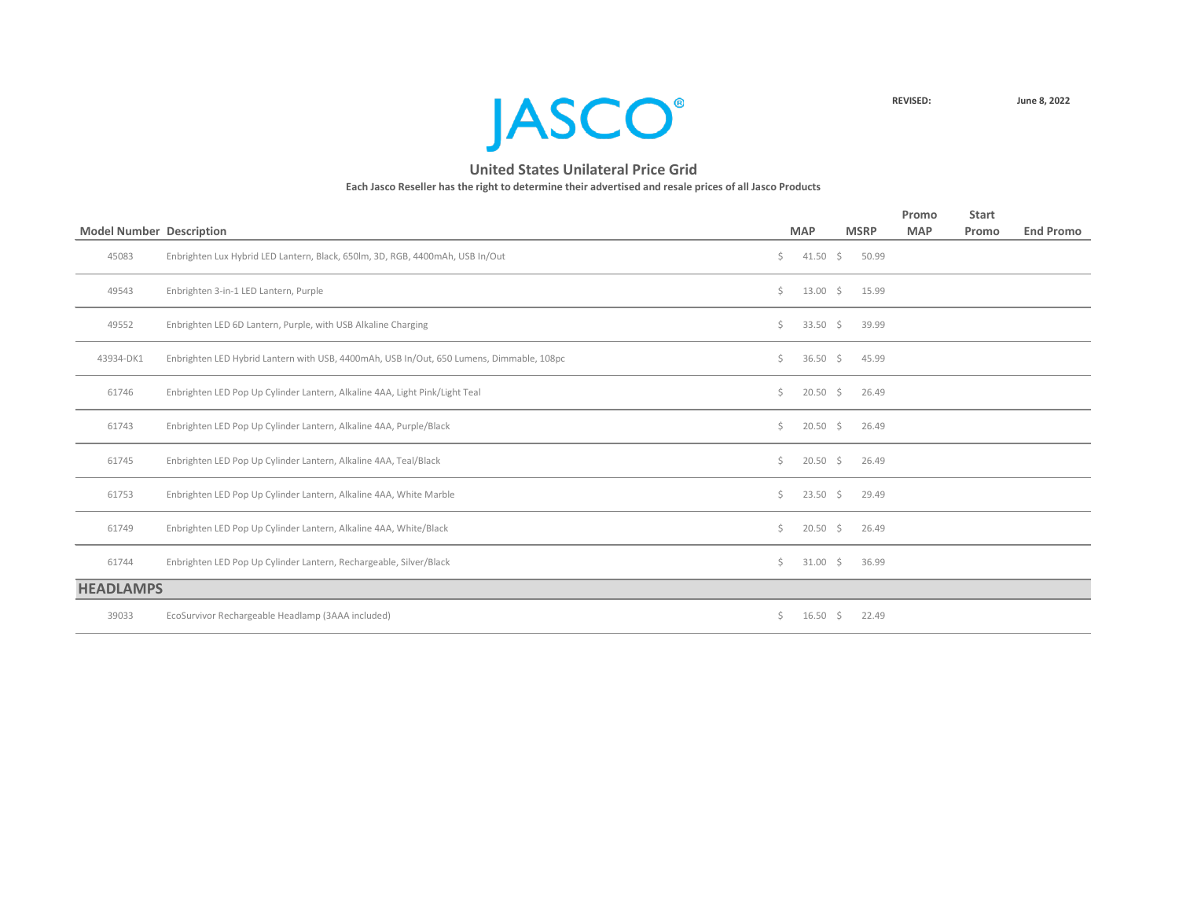JASCO®

**REVISED:** **June 8, 2022**

## United States Unilateral Price Grid

**Each Jasco Reseller has the right to determine their advertised and resale prices of all Jasco Products**

| Model Number | Description | MAP | MSRP | Promo MAP | Start Promo | End Promo |
|---|---|---|---|---|---|---|
| 45083 | Enbrighten Lux Hybrid LED Lantern, Black, 650lm, 3D, RGB, 4400mAh, USB In/Out | $ 41.50 | $ 50.99 | | | |
| 49543 | Enbrighten 3-in-1 LED Lantern, Purple | $ 13.00 | $ 15.99 | | | |
| 49552 | Enbrighten LED 6D Lantern, Purple, with USB Alkaline Charging | $ 33.50 | $ 39.99 | | | |
| 43934-DK1 | Enbrighten LED Hybrid Lantern with USB, 4400mAh, USB In/Out, 650 Lumens, Dimmable, 108pc | $ 36.50 | $ 45.99 | | | |
| 61746 | Enbrighten LED Pop Up Cylinder Lantern, Alkaline 4AA, Light Pink/Light Teal | $ 20.50 | $ 26.49 | | | |
| 61743 | Enbrighten LED Pop Up Cylinder Lantern, Alkaline 4AA, Purple/Black | $ 20.50 | $ 26.49 | | | |
| 61745 | Enbrighten LED Pop Up Cylinder Lantern, Alkaline 4AA, Teal/Black | $ 20.50 | $ 26.49 | | | |
| 61753 | Enbrighten LED Pop Up Cylinder Lantern, Alkaline 4AA, White Marble | $ 23.50 | $ 29.49 | | | |
| 61749 | Enbrighten LED Pop Up Cylinder Lantern, Alkaline 4AA, White/Black | $ 20.50 | $ 26.49 | | | |
| 61744 | Enbrighten LED Pop Up Cylinder Lantern, Rechargeable, Silver/Black | $ 31.00 | $ 36.99 | | | |
| **HEADLAMPS** | | | | | | |
| 39033 | EcoSurvivor Rechargeable Headlamp (3AAA included) | $ 16.50 | $ 22.49 | | | |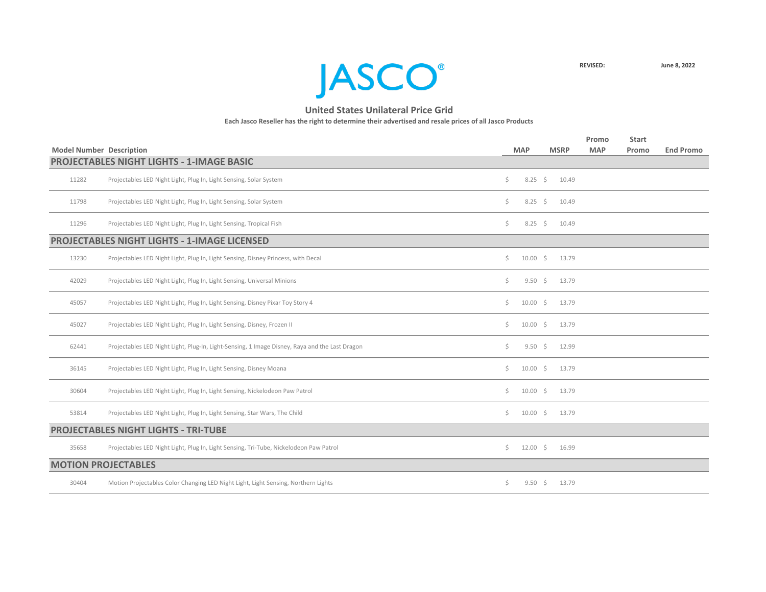# JASCO

REVISED: June 8, 2022

## United States Unilateral Price Grid

**Each Jasco Reseller has the right to determine their advertised and resale prices of all Jasco Products**

| Model Number | Description | MAP | MSRP | Promo MAP | Start Promo | End Promo |
|---|---|---|---|---|---|---|
| **PROJECTABLES NIGHT LIGHTS - 1-IMAGE BASIC** | | | | | | |
| 11282 | Projectables LED Night Light, Plug In, Light Sensing, Solar System | $ 8.25 | $ 10.49 | | | |
| 11798 | Projectables LED Night Light, Plug In, Light Sensing, Solar System | $ 8.25 | $ 10.49 | | | |
| 11296 | Projectables LED Night Light, Plug In, Light Sensing, Tropical Fish | $ 8.25 | $ 10.49 | | | |
| **PROJECTABLES NIGHT LIGHTS - 1-IMAGE LICENSED** | | | | | | |
| 13230 | Projectables LED Night Light, Plug In, Light Sensing, Disney Princess, with Decal | $ 10.00 | $ 13.79 | | | |
| 42029 | Projectables LED Night Light, Plug In, Light Sensing, Universal Minions | $ 9.50 | $ 13.79 | | | |
| 45057 | Projectables LED Night Light, Plug In, Light Sensing, Disney Pixar Toy Story 4 | $ 10.00 | $ 13.79 | | | |
| 45027 | Projectables LED Night Light, Plug In, Light Sensing, Disney, Frozen II | $ 10.00 | $ 13.79 | | | |
| 62441 | Projectables LED Night Light, Plug-In, Light-Sensing, 1 Image Disney, Raya and the Last Dragon | $ 9.50 | $ 12.99 | | | |
| 36145 | Projectables LED Night Light, Plug In, Light Sensing, Disney Moana | $ 10.00 | $ 13.79 | | | |
| 30604 | Projectables LED Night Light, Plug In, Light Sensing, Nickelodeon Paw Patrol | $ 10.00 | $ 13.79 | | | |
| 53814 | Projectables LED Night Light, Plug In, Light Sensing, Star Wars, The Child | $ 10.00 | $ 13.79 | | | |
| **PROJECTABLES NIGHT LIGHTS - TRI-TUBE** | | | | | | |
| 35658 | Projectables LED Night Light, Plug In, Light Sensing, Tri-Tube, Nickelodeon Paw Patrol | $ 12.00 | $ 16.99 | | | |
| **MOTION PROJECTABLES** | | | | | | |
| 30404 | Motion Projectables Color Changing LED Night Light, Light Sensing, Northern Lights | $ 9.50 | $ 13.79 | | | |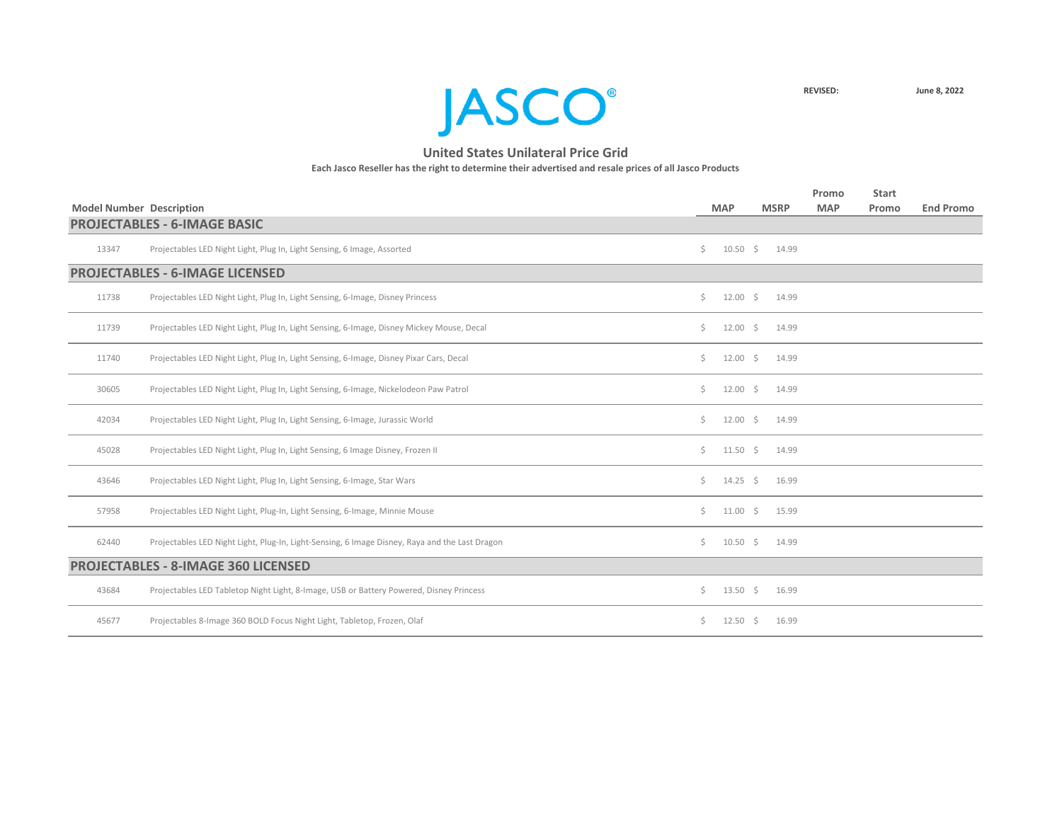JASCO®

REVISED: June 8, 2022

## United States Unilateral Price Grid

**Each Jasco Reseller has the right to determine their advertised and resale prices of all Jasco Products**

| Model Number | Description | MAP | MSRP | Promo MAP | Start Promo | End Promo |
|---|---|---|---|---|---|---|
| **PROJECTABLES - 6-IMAGE BASIC** | | | | | | |
| 13347 | Projectables LED Night Light, Plug In, Light Sensing, 6 Image, Assorted | $ 10.50 | $ 14.99 | | | |
| **PROJECTABLES - 6-IMAGE LICENSED** | | | | | | |
| 11738 | Projectables LED Night Light, Plug In, Light Sensing, 6-Image, Disney Princess | $ 12.00 | $ 14.99 | | | |
| 11739 | Projectables LED Night Light, Plug In, Light Sensing, 6-Image, Disney Mickey Mouse, Decal | $ 12.00 | $ 14.99 | | | |
| 11740 | Projectables LED Night Light, Plug In, Light Sensing, 6-Image, Disney Pixar Cars, Decal | $ 12.00 | $ 14.99 | | | |
| 30605 | Projectables LED Night Light, Plug In, Light Sensing, 6-Image, Nickelodeon Paw Patrol | $ 12.00 | $ 14.99 | | | |
| 42034 | Projectables LED Night Light, Plug In, Light Sensing, 6-Image, Jurassic World | $ 12.00 | $ 14.99 | | | |
| 45028 | Projectables LED Night Light, Plug In, Light Sensing, 6 Image Disney, Frozen II | $ 11.50 | $ 14.99 | | | |
| 43646 | Projectables LED Night Light, Plug In, Light Sensing, 6-Image, Star Wars | $ 14.25 | $ 16.99 | | | |
| 57958 | Projectables LED Night Light, Plug-In, Light Sensing, 6-Image, Minnie Mouse | $ 11.00 | $ 15.99 | | | |
| 62440 | Projectables LED Night Light, Plug-In, Light-Sensing, 6 Image Disney, Raya and the Last Dragon | $ 10.50 | $ 14.99 | | | |
| **PROJECTABLES - 8-IMAGE 360 LICENSED** | | | | | | |
| 43684 | Projectables LED Tabletop Night Light, 8-Image, USB or Battery Powered, Disney Princess | $ 13.50 | $ 16.99 | | | |
| 45677 | Projectables 8-Image 360 BOLD Focus Night Light, Tabletop, Frozen, Olaf | $ 12.50 | $ 16.99 | | | |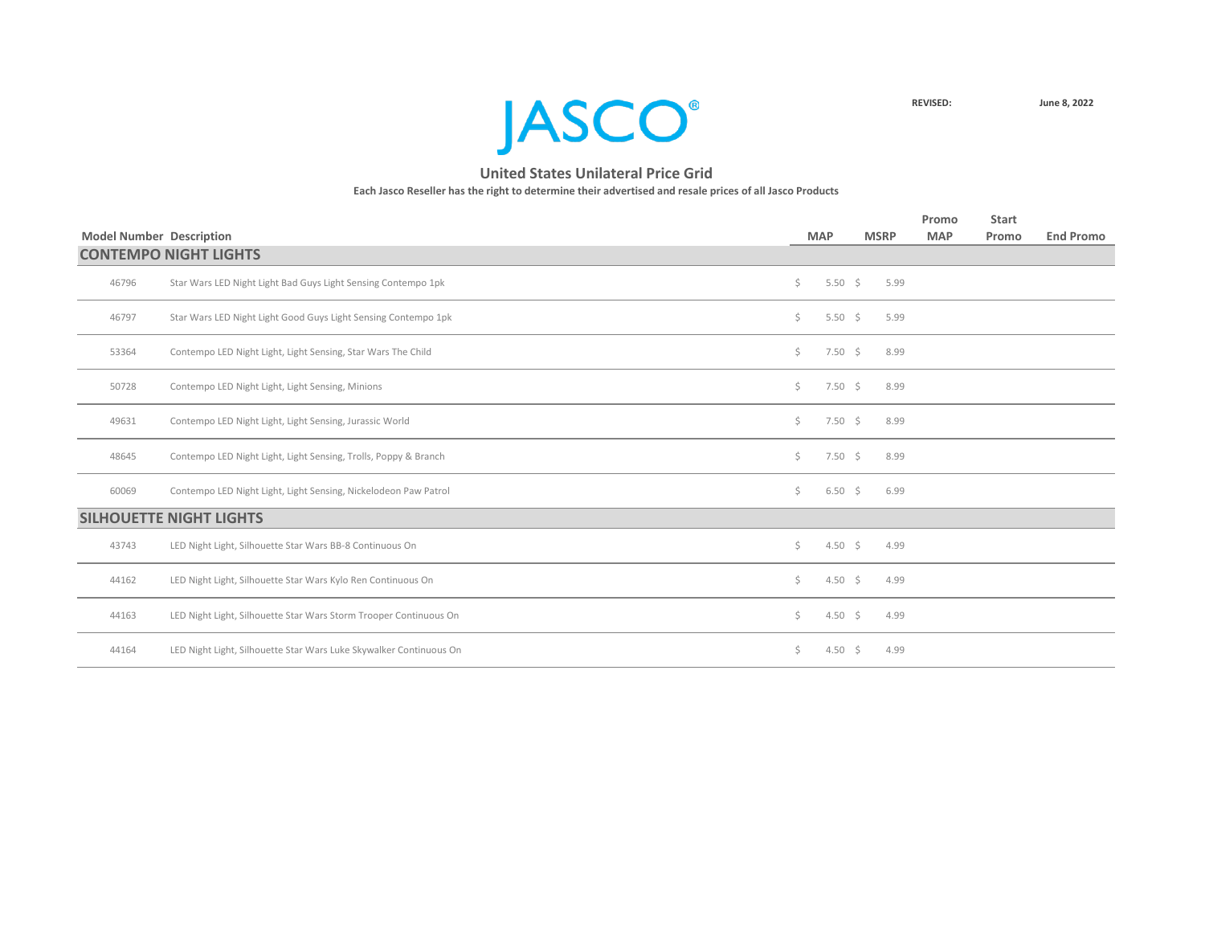# JASCO®

**REVISED:** **June 8, 2022**

## United States Unilateral Price Grid

**Each Jasco Reseller has the right to determine their advertised and resale prices of all Jasco Products**

| Model Number | Description | MAP | MSRP | Promo MAP | Start Promo | End Promo |
|---|---|---|---|---|---|---|
| **CONTEMPO NIGHT LIGHTS** | | | | | | |
| 46796 | Star Wars LED Night Light Bad Guys Light Sensing Contempo 1pk | $ 5.50 | $ 5.99 | | | |
| 46797 | Star Wars LED Night Light Good Guys Light Sensing Contempo 1pk | $ 5.50 | $ 5.99 | | | |
| 53364 | Contempo LED Night Light, Light Sensing, Star Wars The Child | $ 7.50 | $ 8.99 | | | |
| 50728 | Contempo LED Night Light, Light Sensing, Minions | $ 7.50 | $ 8.99 | | | |
| 49631 | Contempo LED Night Light, Light Sensing, Jurassic World | $ 7.50 | $ 8.99 | | | |
| 48645 | Contempo LED Night Light, Light Sensing, Trolls, Poppy & Branch | $ 7.50 | $ 8.99 | | | |
| 60069 | Contempo LED Night Light, Light Sensing, Nickelodeon Paw Patrol | $ 6.50 | $ 6.99 | | | |
| **SILHOUETTE NIGHT LIGHTS** | | | | | | |
| 43743 | LED Night Light, Silhouette Star Wars BB-8 Continuous On | $ 4.50 | $ 4.99 | | | |
| 44162 | LED Night Light, Silhouette Star Wars Kylo Ren Continuous On | $ 4.50 | $ 4.99 | | | |
| 44163 | LED Night Light, Silhouette Star Wars Storm Trooper Continuous On | $ 4.50 | $ 4.99 | | | |
| 44164 | LED Night Light, Silhouette Star Wars Luke Skywalker Continuous On | $ 4.50 | $ 4.99 | | | |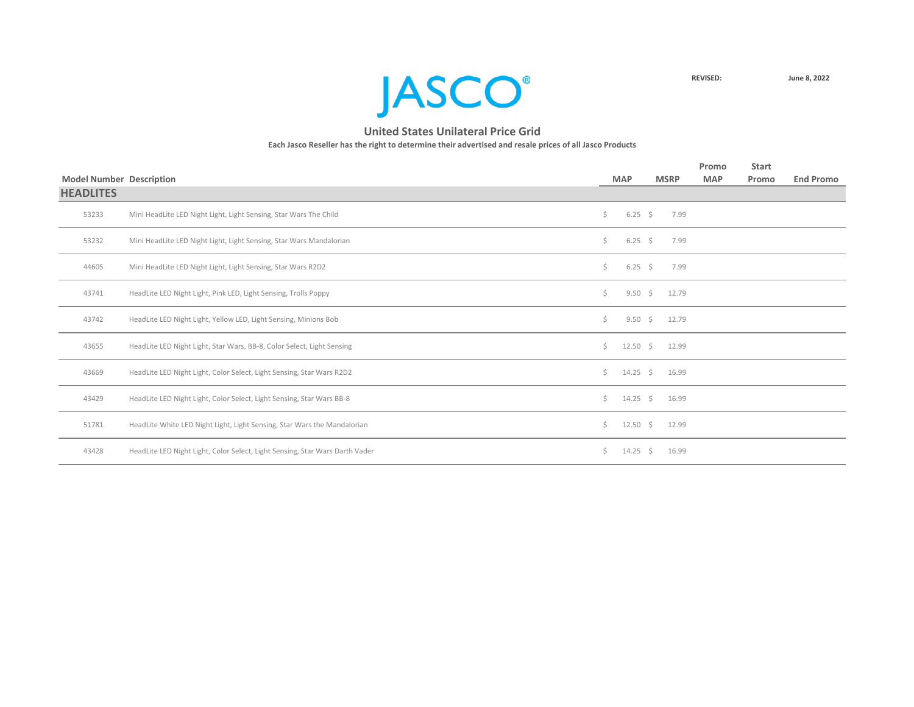JASCO®

REVISED: June 8, 2022

## United States Unilateral Price Grid

**Each Jasco Reseller has the right to determine their advertised and resale prices of all Jasco Products**

| Model Number | Description | MAP | MSRP | Promo MAP | Start Promo | End Promo |
|---|---|---|---|---|---|---|
| **HEADLITES** | | | | | | |
| 53233 | Mini HeadLite LED Night Light, Light Sensing, Star Wars The Child | $ 6.25 | $ 7.99 | | | |
| 53232 | Mini HeadLite LED Night Light, Light Sensing, Star Wars Mandalorian | $ 6.25 | $ 7.99 | | | |
| 44605 | Mini HeadLite LED Night Light, Light Sensing, Star Wars R2D2 | $ 6.25 | $ 7.99 | | | |
| 43741 | HeadLite LED Night Light, Pink LED, Light Sensing, Trolls Poppy | $ 9.50 | $ 12.79 | | | |
| 43742 | HeadLite LED Night Light, Yellow LED, Light Sensing, Minions Bob | $ 9.50 | $ 12.79 | | | |
| 43655 | HeadLite LED Night Light, Star Wars, BB-8, Color Select, Light Sensing | $ 12.50 | $ 12.99 | | | |
| 43669 | HeadLite LED Night Light, Color Select, Light Sensing, Star Wars R2D2 | $ 14.25 | $ 16.99 | | | |
| 43429 | HeadLite LED Night Light, Color Select, Light Sensing, Star Wars BB-8 | $ 14.25 | $ 16.99 | | | |
| 51781 | HeadLite White LED Night Light, Light Sensing, Star Wars the Mandalorian | $ 12.50 | $ 12.99 | | | |
| 43428 | HeadLite LED Night Light, Color Select, Light Sensing, Star Wars Darth Vader | $ 14.25 | $ 16.99 | | | |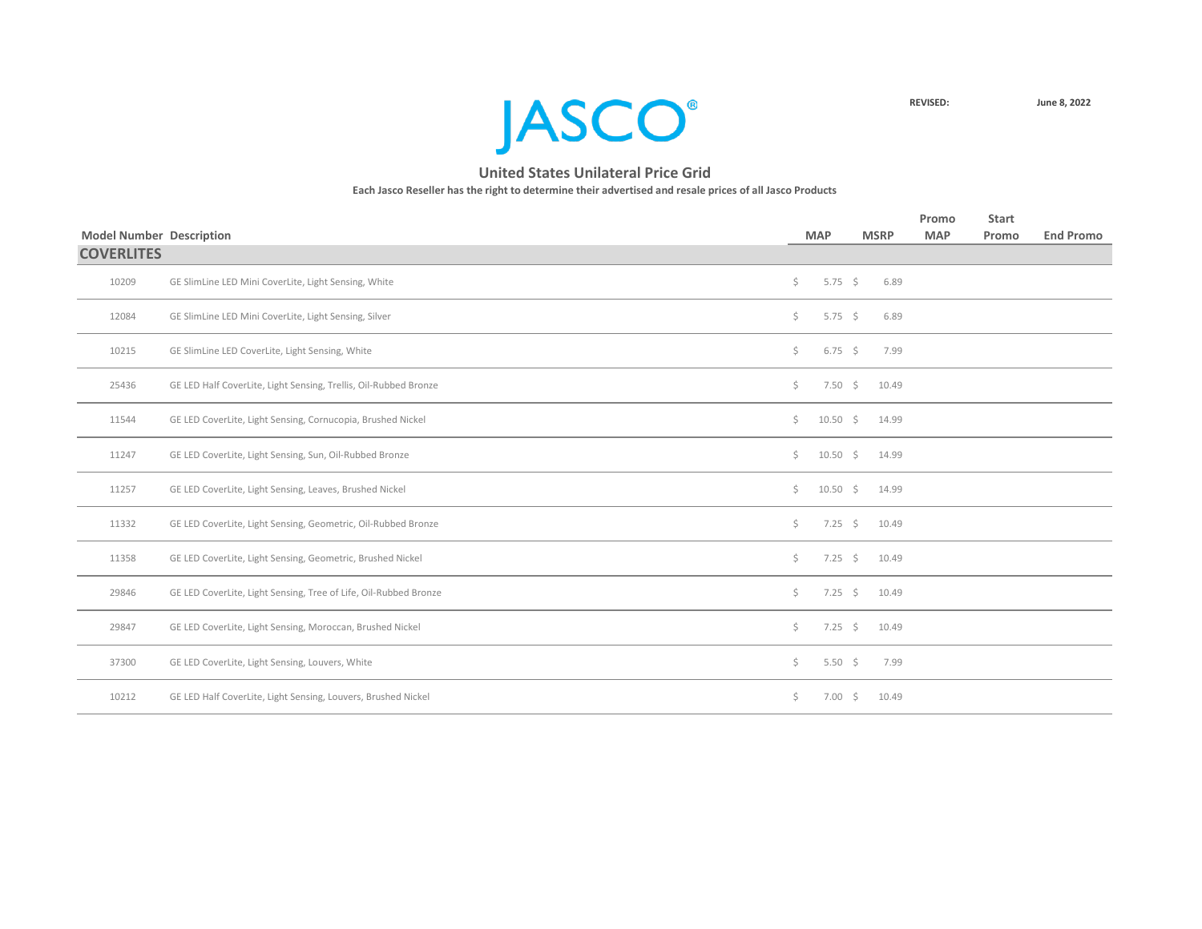JASCO®

REVISED: June 8, 2022

## United States Unilateral Price Grid

**Each Jasco Reseller has the right to determine their advertised and resale prices of all Jasco Products**

| Model Number | Description | MAP | MSRP | Promo MAP | Start Promo | End Promo |
|---|---|---|---|---|---|---|
| **COVERLITES** | | | | | | |
| 10209 | GE SlimLine LED Mini CoverLite, Light Sensing, White | $ 5.75 | $ 6.89 | | | |
| 12084 | GE SlimLine LED Mini CoverLite, Light Sensing, Silver | $ 5.75 | $ 6.89 | | | |
| 10215 | GE SlimLine LED CoverLite, Light Sensing, White | $ 6.75 | $ 7.99 | | | |
| 25436 | GE LED Half CoverLite, Light Sensing, Trellis, Oil-Rubbed Bronze | $ 7.50 | $ 10.49 | | | |
| 11544 | GE LED CoverLite, Light Sensing, Cornucopia, Brushed Nickel | $ 10.50 | $ 14.99 | | | |
| 11247 | GE LED CoverLite, Light Sensing, Sun, Oil-Rubbed Bronze | $ 10.50 | $ 14.99 | | | |
| 11257 | GE LED CoverLite, Light Sensing, Leaves, Brushed Nickel | $ 10.50 | $ 14.99 | | | |
| 11332 | GE LED CoverLite, Light Sensing, Geometric, Oil-Rubbed Bronze | $ 7.25 | $ 10.49 | | | |
| 11358 | GE LED CoverLite, Light Sensing, Geometric, Brushed Nickel | $ 7.25 | $ 10.49 | | | |
| 29846 | GE LED CoverLite, Light Sensing, Tree of Life, Oil-Rubbed Bronze | $ 7.25 | $ 10.49 | | | |
| 29847 | GE LED CoverLite, Light Sensing, Moroccan, Brushed Nickel | $ 7.25 | $ 10.49 | | | |
| 37300 | GE LED CoverLite, Light Sensing, Louvers, White | $ 5.50 | $ 7.99 | | | |
| 10212 | GE LED Half CoverLite, Light Sensing, Louvers, Brushed Nickel | $ 7.00 | $ 10.49 | | | |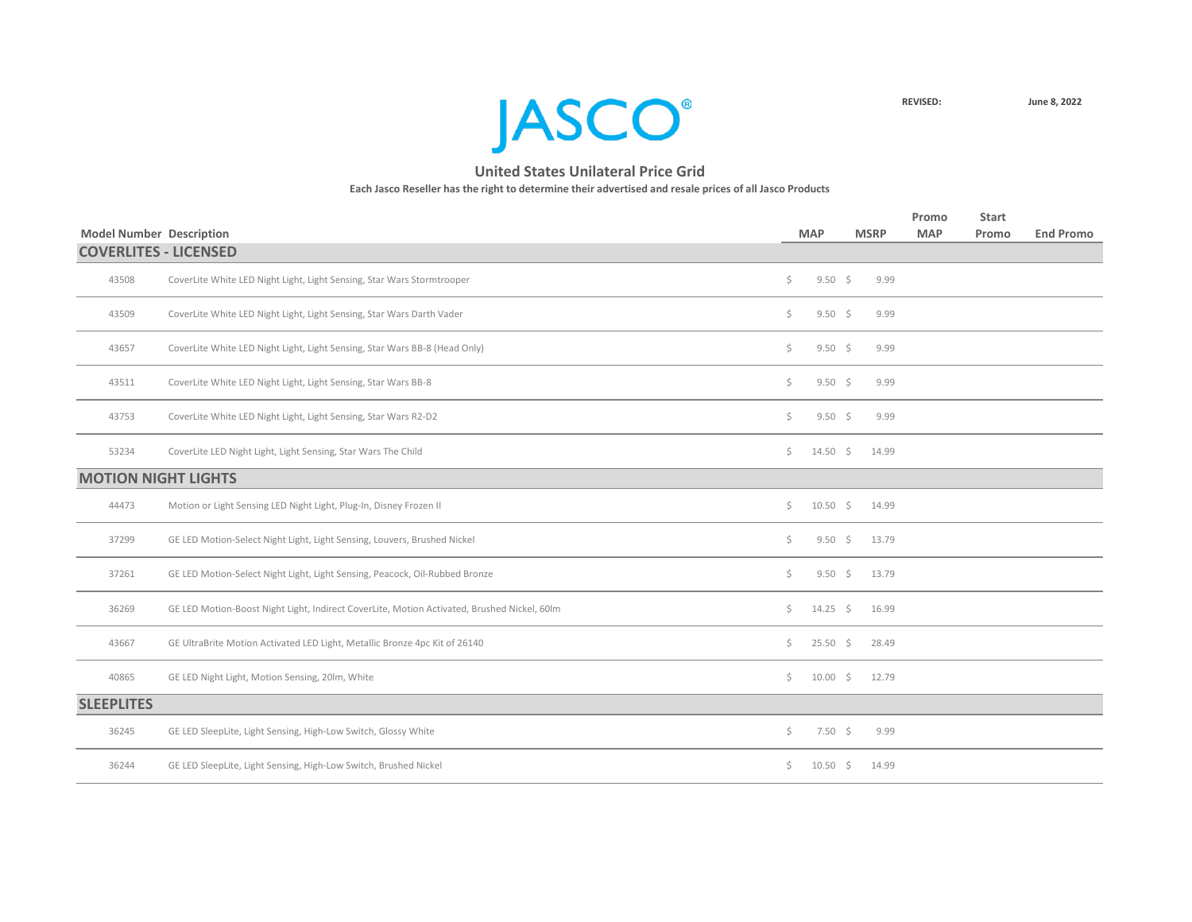JASCO®

REVISED: June 8, 2022

## United States Unilateral Price Grid

**Each Jasco Reseller has the right to determine their advertised and resale prices of all Jasco Products**

| Model Number | Description | MAP | MSRP | Promo MAP | Start Promo | End Promo |
|---|---|---|---|---|---|---|
| **COVERLITES - LICENSED** | | | | | | |
| 43508 | CoverLite White LED Night Light, Light Sensing, Star Wars Stormtrooper | $ 9.50 | $ 9.99 | | | |
| 43509 | CoverLite White LED Night Light, Light Sensing, Star Wars Darth Vader | $ 9.50 | $ 9.99 | | | |
| 43657 | CoverLite White LED Night Light, Light Sensing, Star Wars BB-8 (Head Only) | $ 9.50 | $ 9.99 | | | |
| 43511 | CoverLite White LED Night Light, Light Sensing, Star Wars BB-8 | $ 9.50 | $ 9.99 | | | |
| 43753 | CoverLite White LED Night Light, Light Sensing, Star Wars R2-D2 | $ 9.50 | $ 9.99 | | | |
| 53234 | CoverLite LED Night Light, Light Sensing, Star Wars The Child | $ 14.50 | $ 14.99 | | | |
| **MOTION NIGHT LIGHTS** | | | | | | |
| 44473 | Motion or Light Sensing LED Night Light, Plug-In, Disney Frozen II | $ 10.50 | $ 14.99 | | | |
| 37299 | GE LED Motion-Select Night Light, Light Sensing, Louvers, Brushed Nickel | $ 9.50 | $ 13.79 | | | |
| 37261 | GE LED Motion-Select Night Light, Light Sensing, Peacock, Oil-Rubbed Bronze | $ 9.50 | $ 13.79 | | | |
| 36269 | GE LED Motion-Boost Night Light, Indirect CoverLite, Motion Activated, Brushed Nickel, 60lm | $ 14.25 | $ 16.99 | | | |
| 43667 | GE UltraBrite Motion Activated LED Light, Metallic Bronze 4pc Kit of 26140 | $ 25.50 | $ 28.49 | | | |
| 40865 | GE LED Night Light, Motion Sensing, 20lm, White | $ 10.00 | $ 12.79 | | | |
| **SLEEPLITES** | | | | | | |
| 36245 | GE LED SleepLite, Light Sensing, High-Low Switch, Glossy White | $ 7.50 | $ 9.99 | | | |
| 36244 | GE LED SleepLite, Light Sensing, High-Low Switch, Brushed Nickel | $ 10.50 | $ 14.99 | | | |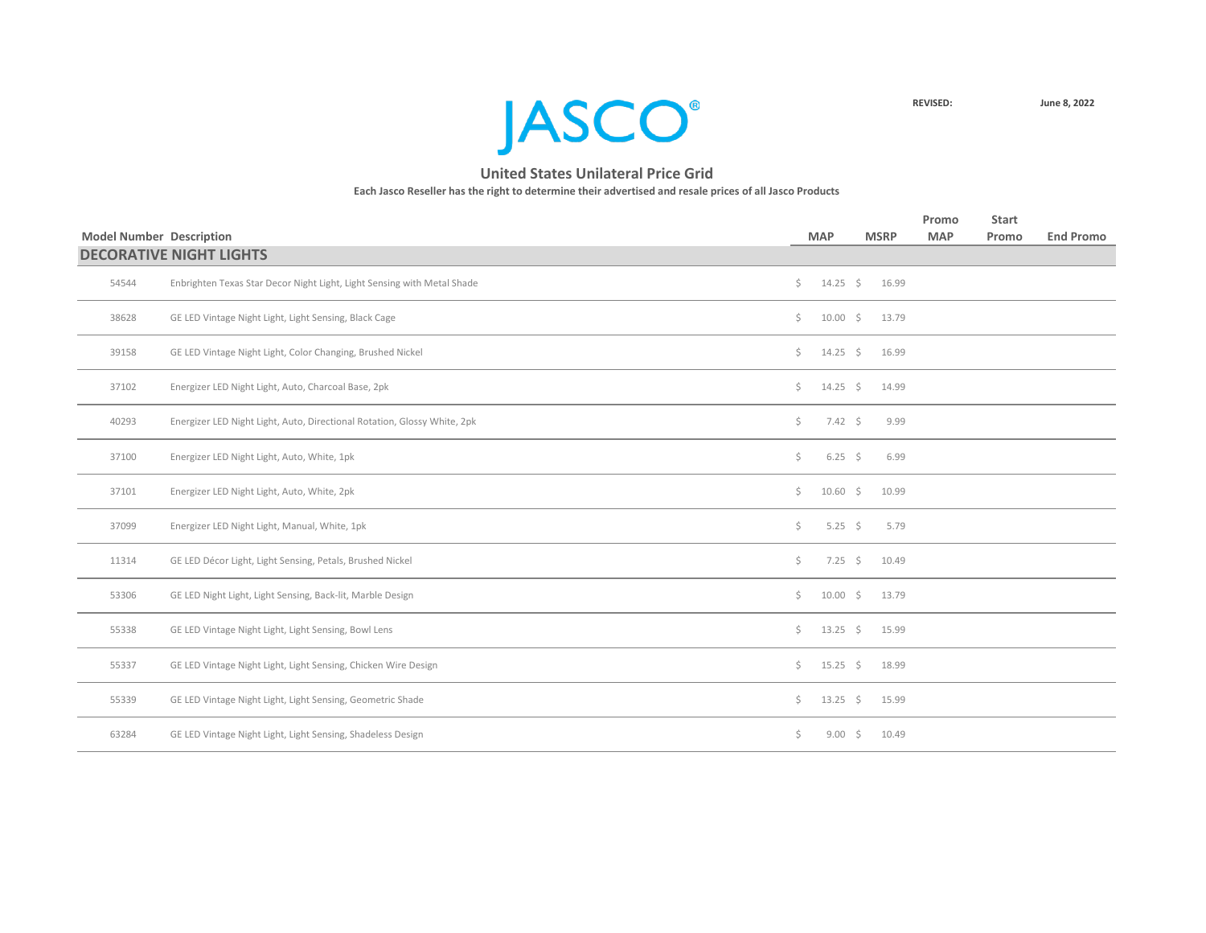JASCO®

REVISED: June 8, 2022

## United States Unilateral Price Grid

**Each Jasco Reseller has the right to determine their advertised and resale prices of all Jasco Products**

| Model Number | Description | MAP | MSRP | Promo MAP | Start Promo | End Promo |
|---|---|---|---|---|---|---|
| **DECORATIVE NIGHT LIGHTS** | | | | | | |
| 54544 | Enbrighten Texas Star Decor Night Light, Light Sensing with Metal Shade | $ 14.25 | $ 16.99 | | | |
| 38628 | GE LED Vintage Night Light, Light Sensing, Black Cage | $ 10.00 | $ 13.79 | | | |
| 39158 | GE LED Vintage Night Light, Color Changing, Brushed Nickel | $ 14.25 | $ 16.99 | | | |
| 37102 | Energizer LED Night Light, Auto, Charcoal Base, 2pk | $ 14.25 | $ 14.99 | | | |
| 40293 | Energizer LED Night Light, Auto, Directional Rotation, Glossy White, 2pk | $ 7.42 | $ 9.99 | | | |
| 37100 | Energizer LED Night Light, Auto, White, 1pk | $ 6.25 | $ 6.99 | | | |
| 37101 | Energizer LED Night Light, Auto, White, 2pk | $ 10.60 | $ 10.99 | | | |
| 37099 | Energizer LED Night Light, Manual, White, 1pk | $ 5.25 | $ 5.79 | | | |
| 11314 | GE LED Décor Light, Light Sensing, Petals, Brushed Nickel | $ 7.25 | $ 10.49 | | | |
| 53306 | GE LED Night Light, Light Sensing, Back-lit, Marble Design | $ 10.00 | $ 13.79 | | | |
| 55338 | GE LED Vintage Night Light, Light Sensing, Bowl Lens | $ 13.25 | $ 15.99 | | | |
| 55337 | GE LED Vintage Night Light, Light Sensing, Chicken Wire Design | $ 15.25 | $ 18.99 | | | |
| 55339 | GE LED Vintage Night Light, Light Sensing, Geometric Shade | $ 13.25 | $ 15.99 | | | |
| 63284 | GE LED Vintage Night Light, Light Sensing, Shadeless Design | $ 9.00 | $ 10.49 | | | |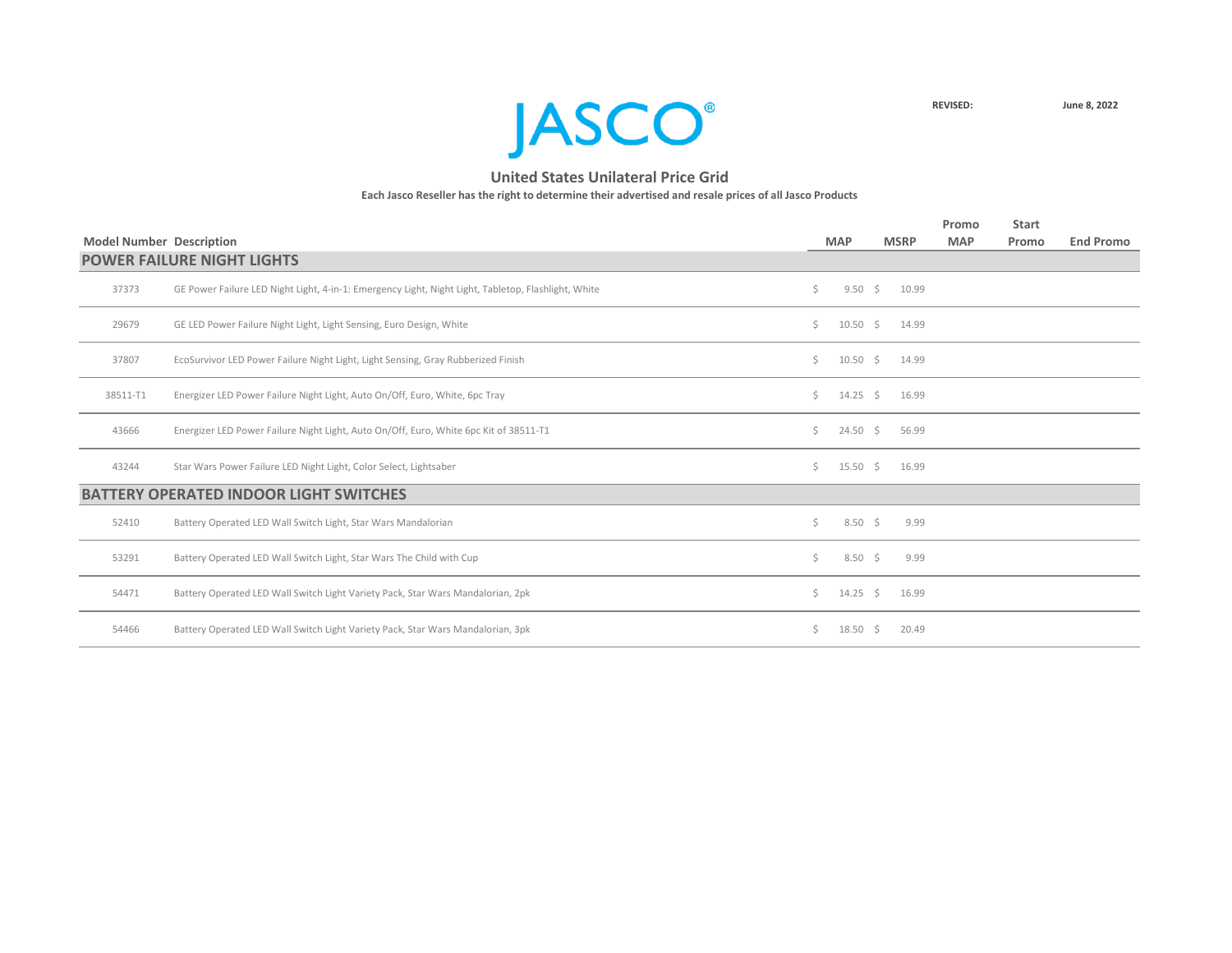JASCO®

REVISED: June 8, 2022

## United States Unilateral Price Grid

**Each Jasco Reseller has the right to determine their advertised and resale prices of all Jasco Products**

| Model Number | Description | MAP | MSRP | Promo MAP | Start Promo | End Promo |
|---|---|---|---|---|---|---|
| **POWER FAILURE NIGHT LIGHTS** | | | | | | |
| 37373 | GE Power Failure LED Night Light, 4-in-1: Emergency Light, Night Light, Tabletop, Flashlight, White | $ 9.50 | $ 10.99 | | | |
| 29679 | GE LED Power Failure Night Light, Light Sensing, Euro Design, White | $ 10.50 | $ 14.99 | | | |
| 37807 | EcoSurvivor LED Power Failure Night Light, Light Sensing, Gray Rubberized Finish | $ 10.50 | $ 14.99 | | | |
| 38511-T1 | Energizer LED Power Failure Night Light, Auto On/Off, Euro, White, 6pc Tray | $ 14.25 | $ 16.99 | | | |
| 43666 | Energizer LED Power Failure Night Light, Auto On/Off, Euro, White 6pc Kit of 38511-T1 | $ 24.50 | $ 56.99 | | | |
| 43244 | Star Wars Power Failure LED Night Light, Color Select, Lightsaber | $ 15.50 | $ 16.99 | | | |
| **BATTERY OPERATED INDOOR LIGHT SWITCHES** | | | | | | |
| 52410 | Battery Operated LED Wall Switch Light, Star Wars Mandalorian | $ 8.50 | $ 9.99 | | | |
| 53291 | Battery Operated LED Wall Switch Light, Star Wars The Child with Cup | $ 8.50 | $ 9.99 | | | |
| 54471 | Battery Operated LED Wall Switch Light Variety Pack, Star Wars Mandalorian, 2pk | $ 14.25 | $ 16.99 | | | |
| 54466 | Battery Operated LED Wall Switch Light Variety Pack, Star Wars Mandalorian, 3pk | $ 18.50 | $ 20.49 | | | |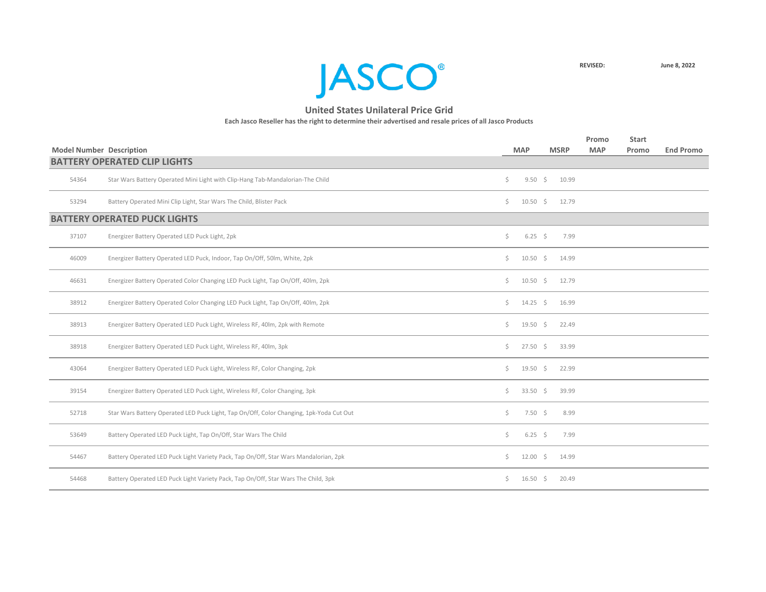JASCO®

REVISED: June 8, 2022

## United States Unilateral Price Grid

**Each Jasco Reseller has the right to determine their advertised and resale prices of all Jasco Products**

| Model Number | Description | MAP | MSRP | Promo MAP | Start Promo | End Promo |
|---|---|---|---|---|---|---|
| **BATTERY OPERATED CLIP LIGHTS** | | | | | | |
| 54364 | Star Wars Battery Operated Mini Light with Clip-Hang Tab-Mandalorian-The Child | $ 9.50 | $ 10.99 | | | |
| 53294 | Battery Operated Mini Clip Light, Star Wars The Child, Blister Pack | $ 10.50 | $ 12.79 | | | |
| **BATTERY OPERATED PUCK LIGHTS** | | | | | | |
| 37107 | Energizer Battery Operated LED Puck Light, 2pk | $ 6.25 | $ 7.99 | | | |
| 46009 | Energizer Battery Operated LED Puck, Indoor, Tap On/Off, 50lm, White, 2pk | $ 10.50 | $ 14.99 | | | |
| 46631 | Energizer Battery Operated Color Changing LED Puck Light, Tap On/Off, 40lm, 2pk | $ 10.50 | $ 12.79 | | | |
| 38912 | Energizer Battery Operated Color Changing LED Puck Light, Tap On/Off, 40lm, 2pk | $ 14.25 | $ 16.99 | | | |
| 38913 | Energizer Battery Operated LED Puck Light, Wireless RF, 40lm, 2pk with Remote | $ 19.50 | $ 22.49 | | | |
| 38918 | Energizer Battery Operated LED Puck Light, Wireless RF, 40lm, 3pk | $ 27.50 | $ 33.99 | | | |
| 43064 | Energizer Battery Operated LED Puck Light, Wireless RF, Color Changing, 2pk | $ 19.50 | $ 22.99 | | | |
| 39154 | Energizer Battery Operated LED Puck Light, Wireless RF, Color Changing, 3pk | $ 33.50 | $ 39.99 | | | |
| 52718 | Star Wars Battery Operated LED Puck Light, Tap On/Off, Color Changing, 1pk-Yoda Cut Out | $ 7.50 | $ 8.99 | | | |
| 53649 | Battery Operated LED Puck Light, Tap On/Off, Star Wars The Child | $ 6.25 | $ 7.99 | | | |
| 54467 | Battery Operated LED Puck Light Variety Pack, Tap On/Off, Star Wars Mandalorian, 2pk | $ 12.00 | $ 14.99 | | | |
| 54468 | Battery Operated LED Puck Light Variety Pack, Tap On/Off, Star Wars The Child, 3pk | $ 16.50 | $ 20.49 | | | |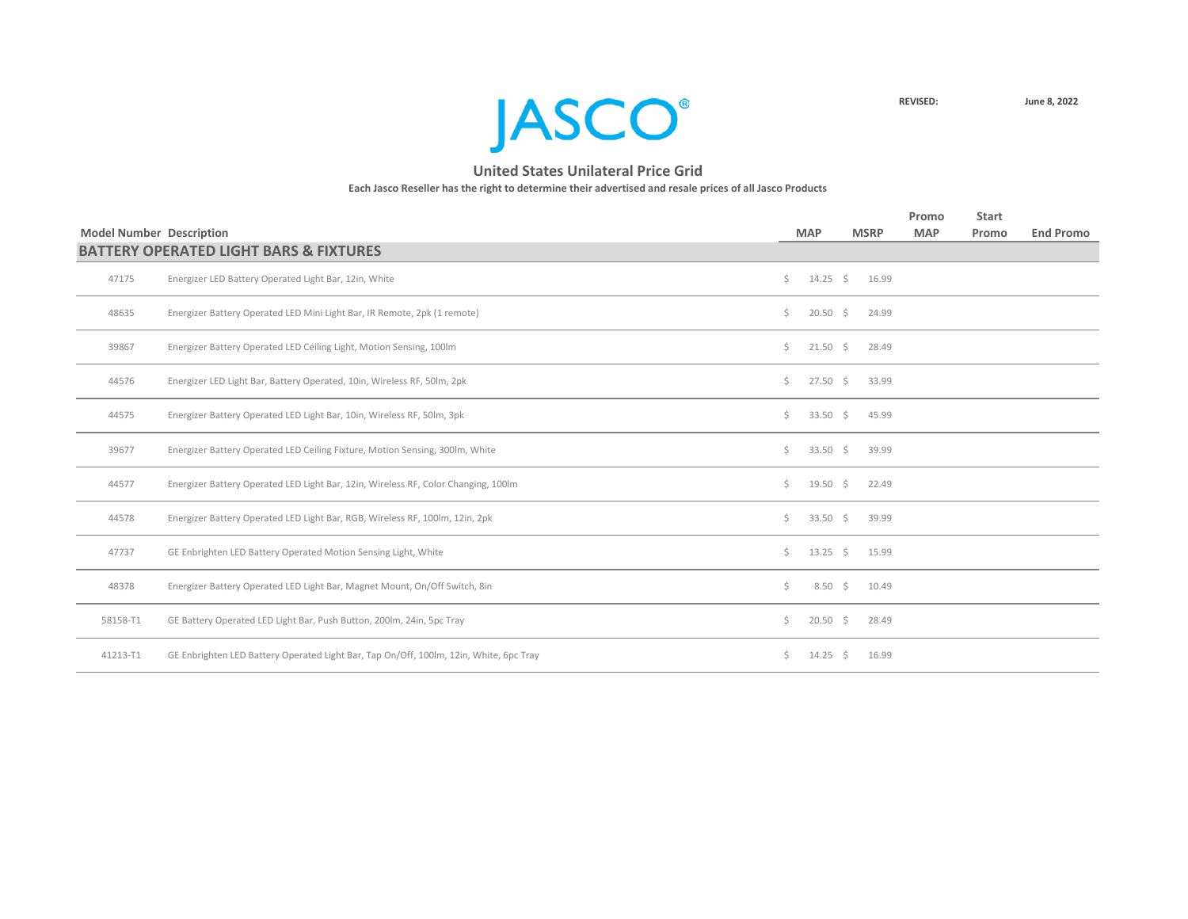# JASCO®

**REVISED:** **June 8, 2022**

## United States Unilateral Price Grid

**Each Jasco Reseller has the right to determine their advertised and resale prices of all Jasco Products**

| Model Number | Description | MAP | MSRP | Promo MAP | Start Promo | End Promo |
|---|---|---|---|---|---|---|
| **BATTERY OPERATED LIGHT BARS & FIXTURES** | | | | | | |
| 47175 | Energizer LED Battery Operated Light Bar, 12in, White | $ 14.25 | $ 16.99 | | | |
| 48635 | Energizer Battery Operated LED Mini Light Bar, IR Remote, 2pk (1 remote) | $ 20.50 | $ 24.99 | | | |
| 39867 | Energizer Battery Operated LED Ceiling Light, Motion Sensing, 100lm | $ 21.50 | $ 28.49 | | | |
| 44576 | Energizer LED Light Bar, Battery Operated, 10in, Wireless RF, 50lm, 2pk | $ 27.50 | $ 33.99 | | | |
| 44575 | Energizer Battery Operated LED Light Bar, 10in, Wireless RF, 50lm, 3pk | $ 33.50 | $ 45.99 | | | |
| 39677 | Energizer Battery Operated LED Ceiling Fixture, Motion Sensing, 300lm, White | $ 33.50 | $ 39.99 | | | |
| 44577 | Energizer Battery Operated LED Light Bar, 12in, Wireless RF, Color Changing, 100lm | $ 19.50 | $ 22.49 | | | |
| 44578 | Energizer Battery Operated LED Light Bar, RGB, Wireless RF, 100lm, 12in, 2pk | $ 33.50 | $ 39.99 | | | |
| 47737 | GE Enbrighten LED Battery Operated Motion Sensing Light, White | $ 13.25 | $ 15.99 | | | |
| 48378 | Energizer Battery Operated LED Light Bar, Magnet Mount, On/Off Switch, 8in | $ 8.50 | $ 10.49 | | | |
| 58158-T1 | GE Battery Operated LED Light Bar, Push Button, 200lm, 24in, 5pc Tray | $ 20.50 | $ 28.49 | | | |
| 41213-T1 | GE Enbrighten LED Battery Operated Light Bar, Tap On/Off, 100lm, 12in, White, 6pc Tray | $ 14.25 | $ 16.99 | | | |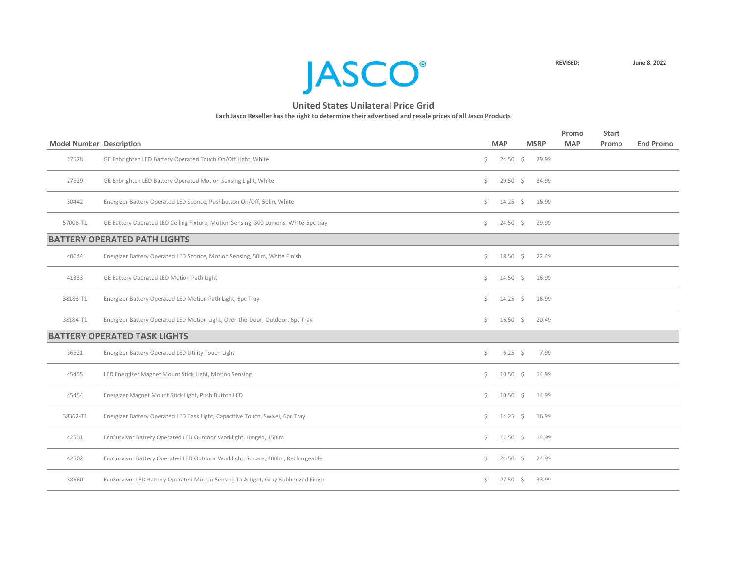# JASCO®

**REVISED:** **June 8, 2022**

## United States Unilateral Price Grid

**Each Jasco Reseller has the right to determine their advertised and resale prices of all Jasco Products**

| Model Number | Description | MAP | MSRP | Promo MAP | Start Promo | End Promo |
|---|---|---|---|---|---|---|
| 27528 | GE Enbrighten LED Battery Operated Touch On/Off Light, White | $ 24.50 | $ 29.99 | | | |
| 27529 | GE Enbrighten LED Battery Operated Motion Sensing Light, White | $ 29.50 | $ 34.99 | | | |
| 50442 | Energizer Battery Operated LED Sconce, Pushbutton On/Off, 50lm, White | $ 14.25 | $ 16.99 | | | |
| 57006-T1 | GE Battery Operated LED Ceiling Fixture, Motion Sensing, 300 Lumens, White-5pc tray | $ 24.50 | $ 29.99 | | | |
| **BATTERY OPERATED PATH LIGHTS** | | | | | | |
| 40644 | Energizer Battery Operated LED Sconce, Motion Sensing, 50lm, White Finish | $ 18.50 | $ 22.49 | | | |
| 41333 | GE Battery Operated LED Motion Path Light | $ 14.50 | $ 16.99 | | | |
| 38183-T1 | Energizer Battery Operated LED Motion Path Light, 6pc Tray | $ 14.25 | $ 16.99 | | | |
| 38184-T1 | Energizer Battery Operated LED Motion Light, Over-the-Door, Outdoor, 6pc Tray | $ 16.50 | $ 20.49 | | | |
| **BATTERY OPERATED TASK LIGHTS** | | | | | | |
| 36521 | Energizer Battery Operated LED Utility Touch Light | $ 6.25 | $ 7.99 | | | |
| 45455 | LED Energizer Magnet Mount Stick Light, Motion Sensing | $ 10.50 | $ 14.99 | | | |
| 45454 | Energizer Magnet Mount Stick Light, Push Button LED | $ 10.50 | $ 14.99 | | | |
| 38362-T1 | Energizer Battery Operated LED Task Light, Capacitive Touch, Swivel, 6pc Tray | $ 14.25 | $ 16.99 | | | |
| 42501 | EcoSurvivor Battery Operated LED Outdoor Worklight, Hinged, 150lm | $ 12.50 | $ 14.99 | | | |
| 42502 | EcoSurvivor Battery Operated LED Outdoor Worklight, Square, 400lm, Rechargeable | $ 24.50 | $ 24.99 | | | |
| 38660 | EcoSurvivor LED Battery Operated Motion Sensing Task Light, Gray Rubberized Finish | $ 27.50 | $ 33.99 | | | |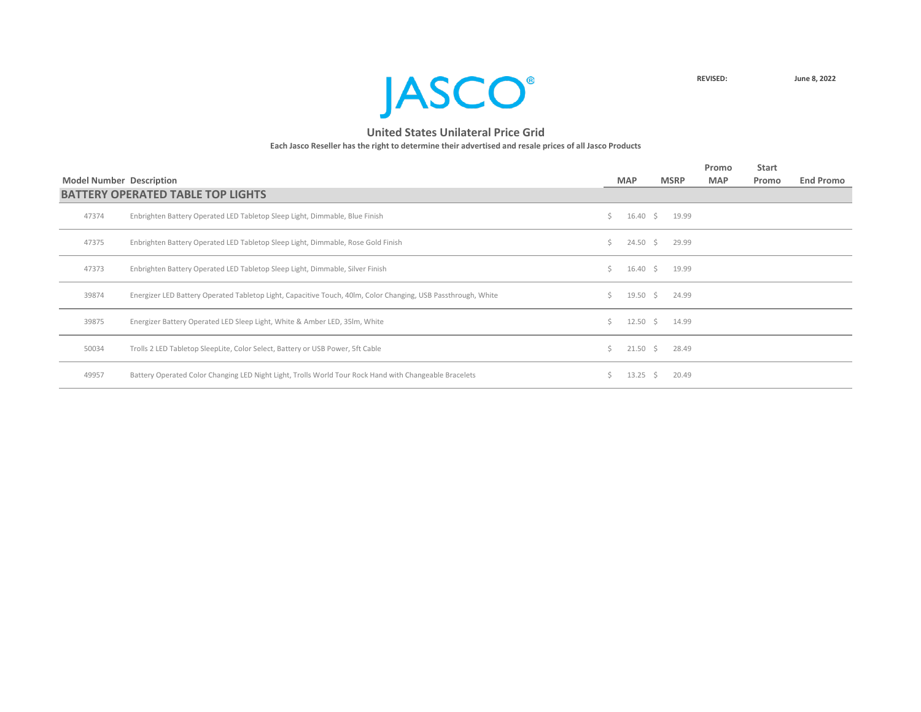JASCO®

**REVISED:** **June 8, 2022**

## United States Unilateral Price Grid

**Each Jasco Reseller has the right to determine their advertised and resale prices of all Jasco Products**

| Model Number | Description | MAP | MSRP | Promo MAP | Start Promo | End Promo |
|---|---|---|---|---|---|---|
| **BATTERY OPERATED TABLE TOP LIGHTS** | | | | | | |
| 47374 | Enbrighten Battery Operated LED Tabletop Sleep Light, Dimmable, Blue Finish | $ 16.40 | $ 19.99 | | | |
| 47375 | Enbrighten Battery Operated LED Tabletop Sleep Light, Dimmable, Rose Gold Finish | $ 24.50 | $ 29.99 | | | |
| 47373 | Enbrighten Battery Operated LED Tabletop Sleep Light, Dimmable, Silver Finish | $ 16.40 | $ 19.99 | | | |
| 39874 | Energizer LED Battery Operated Tabletop Light, Capacitive Touch, 40lm, Color Changing, USB Passthrough, White | $ 19.50 | $ 24.99 | | | |
| 39875 | Energizer Battery Operated LED Sleep Light, White & Amber LED, 35lm, White | $ 12.50 | $ 14.99 | | | |
| 50034 | Trolls 2 LED Tabletop SleepLite, Color Select, Battery or USB Power, 5ft Cable | $ 21.50 | $ 28.49 | | | |
| 49957 | Battery Operated Color Changing LED Night Light, Trolls World Tour Rock Hand with Changeable Bracelets | $ 13.25 | $ 20.49 | | | |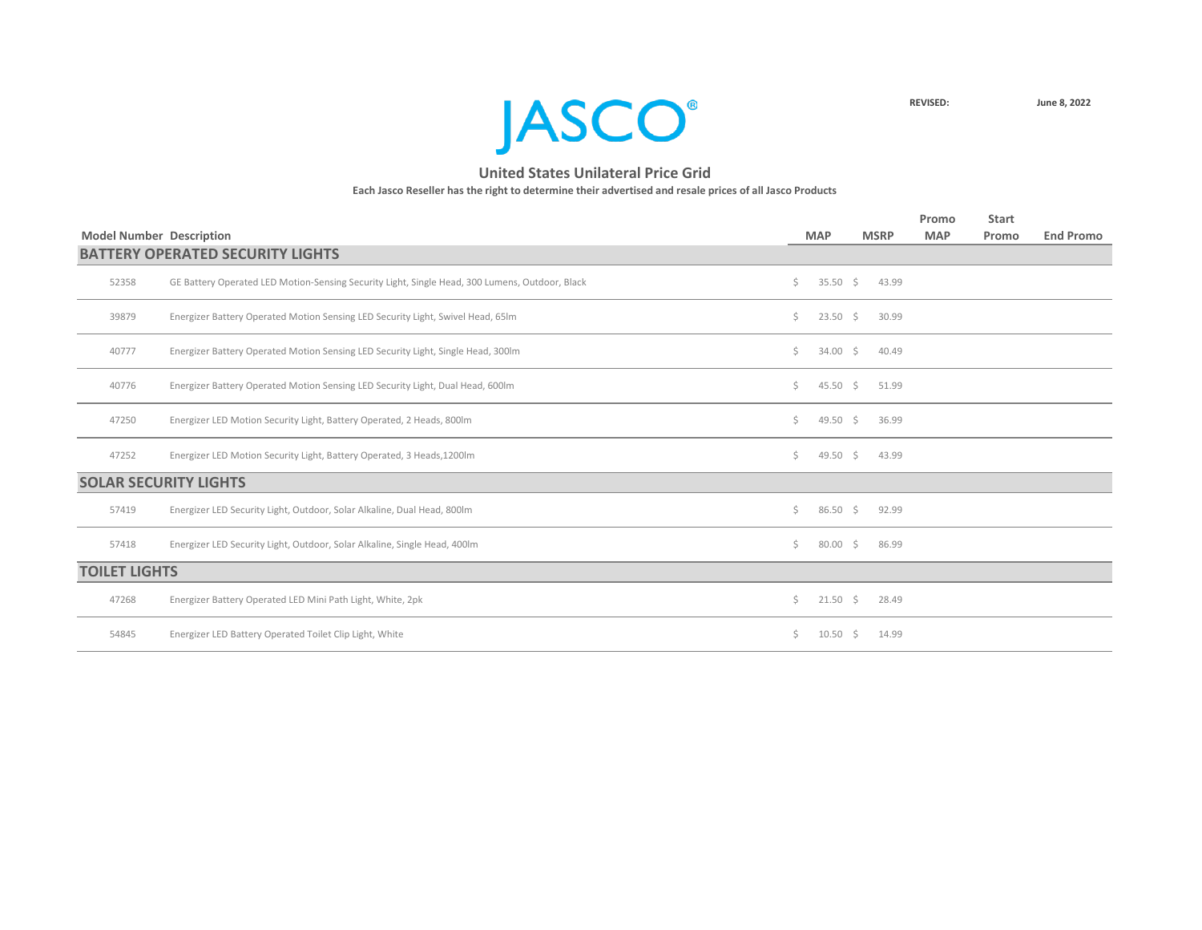# JASCO®

**REVISED:** June 8, 2022

## United States Unilateral Price Grid

**Each Jasco Reseller has the right to determine their advertised and resale prices of all Jasco Products**

| Model Number | Description | MAP | MSRP | Promo MAP | Start Promo | End Promo |
|---|---|---|---|---|---|---|
| **BATTERY OPERATED SECURITY LIGHTS** | | | | | | |
| 52358 | GE Battery Operated LED Motion-Sensing Security Light, Single Head, 300 Lumens, Outdoor, Black | $ 35.50 | $ 43.99 | | | |
| 39879 | Energizer Battery Operated Motion Sensing LED Security Light, Swivel Head, 65lm | $ 23.50 | $ 30.99 | | | |
| 40777 | Energizer Battery Operated Motion Sensing LED Security Light, Single Head, 300lm | $ 34.00 | $ 40.49 | | | |
| 40776 | Energizer Battery Operated Motion Sensing LED Security Light, Dual Head, 600lm | $ 45.50 | $ 51.99 | | | |
| 47250 | Energizer LED Motion Security Light, Battery Operated, 2 Heads, 800lm | $ 49.50 | $ 36.99 | | | |
| 47252 | Energizer LED Motion Security Light, Battery Operated, 3 Heads,1200lm | $ 49.50 | $ 43.99 | | | |
| **SOLAR SECURITY LIGHTS** | | | | | | |
| 57419 | Energizer LED Security Light, Outdoor, Solar Alkaline, Dual Head, 800lm | $ 86.50 | $ 92.99 | | | |
| 57418 | Energizer LED Security Light, Outdoor, Solar Alkaline, Single Head, 400lm | $ 80.00 | $ 86.99 | | | |
| **TOILET LIGHTS** | | | | | | |
| 47268 | Energizer Battery Operated LED Mini Path Light, White, 2pk | $ 21.50 | $ 28.49 | | | |
| 54845 | Energizer LED Battery Operated Toilet Clip Light, White | $ 10.50 | $ 14.99 | | | |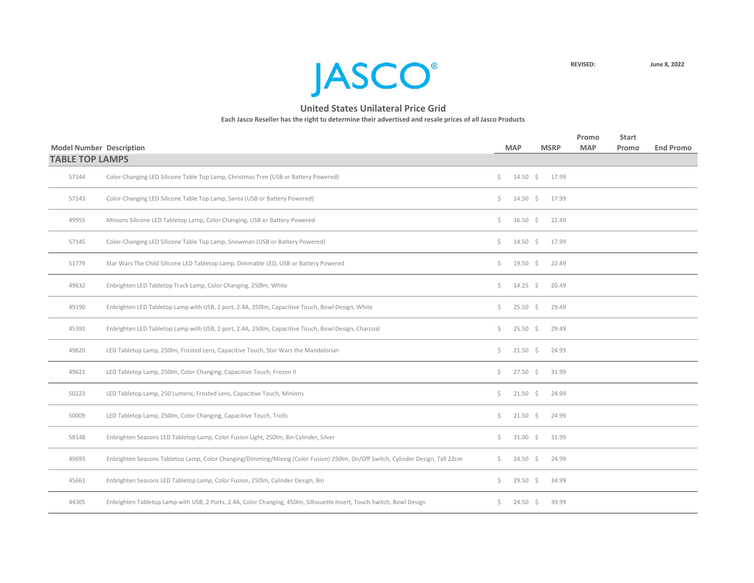JASCO®

**REVISED:** **June 8, 2022**

## United States Unilateral Price Grid

**Each Jasco Reseller has the right to determine their advertised and resale prices of all Jasco Products**

| Model Number | Description | MAP | MSRP | Promo MAP | Start Promo | End Promo |
|---|---|---|---|---|---|---|
| **TABLE TOP LAMPS** | | | | | | |
| 57144 | Color-Changing LED Silicone Table Top Lamp, Christmas Tree (USB or Battery Powered) | $ 14.50 | $ 17.99 | | | |
| 57143 | Color-Changing LED Silicone Table Top Lamp, Santa (USB or Battery Powered) | $ 14.50 | $ 17.99 | | | |
| 49955 | Minions Silicone LED Tabletop Lamp, Color Changing, USB or Battery Powered | $ 16.50 | $ 22.49 | | | |
| 57145 | Color-Changing LED Silicone Table Top Lamp, Snowman (USB or Battery Powered) | $ 14.50 | $ 17.99 | | | |
| 51779 | Star Wars The Child Silicone LED Tabletop Lamp, Dimmable LED, USB or Battery Powered | $ 19.50 | $ 22.49 | | | |
| 49632 | Enbrighten LED Tabletop Track Lamp, Color Changing, 250lm, White | $ 14.25 | $ 20.49 | | | |
| 49190 | Enbrighten LED Tabletop Lamp with USB, 2 port, 2.4A, 250lm, Capacitive Touch, Bowl Design, White | $ 25.50 | $ 29.49 | | | |
| 45391 | Enbrighten LED Tabletop Lamp with USB, 2 port, 2.4A, 250lm, Capacitive Touch, Bowl Design, Charcoal | $ 25.50 | $ 29.49 | | | |
| 49620 | LED Tabletop Lamp, 250lm, Frosted Lens, Capacitive Touch, Star Wars the Mandalorian | $ 21.50 | $ 24.99 | | | |
| 49621 | LED Tabletop Lamp, 250lm, Color Changing, Capacitive Touch, Frozen II | $ 27.50 | $ 31.99 | | | |
| 50223 | LED Tabletop Lamp, 250 Lumens, Frosted Lens, Capacitive Touch, Minions | $ 21.50 | $ 24.99 | | | |
| 50009 | LED Tabletop Lamp, 250lm, Color Changing, Capacitive Touch, Trolls | $ 21.50 | $ 24.99 | | | |
| 58148 | Enbrighten Seasons LED Tabletop Lamp, Color Fusion Light, 250lm, 8in Cylinder, Silver | $ 31.00 | $ 31.99 | | | |
| 49693 | Enbrighten Seasons Tabletop Lamp, Color Changing/Dimming/Mixing (Color Fusion) 250lm, On/Off Switch, Cylinder Design, Tall 22cm | $ 24.50 | $ 24.99 | | | |
| 45661 | Enbrighten Seasons LED Tabletop Lamp, Color Fusion, 250lm, Cylinder Design, 8in | $ 29.50 | $ 34.99 | | | |
| 44305 | Enbrighten Tabletop Lamp with USB, 2 Ports, 2.4A, Color Changing, 450lm, Silhouette Insert, Touch Switch, Bowl Design | $ 24.50 | $ 39.99 | | | |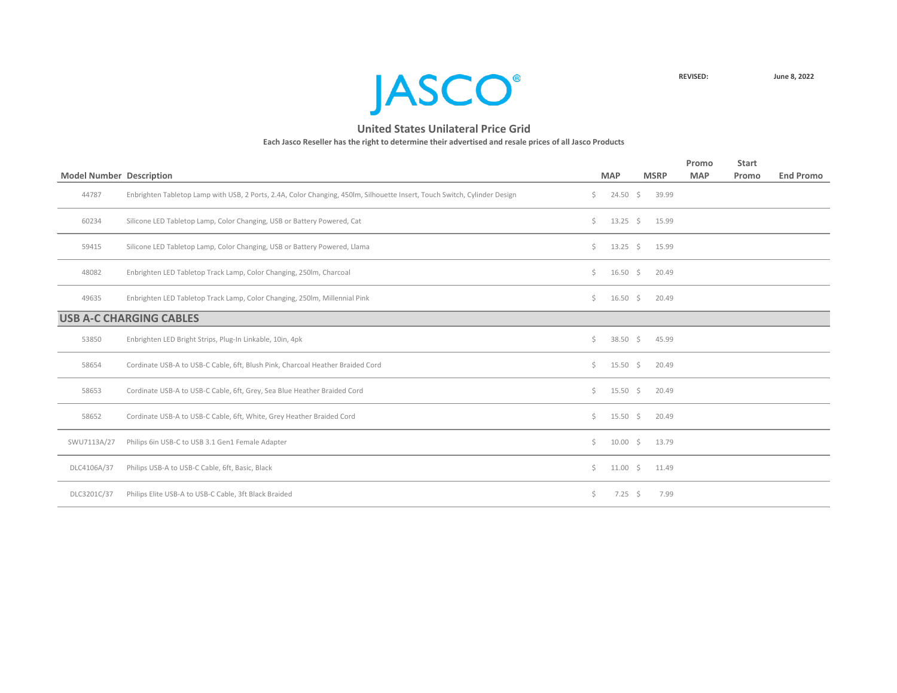# JASCO®

**REVISED:** **June 8, 2022**

## United States Unilateral Price Grid

**Each Jasco Reseller has the right to determine their advertised and resale prices of all Jasco Products**

| Model Number | Description | MAP | MSRP | Promo MAP | Start Promo | End Promo |
|---|---|---|---|---|---|---|
| 44787 | Enbrighten Tabletop Lamp with USB, 2 Ports, 2.4A, Color Changing, 450lm, Silhouette Insert, Touch Switch, Cylinder Design | $ 24.50 | $ 39.99 | | | |
| 60234 | Silicone LED Tabletop Lamp, Color Changing, USB or Battery Powered, Cat | $ 13.25 | $ 15.99 | | | |
| 59415 | Silicone LED Tabletop Lamp, Color Changing, USB or Battery Powered, Llama | $ 13.25 | $ 15.99 | | | |
| 48082 | Enbrighten LED Tabletop Track Lamp, Color Changing, 250lm, Charcoal | $ 16.50 | $ 20.49 | | | |
| 49635 | Enbrighten LED Tabletop Track Lamp, Color Changing, 250lm, Millennial Pink | $ 16.50 | $ 20.49 | | | |
| **USB A-C CHARGING CABLES** | | | | | | |
| 53850 | Enbrighten LED Bright Strips, Plug-In Linkable, 10in, 4pk | $ 38.50 | $ 45.99 | | | |
| 58654 | Cordinate USB-A to USB-C Cable, 6ft, Blush Pink, Charcoal Heather Braided Cord | $ 15.50 | $ 20.49 | | | |
| 58653 | Cordinate USB-A to USB-C Cable, 6ft, Grey, Sea Blue Heather Braided Cord | $ 15.50 | $ 20.49 | | | |
| 58652 | Cordinate USB-A to USB-C Cable, 6ft, White, Grey Heather Braided Cord | $ 15.50 | $ 20.49 | | | |
| SWU7113A/27 | Philips 6in USB-C to USB 3.1 Gen1 Female Adapter | $ 10.00 | $ 13.79 | | | |
| DLC4106A/37 | Philips USB-A to USB-C Cable, 6ft, Basic, Black | $ 11.00 | $ 11.49 | | | |
| DLC3201C/37 | Philips Elite USB-A to USB-C Cable, 3ft Black Braided | $ 7.25 | $ 7.99 | | | |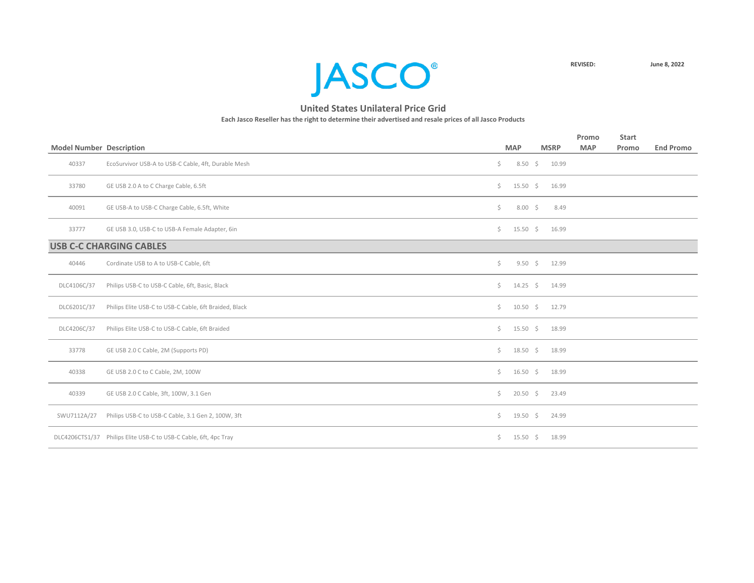# JASCO®

**REVISED:** **June 8, 2022**

## United States Unilateral Price Grid

**Each Jasco Reseller has the right to determine their advertised and resale prices of all Jasco Products**

| Model Number | Description | MAP | MSRP | Promo MAP | Start Promo | End Promo |
|---|---|---|---|---|---|---|
| 40337 | EcoSurvivor USB-A to USB-C Cable, 4ft, Durable Mesh | $ 8.50 | $ 10.99 | | | |
| 33780 | GE USB 2.0 A to C Charge Cable, 6.5ft | $ 15.50 | $ 16.99 | | | |
| 40091 | GE USB-A to USB-C Charge Cable, 6.5ft, White | $ 8.00 | $ 8.49 | | | |
| 33777 | GE USB 3.0, USB-C to USB-A Female Adapter, 6in | $ 15.50 | $ 16.99 | | | |
| **USB C-C CHARGING CABLES** | | | | | | |
| 40446 | Cordinate USB to A to USB-C Cable, 6ft | $ 9.50 | $ 12.99 | | | |
| DLC4106C/37 | Philips USB-C to USB-C Cable, 6ft, Basic, Black | $ 14.25 | $ 14.99 | | | |
| DLC6201C/37 | Philips Elite USB-C to USB-C Cable, 6ft Braided, Black | $ 10.50 | $ 12.79 | | | |
| DLC4206C/37 | Philips Elite USB-C to USB-C Cable, 6ft Braided | $ 15.50 | $ 18.99 | | | |
| 33778 | GE USB 2.0 C Cable, 2M (Supports PD) | $ 18.50 | $ 18.99 | | | |
| 40338 | GE USB 2.0 C to C Cable, 2M, 100W | $ 16.50 | $ 18.99 | | | |
| 40339 | GE USB 2.0 C Cable, 3ft, 100W, 3.1 Gen | $ 20.50 | $ 23.49 | | | |
| SWU7112A/27 | Philips USB-C to USB-C Cable, 3.1 Gen 2, 100W, 3ft | $ 19.50 | $ 24.99 | | | |
| DLC4206CTS1/37 | Philips Elite USB-C to USB-C Cable, 6ft, 4pc Tray | $ 15.50 | $ 18.99 | | | |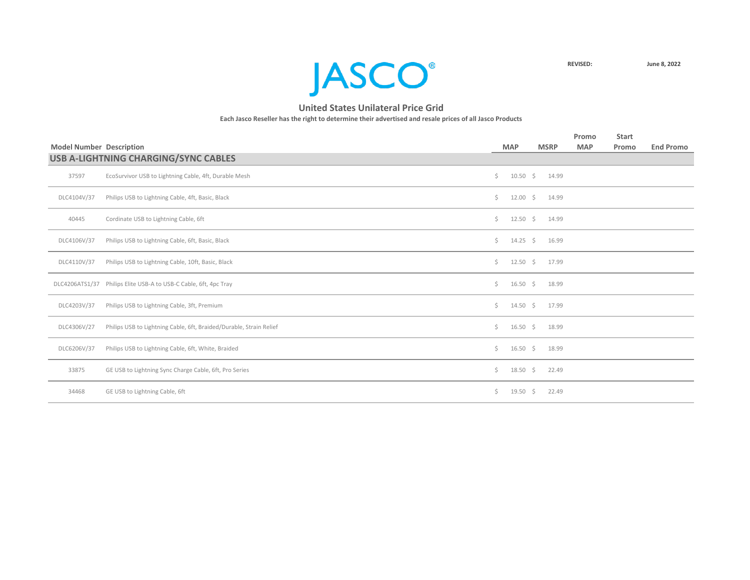JASCO®

**REVISED:** **June 8, 2022**

## United States Unilateral Price Grid

**Each Jasco Reseller has the right to determine their advertised and resale prices of all Jasco Products**

| Model Number | Description | MAP | MSRP | Promo MAP | Start Promo | End Promo |
|---|---|---|---|---|---|---|
| **USB A-LIGHTNING CHARGING/SYNC CABLES** | | | | | | |
| 37597 | EcoSurvivor USB to Lightning Cable, 4ft, Durable Mesh | $ 10.50 | $ 14.99 | | | |
| DLC4104V/37 | Philips USB to Lightning Cable, 4ft, Basic, Black | $ 12.00 | $ 14.99 | | | |
| 40445 | Cordinate USB to Lightning Cable, 6ft | $ 12.50 | $ 14.99 | | | |
| DLC4106V/37 | Philips USB to Lightning Cable, 6ft, Basic, Black | $ 14.25 | $ 16.99 | | | |
| DLC4110V/37 | Philips USB to Lightning Cable, 10ft, Basic, Black | $ 12.50 | $ 17.99 | | | |
| DLC4206ATS1/37 | Philips Elite USB-A to USB-C Cable, 6ft, 4pc Tray | $ 16.50 | $ 18.99 | | | |
| DLC4203V/37 | Philips USB to Lightning Cable, 3ft, Premium | $ 14.50 | $ 17.99 | | | |
| DLC4306V/27 | Philips USB to Lightning Cable, 6ft, Braided/Durable, Strain Relief | $ 16.50 | $ 18.99 | | | |
| DLC6206V/37 | Philips USB to Lightning Cable, 6ft, White, Braided | $ 16.50 | $ 18.99 | | | |
| 33875 | GE USB to Lightning Sync Charge Cable, 6ft, Pro Series | $ 18.50 | $ 22.49 | | | |
| 34468 | GE USB to Lightning Cable, 6ft | $ 19.50 | $ 22.49 | | | |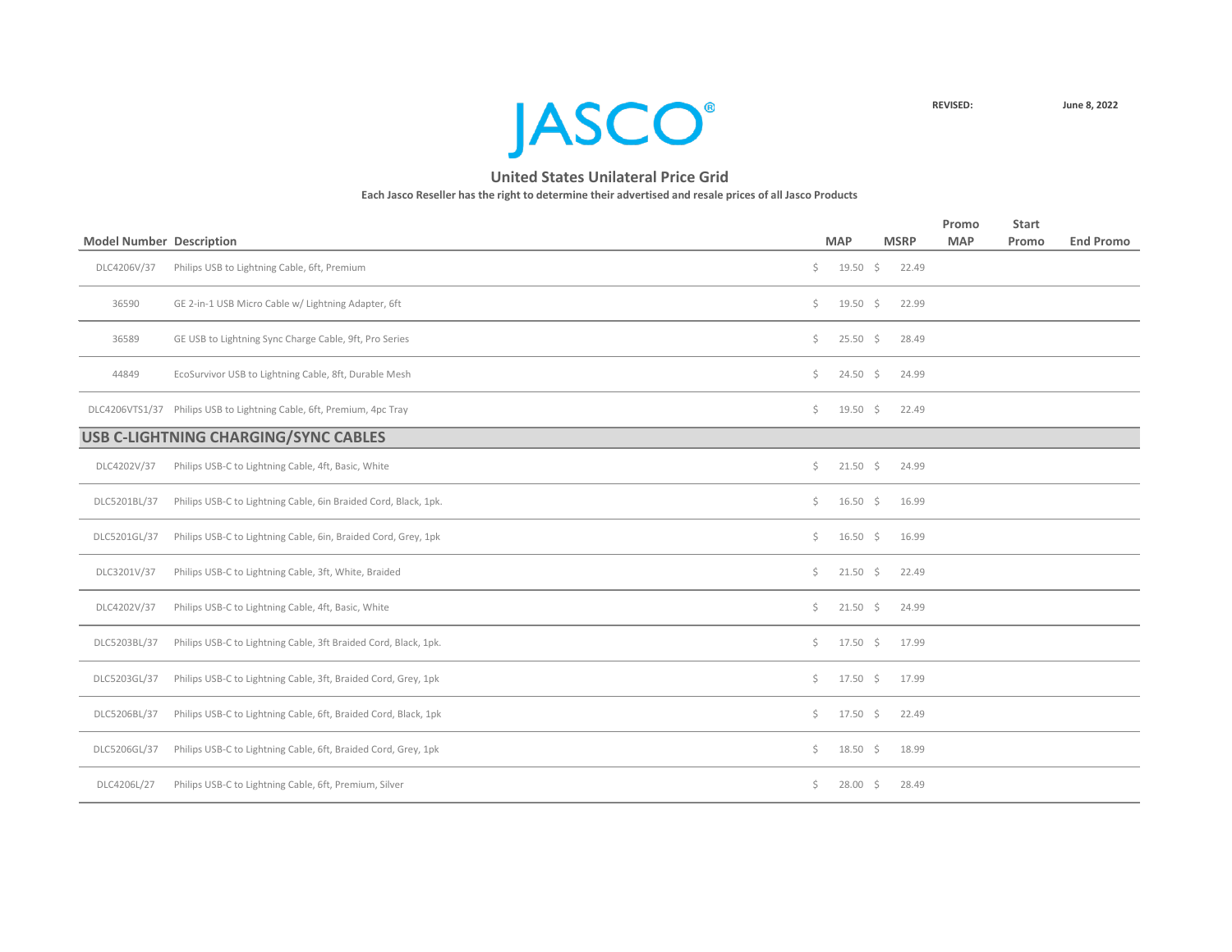# JASCO®

**REVISED:** **June 8, 2022**

## United States Unilateral Price Grid

**Each Jasco Reseller has the right to determine their advertised and resale prices of all Jasco Products**

| Model Number | Description | MAP | MSRP | Promo MAP | Start Promo | End Promo |
|---|---|---|---|---|---|---|
| DLC4206V/37 | Philips USB to Lightning Cable, 6ft, Premium | $ 19.50 | $ 22.49 | | | |
| 36590 | GE 2-in-1 USB Micro Cable w/ Lightning Adapter, 6ft | $ 19.50 | $ 22.99 | | | |
| 36589 | GE USB to Lightning Sync Charge Cable, 9ft, Pro Series | $ 25.50 | $ 28.49 | | | |
| 44849 | EcoSurvivor USB to Lightning Cable, 8ft, Durable Mesh | $ 24.50 | $ 24.99 | | | |
| DLC4206VTS1/37 | Philips USB to Lightning Cable, 6ft, Premium, 4pc Tray | $ 19.50 | $ 22.49 | | | |
| **USB C-LIGHTNING CHARGING/SYNC CABLES** | | | | | | |
| DLC4202V/37 | Philips USB-C to Lightning Cable, 4ft, Basic, White | $ 21.50 | $ 24.99 | | | |
| DLC5201BL/37 | Philips USB-C to Lightning Cable, 6in Braided Cord, Black, 1pk. | $ 16.50 | $ 16.99 | | | |
| DLC5201GL/37 | Philips USB-C to Lightning Cable, 6in, Braided Cord, Grey, 1pk | $ 16.50 | $ 16.99 | | | |
| DLC3201V/37 | Philips USB-C to Lightning Cable, 3ft, White, Braided | $ 21.50 | $ 22.49 | | | |
| DLC4202V/37 | Philips USB-C to Lightning Cable, 4ft, Basic, White | $ 21.50 | $ 24.99 | | | |
| DLC5203BL/37 | Philips USB-C to Lightning Cable, 3ft Braided Cord, Black, 1pk. | $ 17.50 | $ 17.99 | | | |
| DLC5203GL/37 | Philips USB-C to Lightning Cable, 3ft, Braided Cord, Grey, 1pk | $ 17.50 | $ 17.99 | | | |
| DLC5206BL/37 | Philips USB-C to Lightning Cable, 6ft, Braided Cord, Black, 1pk | $ 17.50 | $ 22.49 | | | |
| DLC5206GL/37 | Philips USB-C to Lightning Cable, 6ft, Braided Cord, Grey, 1pk | $ 18.50 | $ 18.99 | | | |
| DLC4206L/27 | Philips USB-C to Lightning Cable, 6ft, Premium, Silver | $ 28.00 | $ 28.49 | | | |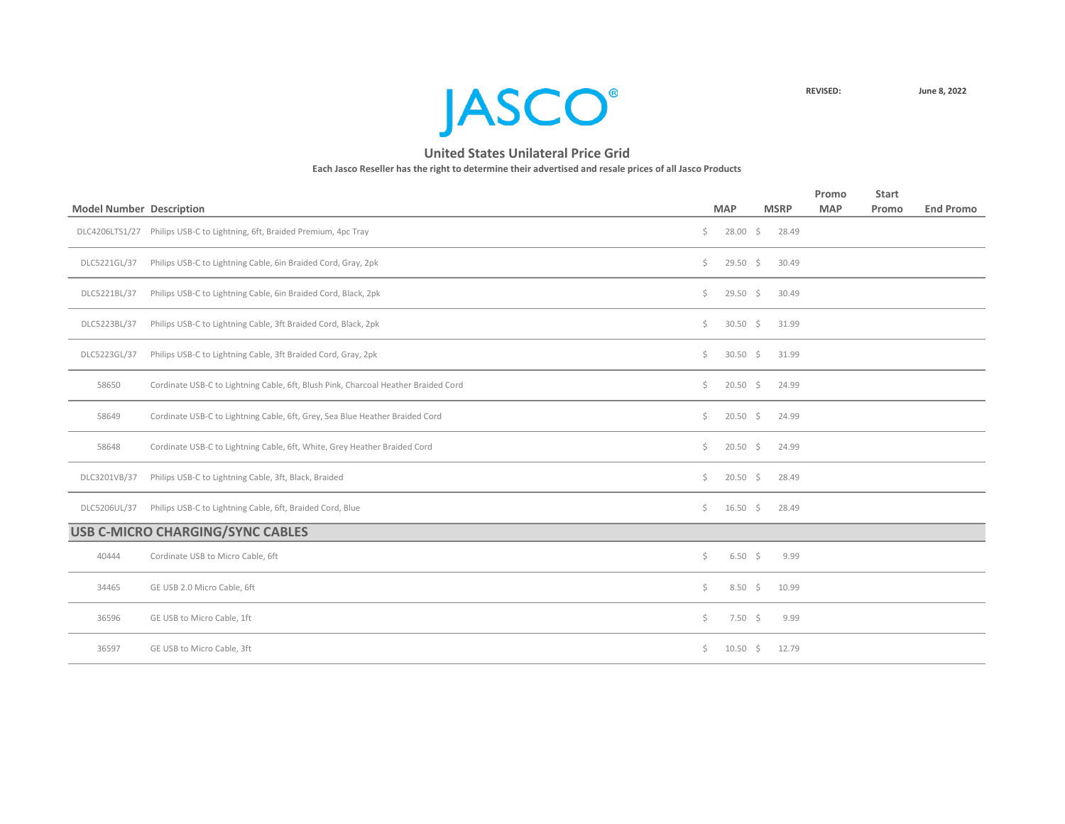JASCO®

REVISED: June 8, 2022

## United States Unilateral Price Grid

**Each Jasco Reseller has the right to determine their advertised and resale prices of all Jasco Products**

| Model Number | Description | MAP | MSRP | Promo MAP | Start Promo | End Promo |
|---|---|---|---|---|---|---|
| DLC4206LTS1/27 | Philips USB-C to Lightning, 6ft, Braided Premium, 4pc Tray | $ 28.00 | $ 28.49 | | | |
| DLC5221GL/37 | Philips USB-C to Lightning Cable, 6in Braided Cord, Gray, 2pk | $ 29.50 | $ 30.49 | | | |
| DLC5221BL/37 | Philips USB-C to Lightning Cable, 6in Braided Cord, Black, 2pk | $ 29.50 | $ 30.49 | | | |
| DLC5223BL/37 | Philips USB-C to Lightning Cable, 3ft Braided Cord, Black, 2pk | $ 30.50 | $ 31.99 | | | |
| DLC5223GL/37 | Philips USB-C to Lightning Cable, 3ft Braided Cord, Gray, 2pk | $ 30.50 | $ 31.99 | | | |
| 58650 | Cordinate USB-C to Lightning Cable, 6ft, Blush Pink, Charcoal Heather Braided Cord | $ 20.50 | $ 24.99 | | | |
| 58649 | Cordinate USB-C to Lightning Cable, 6ft, Grey, Sea Blue Heather Braided Cord | $ 20.50 | $ 24.99 | | | |
| 58648 | Cordinate USB-C to Lightning Cable, 6ft, White, Grey Heather Braided Cord | $ 20.50 | $ 24.99 | | | |
| DLC3201VB/37 | Philips USB-C to Lightning Cable, 3ft, Black, Braided | $ 20.50 | $ 28.49 | | | |
| DLC5206UL/37 | Philips USB-C to Lightning Cable, 6ft, Braided Cord, Blue | $ 16.50 | $ 28.49 | | | |
| **USB C-MICRO CHARGING/SYNC CABLES** | | | | | | |
| 40444 | Cordinate USB to Micro Cable, 6ft | $ 6.50 | $ 9.99 | | | |
| 34465 | GE USB 2.0 Micro Cable, 6ft | $ 8.50 | $ 10.99 | | | |
| 36596 | GE USB to Micro Cable, 1ft | $ 7.50 | $ 9.99 | | | |
| 36597 | GE USB to Micro Cable, 3ft | $ 10.50 | $ 12.79 | | | |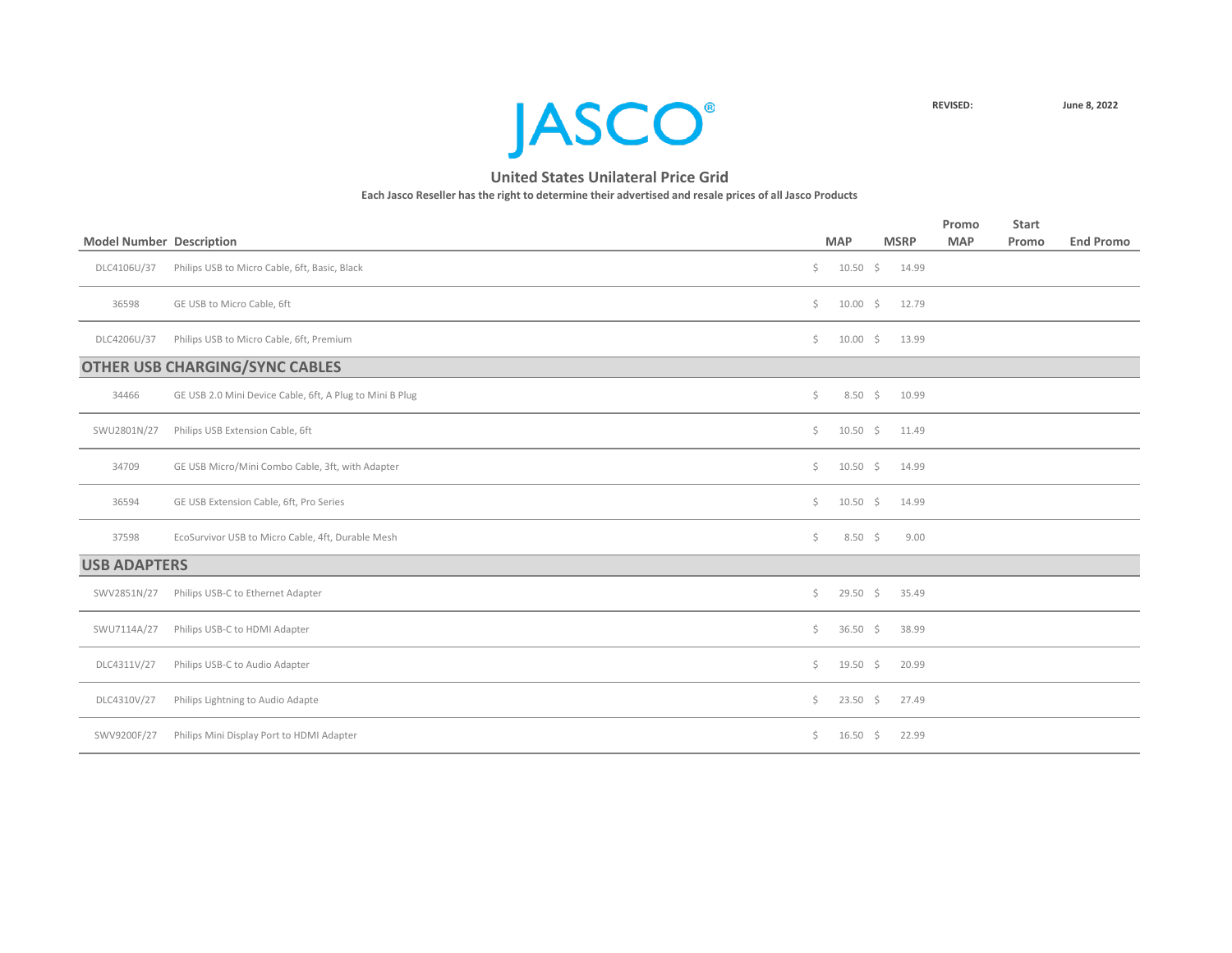# JASCO®

**REVISED:** **June 8, 2022**

## United States Unilateral Price Grid

**Each Jasco Reseller has the right to determine their advertised and resale prices of all Jasco Products**

| Model Number | Description | MAP | MSRP | Promo MAP | Start Promo | End Promo |
|---|---|---|---|---|---|---|
| DLC4106U/37 | Philips USB to Micro Cable, 6ft, Basic, Black | $ 10.50 | $ 14.99 | | | |
| 36598 | GE USB to Micro Cable, 6ft | $ 10.00 | $ 12.79 | | | |
| DLC4206U/37 | Philips USB to Micro Cable, 6ft, Premium | $ 10.00 | $ 13.99 | | | |
| **OTHER USB CHARGING/SYNC CABLES** | | | | | | |
| 34466 | GE USB 2.0 Mini Device Cable, 6ft, A Plug to Mini B Plug | $ 8.50 | $ 10.99 | | | |
| SWU2801N/27 | Philips USB Extension Cable, 6ft | $ 10.50 | $ 11.49 | | | |
| 34709 | GE USB Micro/Mini Combo Cable, 3ft, with Adapter | $ 10.50 | $ 14.99 | | | |
| 36594 | GE USB Extension Cable, 6ft, Pro Series | $ 10.50 | $ 14.99 | | | |
| 37598 | EcoSurvivor USB to Micro Cable, 4ft, Durable Mesh | $ 8.50 | $ 9.00 | | | |
| **USB ADAPTERS** | | | | | | |
| SWV2851N/27 | Philips USB-C to Ethernet Adapter | $ 29.50 | $ 35.49 | | | |
| SWU7114A/27 | Philips USB-C to HDMI Adapter | $ 36.50 | $ 38.99 | | | |
| DLC4311V/27 | Philips USB-C to Audio Adapter | $ 19.50 | $ 20.99 | | | |
| DLC4310V/27 | Philips Lightning to Audio Adapte | $ 23.50 | $ 27.49 | | | |
| SWV9200F/27 | Philips Mini Display Port to HDMI Adapter | $ 16.50 | $ 22.99 | | | |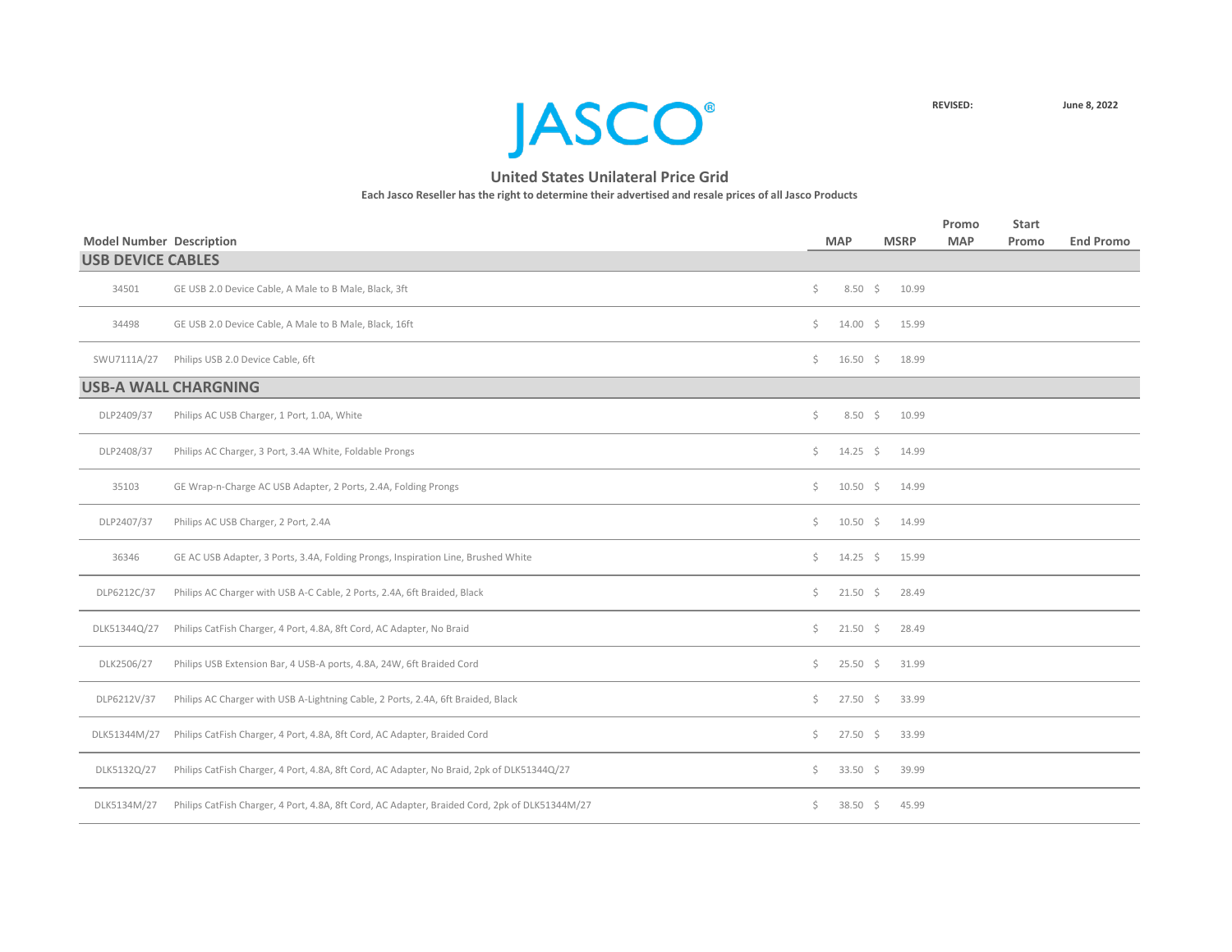# JASCO®

REVISED: June 8, 2022

## United States Unilateral Price Grid

**Each Jasco Reseller has the right to determine their advertised and resale prices of all Jasco Products**

| Model Number | Description | MAP | MSRP | Promo MAP | Start Promo | End Promo |
|---|---|---|---|---|---|---|
| **USB DEVICE CABLES** | | | | | | |
| 34501 | GE USB 2.0 Device Cable, A Male to B Male, Black, 3ft | $ 8.50 | $ 10.99 | | | |
| 34498 | GE USB 2.0 Device Cable, A Male to B Male, Black, 16ft | $ 14.00 | $ 15.99 | | | |
| SWU7111A/27 | Philips USB 2.0 Device Cable, 6ft | $ 16.50 | $ 18.99 | | | |
| **USB-A WALL CHARGNING** | | | | | | |
| DLP2409/37 | Philips AC USB Charger, 1 Port, 1.0A, White | $ 8.50 | $ 10.99 | | | |
| DLP2408/37 | Philips AC Charger, 3 Port, 3.4A White, Foldable Prongs | $ 14.25 | $ 14.99 | | | |
| 35103 | GE Wrap-n-Charge AC USB Adapter, 2 Ports, 2.4A, Folding Prongs | $ 10.50 | $ 14.99 | | | |
| DLP2407/37 | Philips AC USB Charger, 2 Port, 2.4A | $ 10.50 | $ 14.99 | | | |
| 36346 | GE AC USB Adapter, 3 Ports, 3.4A, Folding Prongs, Inspiration Line, Brushed White | $ 14.25 | $ 15.99 | | | |
| DLP6212C/37 | Philips AC Charger with USB A-C Cable, 2 Ports, 2.4A, 6ft Braided, Black | $ 21.50 | $ 28.49 | | | |
| DLK51344Q/27 | Philips CatFish Charger, 4 Port, 4.8A, 8ft Cord, AC Adapter, No Braid | $ 21.50 | $ 28.49 | | | |
| DLK2506/27 | Philips USB Extension Bar, 4 USB-A ports, 4.8A, 24W, 6ft Braided Cord | $ 25.50 | $ 31.99 | | | |
| DLP6212V/37 | Philips AC Charger with USB A-Lightning Cable, 2 Ports, 2.4A, 6ft Braided, Black | $ 27.50 | $ 33.99 | | | |
| DLK51344M/27 | Philips CatFish Charger, 4 Port, 4.8A, 8ft Cord, AC Adapter, Braided Cord | $ 27.50 | $ 33.99 | | | |
| DLK5132Q/27 | Philips CatFish Charger, 4 Port, 4.8A, 8ft Cord, AC Adapter, No Braid, 2pk of DLK51344Q/27 | $ 33.50 | $ 39.99 | | | |
| DLK5134M/27 | Philips CatFish Charger, 4 Port, 4.8A, 8ft Cord, AC Adapter, Braided Cord, 2pk of DLK51344M/27 | $ 38.50 | $ 45.99 | | | |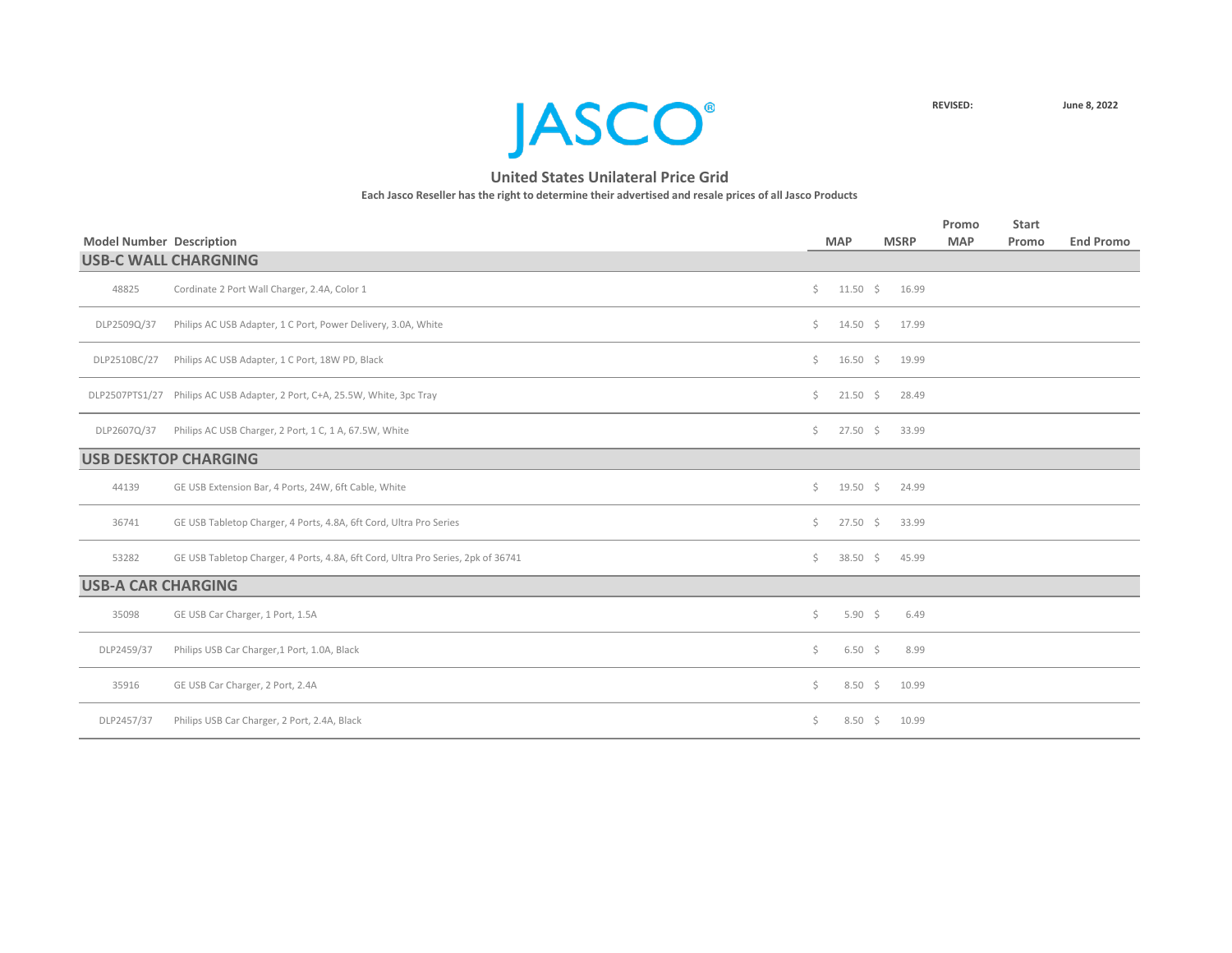JASCO®

**REVISED:** June 8, 2022

## United States Unilateral Price Grid

**Each Jasco Reseller has the right to determine their advertised and resale prices of all Jasco Products**

| Model Number | Description | MAP | MSRP | Promo MAP | Start Promo | End Promo |
|---|---|---|---|---|---|---|
| **USB-C WALL CHARGNING** | | | | | | |
| 48825 | Cordinate 2 Port Wall Charger, 2.4A, Color 1 | $ 11.50 | $ 16.99 | | | |
| DLP2509Q/37 | Philips AC USB Adapter, 1 C Port, Power Delivery, 3.0A, White | $ 14.50 | $ 17.99 | | | |
| DLP2510BC/27 | Philips AC USB Adapter, 1 C Port, 18W PD, Black | $ 16.50 | $ 19.99 | | | |
| DLP2507PTS1/27 | Philips AC USB Adapter, 2 Port, C+A, 25.5W, White, 3pc Tray | $ 21.50 | $ 28.49 | | | |
| DLP2607Q/37 | Philips AC USB Charger, 2 Port, 1 C, 1 A, 67.5W, White | $ 27.50 | $ 33.99 | | | |
| **USB DESKTOP CHARGING** | | | | | | |
| 44139 | GE USB Extension Bar, 4 Ports, 24W, 6ft Cable, White | $ 19.50 | $ 24.99 | | | |
| 36741 | GE USB Tabletop Charger, 4 Ports, 4.8A, 6ft Cord, Ultra Pro Series | $ 27.50 | $ 33.99 | | | |
| 53282 | GE USB Tabletop Charger, 4 Ports, 4.8A, 6ft Cord, Ultra Pro Series, 2pk of 36741 | $ 38.50 | $ 45.99 | | | |
| **USB-A CAR CHARGING** | | | | | | |
| 35098 | GE USB Car Charger, 1 Port, 1.5A | $ 5.90 | $ 6.49 | | | |
| DLP2459/37 | Philips USB Car Charger,1 Port, 1.0A, Black | $ 6.50 | $ 8.99 | | | |
| 35916 | GE USB Car Charger, 2 Port, 2.4A | $ 8.50 | $ 10.99 | | | |
| DLP2457/37 | Philips USB Car Charger, 2 Port, 2.4A, Black | $ 8.50 | $ 10.99 | | | |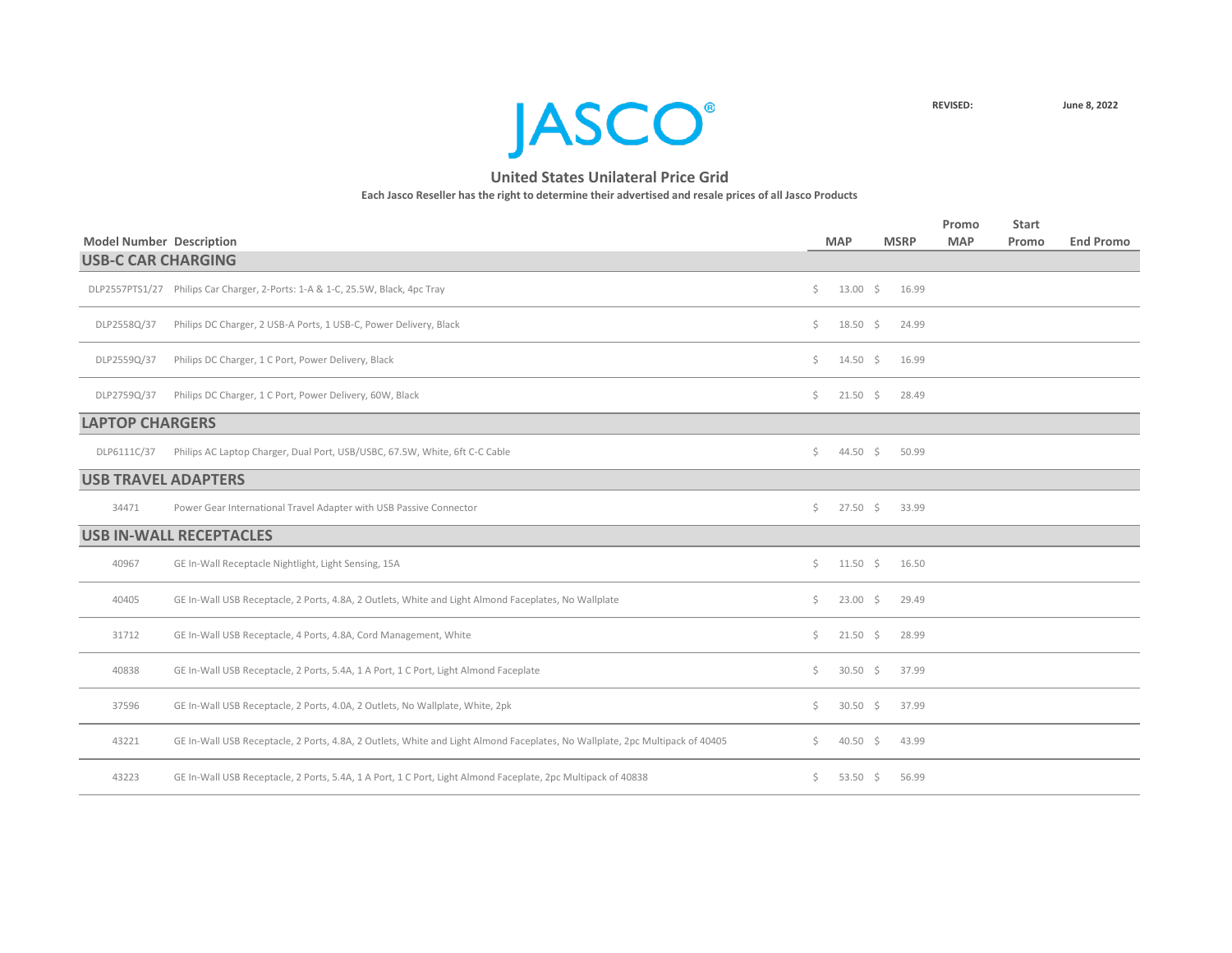# JASCO®

REVISED: June 8, 2022

## United States Unilateral Price Grid

**Each Jasco Reseller has the right to determine their advertised and resale prices of all Jasco Products**

| Model Number | Description | MAP | MSRP | Promo MAP | Start Promo | End Promo |
|---|---|---|---|---|---|---|
| **USB-C CAR CHARGING** | | | | | | |
| DLP2557PTS1/27 | Philips Car Charger, 2-Ports: 1-A & 1-C, 25.5W, Black, 4pc Tray | $ 13.00 | $ 16.99 | | | |
| DLP2558Q/37 | Philips DC Charger, 2 USB-A Ports, 1 USB-C, Power Delivery, Black | $ 18.50 | $ 24.99 | | | |
| DLP2559Q/37 | Philips DC Charger, 1 C Port, Power Delivery, Black | $ 14.50 | $ 16.99 | | | |
| DLP2759Q/37 | Philips DC Charger, 1 C Port, Power Delivery, 60W, Black | $ 21.50 | $ 28.49 | | | |
| **LAPTOP CHARGERS** | | | | | | |
| DLP6111C/37 | Philips AC Laptop Charger, Dual Port, USB/USBC, 67.5W, White, 6ft C-C Cable | $ 44.50 | $ 50.99 | | | |
| **USB TRAVEL ADAPTERS** | | | | | | |
| 34471 | Power Gear International Travel Adapter with USB Passive Connector | $ 27.50 | $ 33.99 | | | |
| **USB IN-WALL RECEPTACLES** | | | | | | |
| 40967 | GE In-Wall Receptacle Nightlight, Light Sensing, 15A | $ 11.50 | $ 16.50 | | | |
| 40405 | GE In-Wall USB Receptacle, 2 Ports, 4.8A, 2 Outlets, White and Light Almond Faceplates, No Wallplate | $ 23.00 | $ 29.49 | | | |
| 31712 | GE In-Wall USB Receptacle, 4 Ports, 4.8A, Cord Management, White | $ 21.50 | $ 28.99 | | | |
| 40838 | GE In-Wall USB Receptacle, 2 Ports, 5.4A, 1 A Port, 1 C Port, Light Almond Faceplate | $ 30.50 | $ 37.99 | | | |
| 37596 | GE In-Wall USB Receptacle, 2 Ports, 4.0A, 2 Outlets, No Wallplate, White, 2pk | $ 30.50 | $ 37.99 | | | |
| 43221 | GE In-Wall USB Receptacle, 2 Ports, 4.8A, 2 Outlets, White and Light Almond Faceplates, No Wallplate, 2pc Multipack of 40405 | $ 40.50 | $ 43.99 | | | |
| 43223 | GE In-Wall USB Receptacle, 2 Ports, 5.4A, 1 A Port, 1 C Port, Light Almond Faceplate, 2pc Multipack of 40838 | $ 53.50 | $ 56.99 | | | |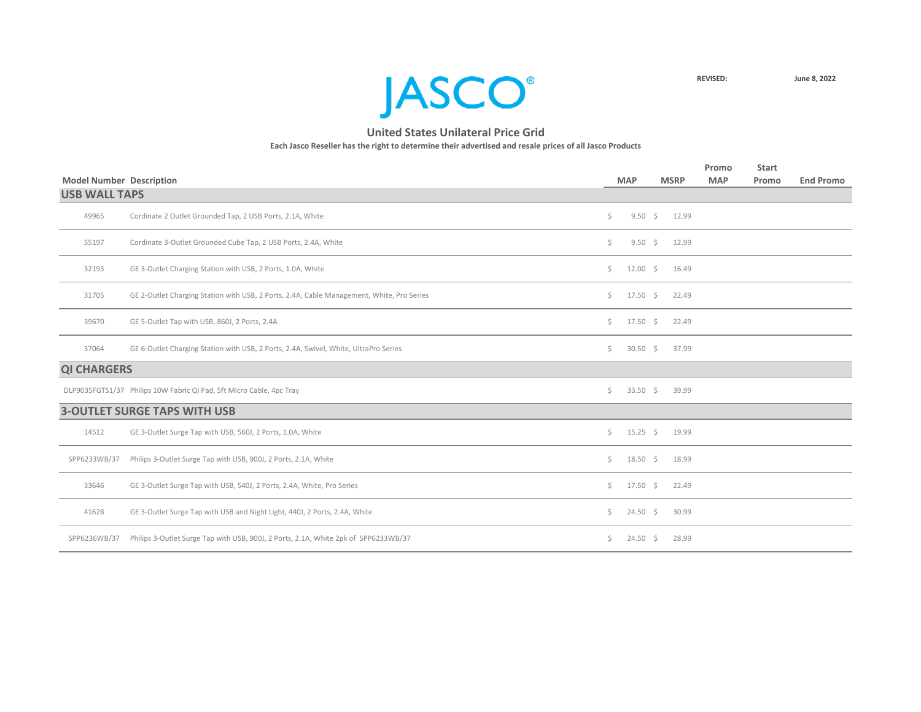JASCO®

**REVISED:** June 8, 2022

## United States Unilateral Price Grid

**Each Jasco Reseller has the right to determine their advertised and resale prices of all Jasco Products**

| Model Number | Description | MAP | MSRP | Promo MAP | Start Promo | End Promo |
|---|---|---|---|---|---|---|
| **USB WALL TAPS** | | | | | | |
| 49965 | Cordinate 2 Outlet Grounded Tap, 2 USB Ports, 2.1A, White | $ 9.50 | $ 12.99 | | | |
| 55197 | Cordinate 3-Outlet Grounded Cube Tap, 2 USB Ports, 2.4A, White | $ 9.50 | $ 12.99 | | | |
| 32193 | GE 3-Outlet Charging Station with USB, 2 Ports, 1.0A, White | $ 12.00 | $ 16.49 | | | |
| 31705 | GE 2-Outlet Charging Station with USB, 2 Ports, 2.4A, Cable Management, White, Pro Series | $ 17.50 | $ 22.49 | | | |
| 39670 | GE 5-Outlet Tap with USB, 860J, 2 Ports, 2.4A | $ 17.50 | $ 22.49 | | | |
| 37064 | GE 6-Outlet Charging Station with USB, 2 Ports, 2.4A, Swivel, White, UltraPro Series | $ 30.50 | $ 37.99 | | | |
| **QI CHARGERS** | | | | | | |
| DLP9035FGTS1/37 | Philips 10W Fabric Qi Pad, 5ft Micro Cable, 4pc Tray | $ 33.50 | $ 39.99 | | | |
| **3-OUTLET SURGE TAPS WITH USB** | | | | | | |
| 14512 | GE 3-Outlet Surge Tap with USB, 560J, 2 Ports, 1.0A, White | $ 15.25 | $ 19.99 | | | |
| SPP6233WB/37 | Philips 3-Outlet Surge Tap with USB, 900J, 2 Ports, 2.1A, White | $ 18.50 | $ 18.99 | | | |
| 33646 | GE 3-Outlet Surge Tap with USB, 540J, 2 Ports, 2.4A, White, Pro Series | $ 17.50 | $ 22.49 | | | |
| 41628 | GE 3-Outlet Surge Tap with USB and Night Light, 440J, 2 Ports, 2.4A, White | $ 24.50 | $ 30.99 | | | |
| SPP6236WB/37 | Philips 3-Outlet Surge Tap with USB, 900J, 2 Ports, 2.1A, White 2pk of SPP6233WB/37 | $ 24.50 | $ 28.99 | | | |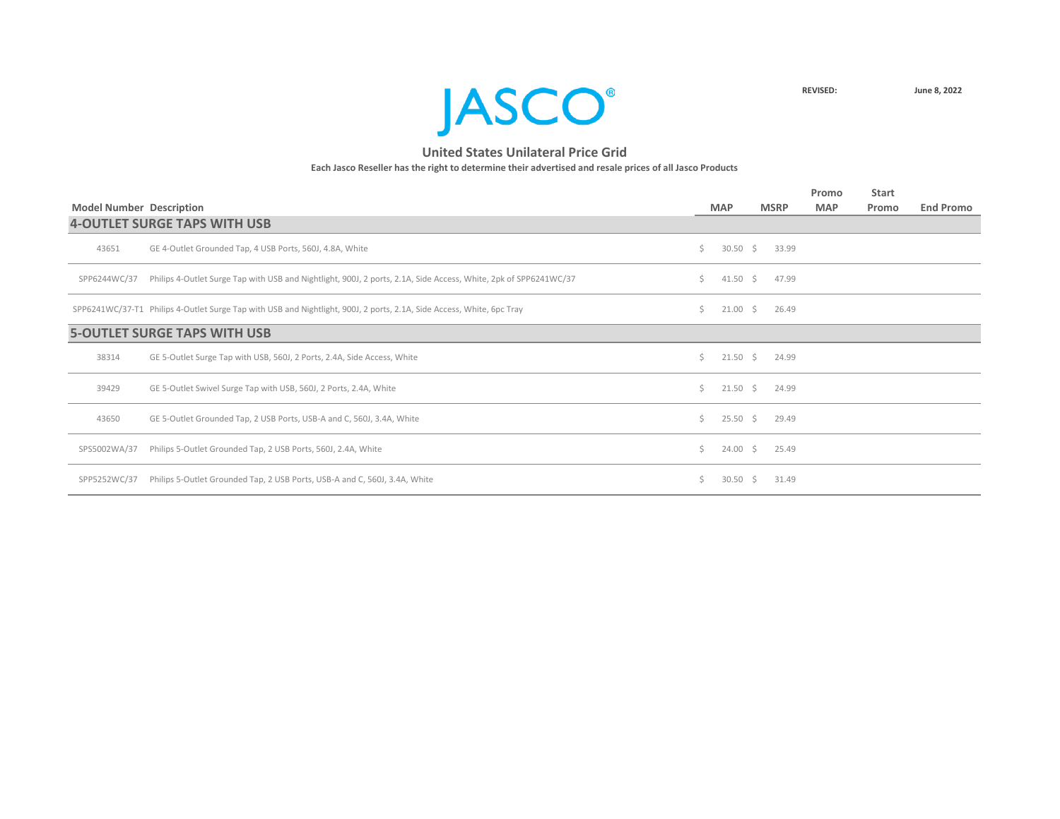JASCO®

**REVISED:** **June 8, 2022**

## United States Unilateral Price Grid

**Each Jasco Reseller has the right to determine their advertised and resale prices of all Jasco Products**

| Model Number | Description | MAP | MSRP | Promo MAP | Start Promo | End Promo |
|---|---|---|---|---|---|---|
| **4-OUTLET SURGE TAPS WITH USB** | | | | | | |
| 43651 | GE 4-Outlet Grounded Tap, 4 USB Ports, 560J, 4.8A, White | $ 30.50 | $ 33.99 | | | |
| SPP6244WC/37 | Philips 4-Outlet Surge Tap with USB and Nightlight, 900J, 2 ports, 2.1A, Side Access, White, 2pk of SPP6241WC/37 | $ 41.50 | $ 47.99 | | | |
| SPP6241WC/37-T1 | Philips 4-Outlet Surge Tap with USB and Nightlight, 900J, 2 ports, 2.1A, Side Access, White, 6pc Tray | $ 21.00 | $ 26.49 | | | |
| **5-OUTLET SURGE TAPS WITH USB** | | | | | | |
| 38314 | GE 5-Outlet Surge Tap with USB, 560J, 2 Ports, 2.4A, Side Access, White | $ 21.50 | $ 24.99 | | | |
| 39429 | GE 5-Outlet Swivel Surge Tap with USB, 560J, 2 Ports, 2.4A, White | $ 21.50 | $ 24.99 | | | |
| 43650 | GE 5-Outlet Grounded Tap, 2 USB Ports, USB-A and C, 560J, 3.4A, White | $ 25.50 | $ 29.49 | | | |
| SPS5002WA/37 | Philips 5-Outlet Grounded Tap, 2 USB Ports, 560J, 2.4A, White | $ 24.00 | $ 25.49 | | | |
| SPP5252WC/37 | Philips 5-Outlet Grounded Tap, 2 USB Ports, USB-A and C, 560J, 3.4A, White | $ 30.50 | $ 31.49 | | | |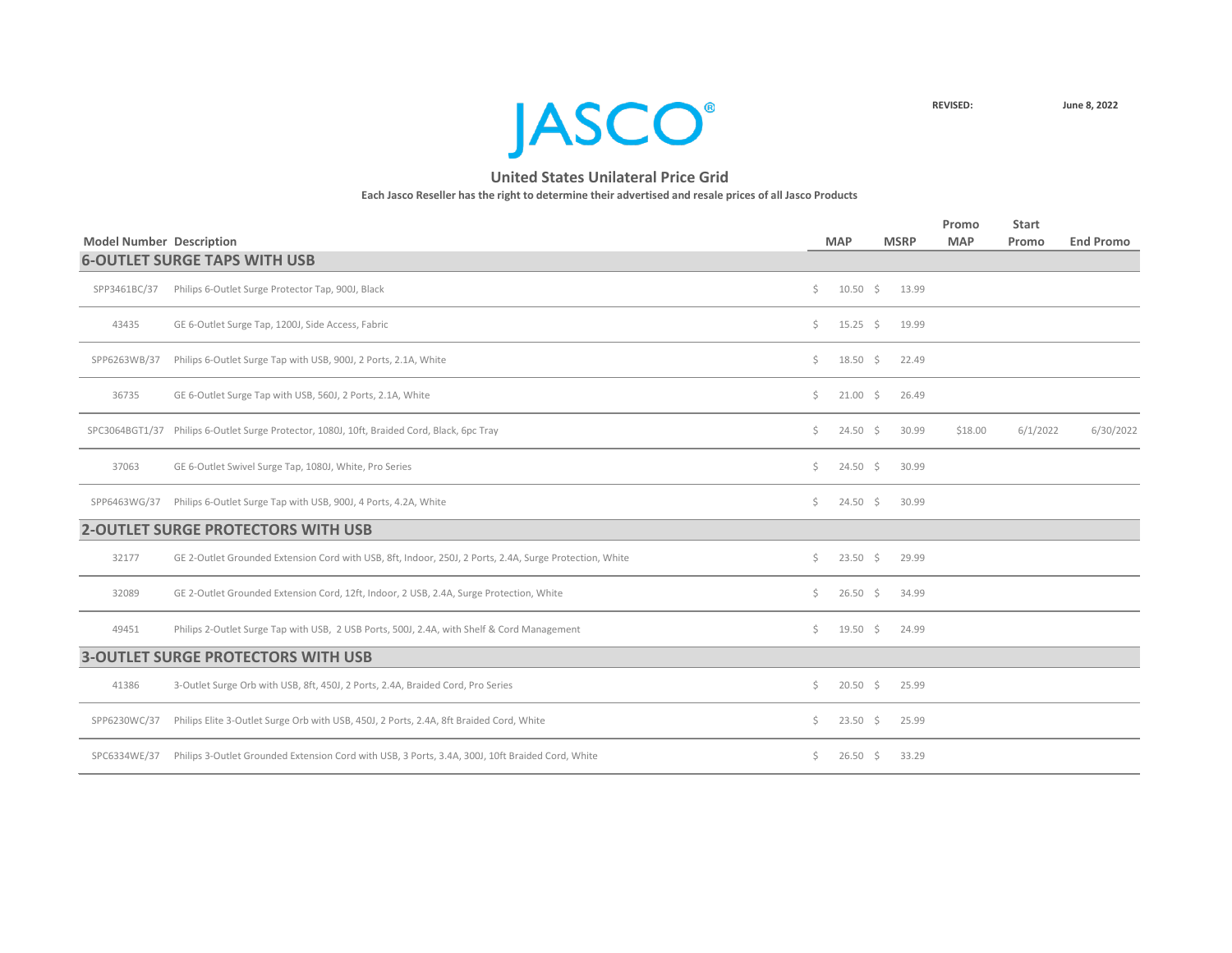JASCO®

REVISED: June 8, 2022

## United States Unilateral Price Grid

**Each Jasco Reseller has the right to determine their advertised and resale prices of all Jasco Products**

| Model Number | Description | MAP | MSRP | Promo MAP | Start Promo | End Promo |
|---|---|---|---|---|---|---|
| **6-OUTLET SURGE TAPS WITH USB** | | | | | | |
| SPP3461BC/37 | Philips 6-Outlet Surge Protector Tap, 900J, Black | $ 10.50 | $ 13.99 | | | |
| 43435 | GE 6-Outlet Surge Tap, 1200J, Side Access, Fabric | $ 15.25 | $ 19.99 | | | |
| SPP6263WB/37 | Philips 6-Outlet Surge Tap with USB, 900J, 2 Ports, 2.1A, White | $ 18.50 | $ 22.49 | | | |
| 36735 | GE 6-Outlet Surge Tap with USB, 560J, 2 Ports, 2.1A, White | $ 21.00 | $ 26.49 | | | |
| SPC3064BGT1/37 | Philips 6-Outlet Surge Protector, 1080J, 10ft, Braided Cord, Black, 6pc Tray | $ 24.50 | $ 30.99 | $18.00 | 6/1/2022 | 6/30/2022 |
| 37063 | GE 6-Outlet Swivel Surge Tap, 1080J, White, Pro Series | $ 24.50 | $ 30.99 | | | |
| SPP6463WG/37 | Philips 6-Outlet Surge Tap with USB, 900J, 4 Ports, 4.2A, White | $ 24.50 | $ 30.99 | | | |
| **2-OUTLET SURGE PROTECTORS WITH USB** | | | | | | |
| 32177 | GE 2-Outlet Grounded Extension Cord with USB, 8ft, Indoor, 250J, 2 Ports, 2.4A, Surge Protection, White | $ 23.50 | $ 29.99 | | | |
| 32089 | GE 2-Outlet Grounded Extension Cord, 12ft, Indoor, 2 USB, 2.4A, Surge Protection, White | $ 26.50 | $ 34.99 | | | |
| 49451 | Philips 2-Outlet Surge Tap with USB, 2 USB Ports, 500J, 2.4A, with Shelf & Cord Management | $ 19.50 | $ 24.99 | | | |
| **3-OUTLET SURGE PROTECTORS WITH USB** | | | | | | |
| 41386 | 3-Outlet Surge Orb with USB, 8ft, 450J, 2 Ports, 2.4A, Braided Cord, Pro Series | $ 20.50 | $ 25.99 | | | |
| SPP6230WC/37 | Philips Elite 3-Outlet Surge Orb with USB, 450J, 2 Ports, 2.4A, 8ft Braided Cord, White | $ 23.50 | $ 25.99 | | | |
| SPC6334WE/37 | Philips 3-Outlet Grounded Extension Cord with USB, 3 Ports, 3.4A, 300J, 10ft Braided Cord, White | $ 26.50 | $ 33.29 | | | |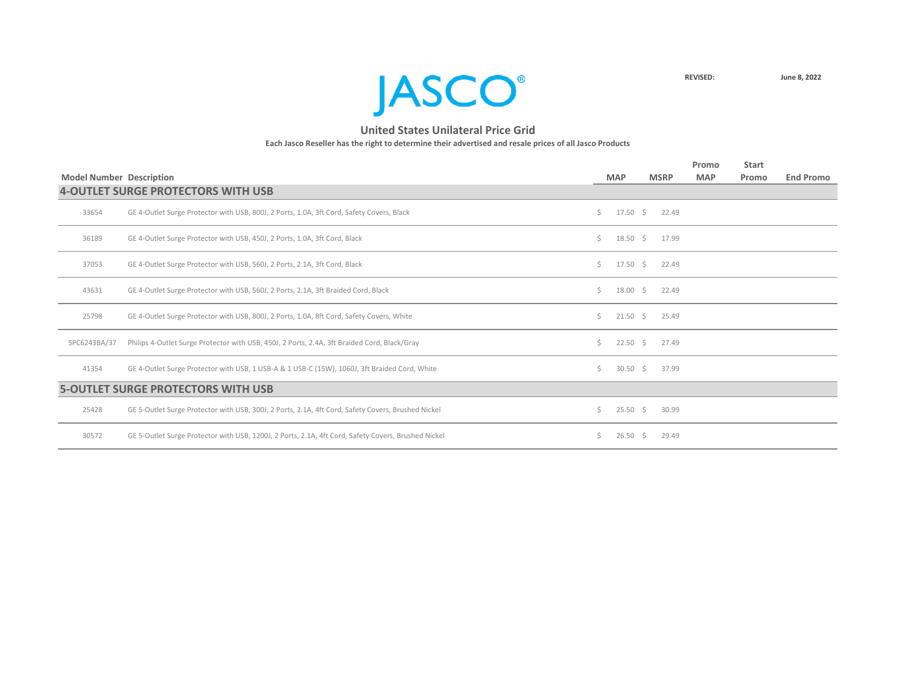# JASCO®

**REVISED:** **June 8, 2022**

## United States Unilateral Price Grid

**Each Jasco Reseller has the right to determine their advertised and resale prices of all Jasco Products**

| Model Number | Description | MAP | MSRP | Promo MAP | Start Promo | End Promo |
|---|---|---|---|---|---|---|
| **4-OUTLET SURGE PROTECTORS WITH USB** | | | | | | |
| 33654 | GE 4-Outlet Surge Protector with USB, 800J, 2 Ports, 1.0A, 3ft Cord, Safety Covers, Black | $ 17.50 | $ 22.49 | | | |
| 36189 | GE 4-Outlet Surge Protector with USB, 450J, 2 Ports, 1.0A, 3ft Cord, Black | $ 18.50 | $ 17.99 | | | |
| 37053 | GE 4-Outlet Surge Protector with USB, 560J, 2 Ports, 2.1A, 3ft Cord, Black | $ 17.50 | $ 22.49 | | | |
| 43631 | GE 4-Outlet Surge Protector with USB, 560J, 2 Ports, 2.1A, 3ft Braided Cord, Black | $ 18.00 | $ 22.49 | | | |
| 25798 | GE 4-Outlet Surge Protector with USB, 800J, 2 Ports, 1.0A, 8ft Cord, Safety Covers, White | $ 21.50 | $ 25.49 | | | |
| SPC6243BA/37 | Philips 4-Outlet Surge Protector with USB, 450J, 2 Ports, 2.4A, 3ft Braided Cord, Black/Gray | $ 22.50 | $ 27.49 | | | |
| 41354 | GE 4-Outlet Surge Protector with USB, 1 USB-A & 1 USB-C (15W), 1060J, 3ft Braided Cord, White | $ 30.50 | $ 37.99 | | | |
| **5-OUTLET SURGE PROTECTORS WITH USB** | | | | | | |
| 25428 | GE 5-Outlet Surge Protector with USB, 300J, 2 Ports, 2.1A, 4ft Cord, Safety Covers, Brushed Nickel | $ 25.50 | $ 30.99 | | | |
| 30572 | GE 5-Outlet Surge Protector with USB, 1200J, 2 Ports, 2.1A, 4ft Cord, Safety Covers, Brushed Nickel | $ 26.50 | $ 29.49 | | | |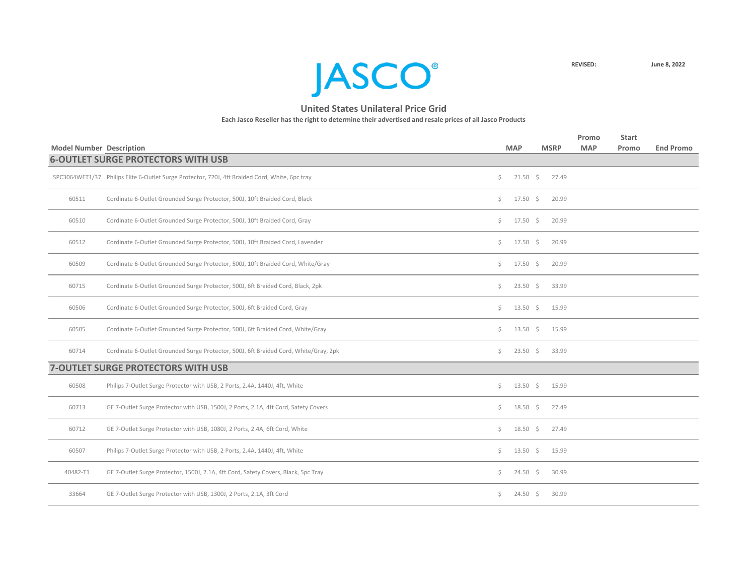JASCO®

REVISED: June 8, 2022

## United States Unilateral Price Grid

**Each Jasco Reseller has the right to determine their advertised and resale prices of all Jasco Products**

| Model Number | Description | MAP | MSRP | Promo MAP | Start Promo | End Promo |
|---|---|---|---|---|---|---|
| **6-OUTLET SURGE PROTECTORS WITH USB** | | | | | | |
| SPC3064WET1/37 | Philips Elite 6-Outlet Surge Protector, 720J, 4ft Braided Cord, White, 6pc tray | $ 21.50 | $ 27.49 | | | |
| 60511 | Cordinate 6-Outlet Grounded Surge Protector, 500J, 10ft Braided Cord, Black | $ 17.50 | $ 20.99 | | | |
| 60510 | Cordinate 6-Outlet Grounded Surge Protector, 500J, 10ft Braided Cord, Gray | $ 17.50 | $ 20.99 | | | |
| 60512 | Cordinate 6-Outlet Grounded Surge Protector, 500J, 10ft Braided Cord, Lavender | $ 17.50 | $ 20.99 | | | |
| 60509 | Cordinate 6-Outlet Grounded Surge Protector, 500J, 10ft Braided Cord, White/Gray | $ 17.50 | $ 20.99 | | | |
| 60715 | Cordinate 6-Outlet Grounded Surge Protector, 500J, 6ft Braided Cord, Black, 2pk | $ 23.50 | $ 33.99 | | | |
| 60506 | Cordinate 6-Outlet Grounded Surge Protector, 500J, 6ft Braided Cord, Gray | $ 13.50 | $ 15.99 | | | |
| 60505 | Cordinate 6-Outlet Grounded Surge Protector, 500J, 6ft Braided Cord, White/Gray | $ 13.50 | $ 15.99 | | | |
| 60714 | Cordinate 6-Outlet Grounded Surge Protector, 500J, 6ft Braided Cord, White/Gray, 2pk | $ 23.50 | $ 33.99 | | | |
| **7-OUTLET SURGE PROTECTORS WITH USB** | | | | | | |
| 60508 | Philips 7-Outlet Surge Protector with USB, 2 Ports, 2.4A, 1440J, 4ft, White | $ 13.50 | $ 15.99 | | | |
| 60713 | GE 7-Outlet Surge Protector with USB, 1500J, 2 Ports, 2.1A, 4ft Cord, Safety Covers | $ 18.50 | $ 27.49 | | | |
| 60712 | GE 7-Outlet Surge Protector with USB, 1080J, 2 Ports, 2.4A, 6ft Cord, White | $ 18.50 | $ 27.49 | | | |
| 60507 | Philips 7-Outlet Surge Protector with USB, 2 Ports, 2.4A, 1440J, 4ft, White | $ 13.50 | $ 15.99 | | | |
| 40482-T1 | GE 7-Outlet Surge Protector, 1500J, 2.1A, 4ft Cord, Safety Covers, Black, 5pc Tray | $ 24.50 | $ 30.99 | | | |
| 33664 | GE 7-Outlet Surge Protector with USB, 1300J, 2 Ports, 2.1A, 3ft Cord | $ 24.50 | $ 30.99 | | | |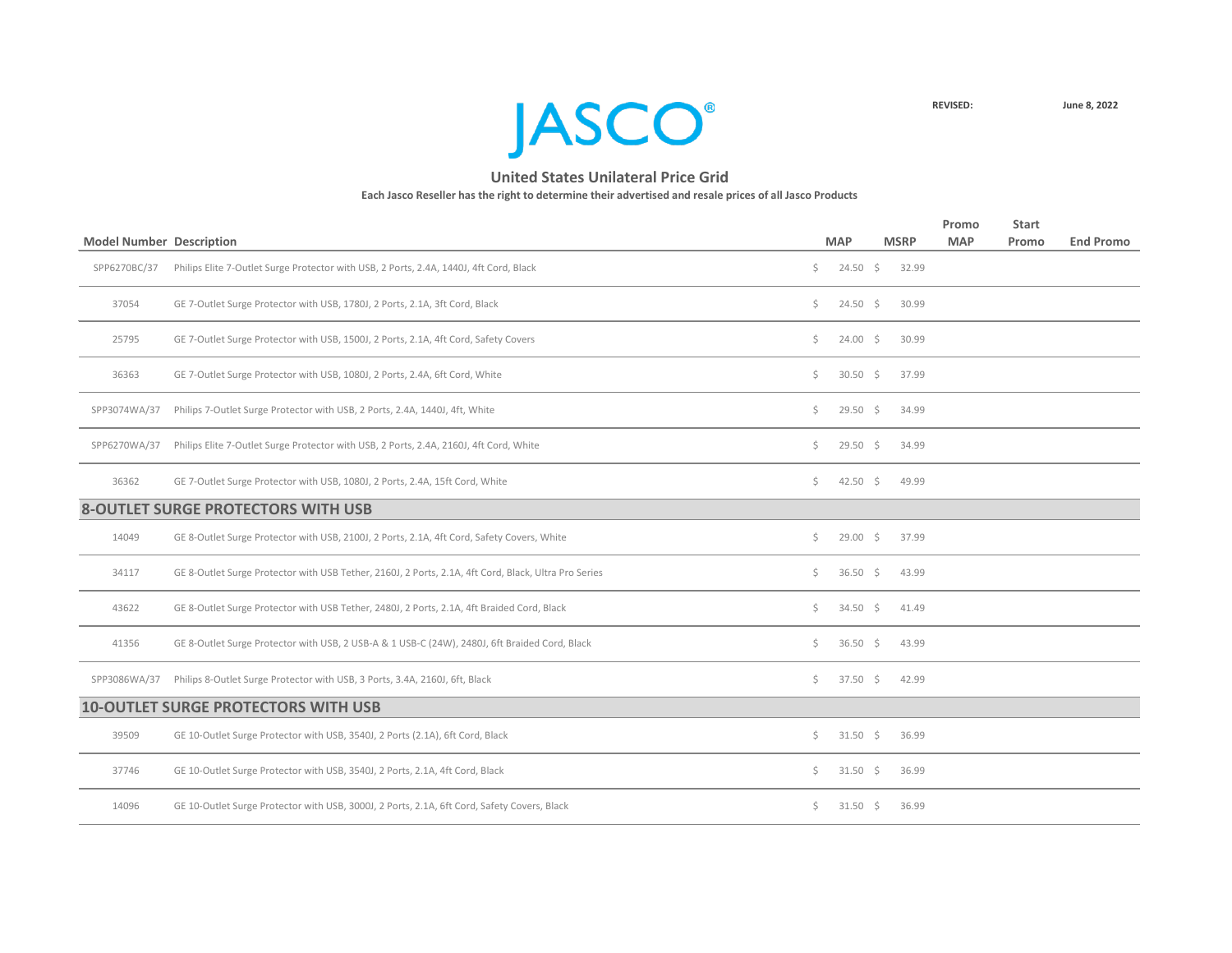JASCO®

**REVISED:** **June 8, 2022**

## United States Unilateral Price Grid

**Each Jasco Reseller has the right to determine their advertised and resale prices of all Jasco Products**

| Model Number | Description | MAP | MSRP | Promo MAP | Start Promo | End Promo |
|---|---|---|---|---|---|---|
| SPP6270BC/37 | Philips Elite 7-Outlet Surge Protector with USB, 2 Ports, 2.4A, 1440J, 4ft Cord, Black | $ 24.50 | $ 32.99 | | | |
| 37054 | GE 7-Outlet Surge Protector with USB, 1780J, 2 Ports, 2.1A, 3ft Cord, Black | $ 24.50 | $ 30.99 | | | |
| 25795 | GE 7-Outlet Surge Protector with USB, 1500J, 2 Ports, 2.1A, 4ft Cord, Safety Covers | $ 24.00 | $ 30.99 | | | |
| 36363 | GE 7-Outlet Surge Protector with USB, 1080J, 2 Ports, 2.4A, 6ft Cord, White | $ 30.50 | $ 37.99 | | | |
| SPP3074WA/37 | Philips 7-Outlet Surge Protector with USB, 2 Ports, 2.4A, 1440J, 4ft, White | $ 29.50 | $ 34.99 | | | |
| SPP6270WA/37 | Philips Elite 7-Outlet Surge Protector with USB, 2 Ports, 2.4A, 2160J, 4ft Cord, White | $ 29.50 | $ 34.99 | | | |
| 36362 | GE 7-Outlet Surge Protector with USB, 1080J, 2 Ports, 2.4A, 15ft Cord, White | $ 42.50 | $ 49.99 | | | |
| **8-OUTLET SURGE PROTECTORS WITH USB** | | | | | | |
| 14049 | GE 8-Outlet Surge Protector with USB, 2100J, 2 Ports, 2.1A, 4ft Cord, Safety Covers, White | $ 29.00 | $ 37.99 | | | |
| 34117 | GE 8-Outlet Surge Protector with USB Tether, 2160J, 2 Ports, 2.1A, 4ft Cord, Black, Ultra Pro Series | $ 36.50 | $ 43.99 | | | |
| 43622 | GE 8-Outlet Surge Protector with USB Tether, 2480J, 2 Ports, 2.1A, 4ft Braided Cord, Black | $ 34.50 | $ 41.49 | | | |
| 41356 | GE 8-Outlet Surge Protector with USB, 2 USB-A & 1 USB-C (24W), 2480J, 6ft Braided Cord, Black | $ 36.50 | $ 43.99 | | | |
| SPP3086WA/37 | Philips 8-Outlet Surge Protector with USB, 3 Ports, 3.4A, 2160J, 6ft, Black | $ 37.50 | $ 42.99 | | | |
| **10-OUTLET SURGE PROTECTORS WITH USB** | | | | | | |
| 39509 | GE 10-Outlet Surge Protector with USB, 3540J, 2 Ports (2.1A), 6ft Cord, Black | $ 31.50 | $ 36.99 | | | |
| 37746 | GE 10-Outlet Surge Protector with USB, 3540J, 2 Ports, 2.1A, 4ft Cord, Black | $ 31.50 | $ 36.99 | | | |
| 14096 | GE 10-Outlet Surge Protector with USB, 3000J, 2 Ports, 2.1A, 6ft Cord, Safety Covers, Black | $ 31.50 | $ 36.99 | | | |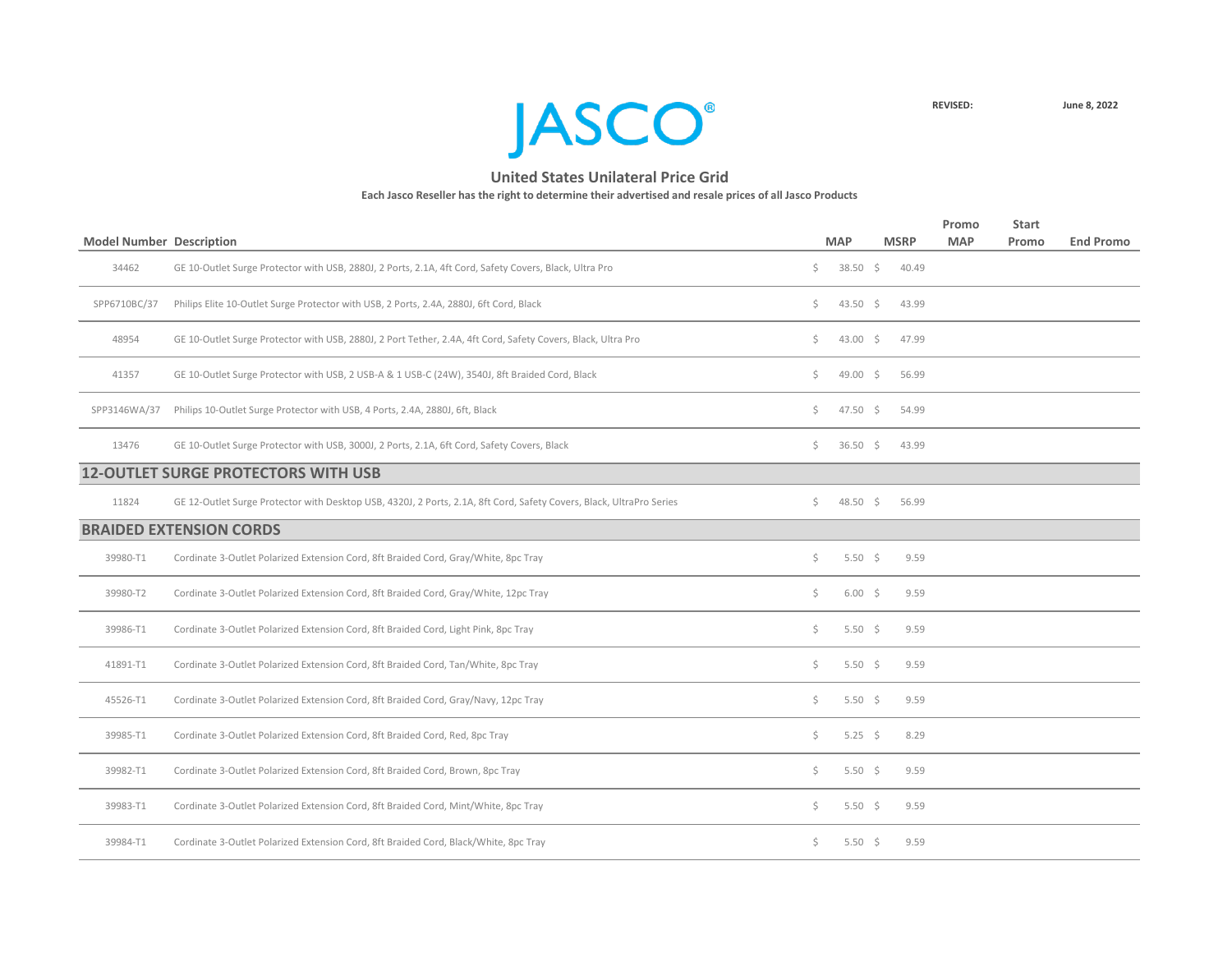JASCO®

REVISED: June 8, 2022

## United States Unilateral Price Grid

**Each Jasco Reseller has the right to determine their advertised and resale prices of all Jasco Products**

| Model Number | Description | MAP | MSRP | Promo MAP | Start Promo | End Promo |
|---|---|---|---|---|---|---|
| 34462 | GE 10-Outlet Surge Protector with USB, 2880J, 2 Ports, 2.1A, 4ft Cord, Safety Covers, Black, Ultra Pro | $ 38.50 | $ 40.49 | | | |
| SPP6710BC/37 | Philips Elite 10-Outlet Surge Protector with USB, 2 Ports, 2.4A, 2880J, 6ft Cord, Black | $ 43.50 | $ 43.99 | | | |
| 48954 | GE 10-Outlet Surge Protector with USB, 2880J, 2 Port Tether, 2.4A, 4ft Cord, Safety Covers, Black, Ultra Pro | $ 43.00 | $ 47.99 | | | |
| 41357 | GE 10-Outlet Surge Protector with USB, 2 USB-A & 1 USB-C (24W), 3540J, 8ft Braided Cord, Black | $ 49.00 | $ 56.99 | | | |
| SPP3146WA/37 | Philips 10-Outlet Surge Protector with USB, 4 Ports, 2.4A, 2880J, 6ft, Black | $ 47.50 | $ 54.99 | | | |
| 13476 | GE 10-Outlet Surge Protector with USB, 3000J, 2 Ports, 2.1A, 6ft Cord, Safety Covers, Black | $ 36.50 | $ 43.99 | | | |
| **12-OUTLET SURGE PROTECTORS WITH USB** | | | | | | |
| 11824 | GE 12-Outlet Surge Protector with Desktop USB, 4320J, 2 Ports, 2.1A, 8ft Cord, Safety Covers, Black, UltraPro Series | $ 48.50 | $ 56.99 | | | |
| **BRAIDED EXTENSION CORDS** | | | | | | |
| 39980-T1 | Cordinate 3-Outlet Polarized Extension Cord, 8ft Braided Cord, Gray/White, 8pc Tray | $ 5.50 | $ 9.59 | | | |
| 39980-T2 | Cordinate 3-Outlet Polarized Extension Cord, 8ft Braided Cord, Gray/White, 12pc Tray | $ 6.00 | $ 9.59 | | | |
| 39986-T1 | Cordinate 3-Outlet Polarized Extension Cord, 8ft Braided Cord, Light Pink, 8pc Tray | $ 5.50 | $ 9.59 | | | |
| 41891-T1 | Cordinate 3-Outlet Polarized Extension Cord, 8ft Braided Cord, Tan/White, 8pc Tray | $ 5.50 | $ 9.59 | | | |
| 45526-T1 | Cordinate 3-Outlet Polarized Extension Cord, 8ft Braided Cord, Gray/Navy, 12pc Tray | $ 5.50 | $ 9.59 | | | |
| 39985-T1 | Cordinate 3-Outlet Polarized Extension Cord, 8ft Braided Cord, Red, 8pc Tray | $ 5.25 | $ 8.29 | | | |
| 39982-T1 | Cordinate 3-Outlet Polarized Extension Cord, 8ft Braided Cord, Brown, 8pc Tray | $ 5.50 | $ 9.59 | | | |
| 39983-T1 | Cordinate 3-Outlet Polarized Extension Cord, 8ft Braided Cord, Mint/White, 8pc Tray | $ 5.50 | $ 9.59 | | | |
| 39984-T1 | Cordinate 3-Outlet Polarized Extension Cord, 8ft Braided Cord, Black/White, 8pc Tray | $ 5.50 | $ 9.59 | | | |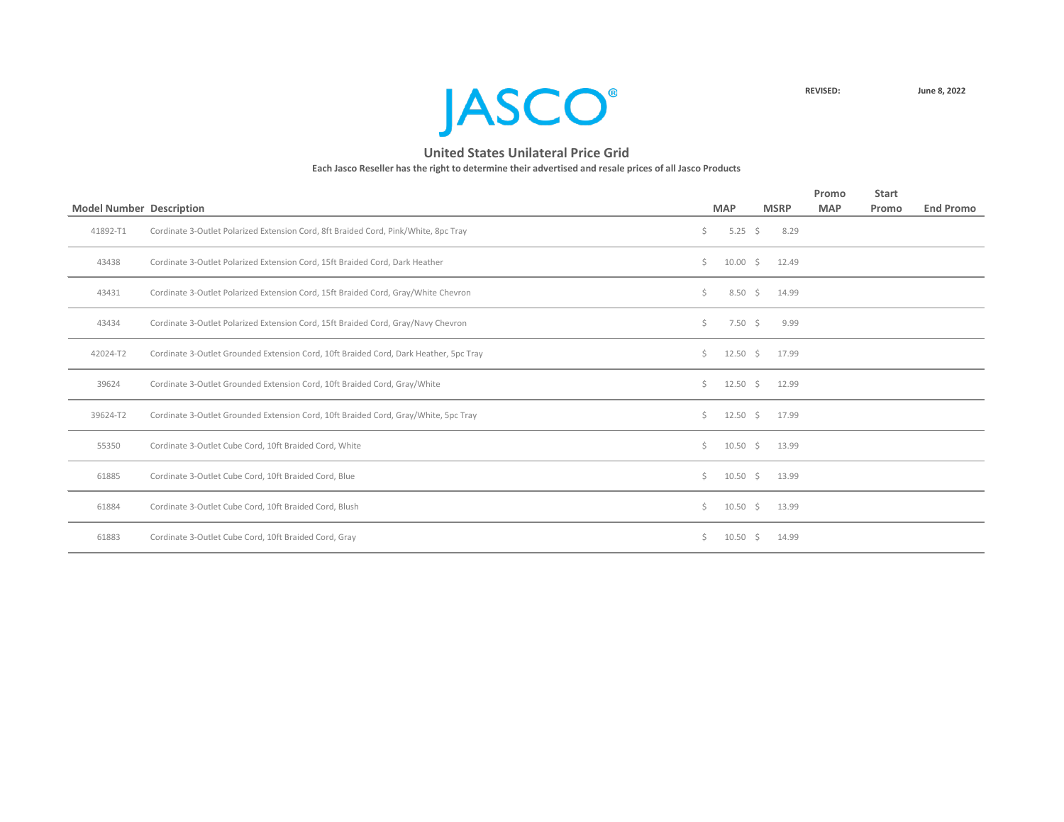# JASCO®

**REVISED:** **June 8, 2022**

## United States Unilateral Price Grid

**Each Jasco Reseller has the right to determine their advertised and resale prices of all Jasco Products**

| Model Number | Description | MAP | MSRP | Promo MAP | Start Promo | End Promo |
|---|---|---|---|---|---|---|
| 41892-T1 | Cordinate 3-Outlet Polarized Extension Cord, 8ft Braided Cord, Pink/White, 8pc Tray | $ 5.25 | $ 8.29 | | | |
| 43438 | Cordinate 3-Outlet Polarized Extension Cord, 15ft Braided Cord, Dark Heather | $ 10.00 | $ 12.49 | | | |
| 43431 | Cordinate 3-Outlet Polarized Extension Cord, 15ft Braided Cord, Gray/White Chevron | $ 8.50 | $ 14.99 | | | |
| 43434 | Cordinate 3-Outlet Polarized Extension Cord, 15ft Braided Cord, Gray/Navy Chevron | $ 7.50 | $ 9.99 | | | |
| 42024-T2 | Cordinate 3-Outlet Grounded Extension Cord, 10ft Braided Cord, Dark Heather, 5pc Tray | $ 12.50 | $ 17.99 | | | |
| 39624 | Cordinate 3-Outlet Grounded Extension Cord, 10ft Braided Cord, Gray/White | $ 12.50 | $ 12.99 | | | |
| 39624-T2 | Cordinate 3-Outlet Grounded Extension Cord, 10ft Braided Cord, Gray/White, 5pc Tray | $ 12.50 | $ 17.99 | | | |
| 55350 | Cordinate 3-Outlet Cube Cord, 10ft Braided Cord, White | $ 10.50 | $ 13.99 | | | |
| 61885 | Cordinate 3-Outlet Cube Cord, 10ft Braided Cord, Blue | $ 10.50 | $ 13.99 | | | |
| 61884 | Cordinate 3-Outlet Cube Cord, 10ft Braided Cord, Blush | $ 10.50 | $ 13.99 | | | |
| 61883 | Cordinate 3-Outlet Cube Cord, 10ft Braided Cord, Gray | $ 10.50 | $ 14.99 | | | |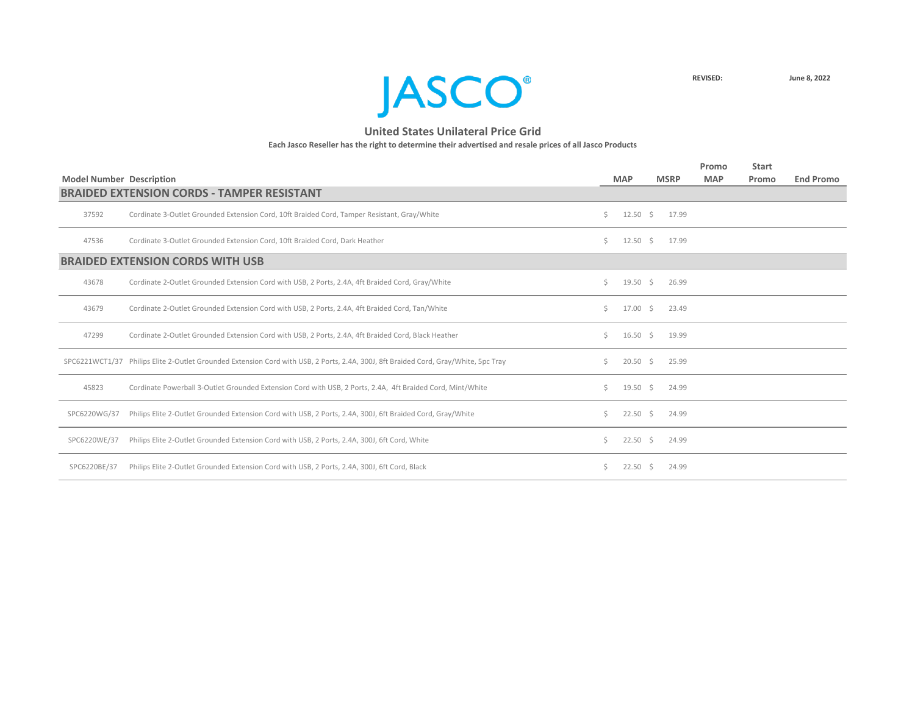JASCO

REVISED: June 8, 2022

## United States Unilateral Price Grid

**Each Jasco Reseller has the right to determine their advertised and resale prices of all Jasco Products**

| Model Number | Description | MAP | MSRP | Promo MAP | Start Promo | End Promo |
|---|---|---|---|---|---|---|
| **BRAIDED EXTENSION CORDS - TAMPER RESISTANT** | | | | | | |
| 37592 | Cordinate 3-Outlet Grounded Extension Cord, 10ft Braided Cord, Tamper Resistant, Gray/White | $ 12.50 | $ 17.99 | | | |
| 47536 | Cordinate 3-Outlet Grounded Extension Cord, 10ft Braided Cord, Dark Heather | $ 12.50 | $ 17.99 | | | |
| **BRAIDED EXTENSION CORDS WITH USB** | | | | | | |
| 43678 | Cordinate 2-Outlet Grounded Extension Cord with USB, 2 Ports, 2.4A, 4ft Braided Cord, Gray/White | $ 19.50 | $ 26.99 | | | |
| 43679 | Cordinate 2-Outlet Grounded Extension Cord with USB, 2 Ports, 2.4A, 4ft Braided Cord, Tan/White | $ 17.00 | $ 23.49 | | | |
| 47299 | Cordinate 2-Outlet Grounded Extension Cord with USB, 2 Ports, 2.4A, 4ft Braided Cord, Black Heather | $ 16.50 | $ 19.99 | | | |
| SPC6221WCT1/37 | Philips Elite 2-Outlet Grounded Extension Cord with USB, 2 Ports, 2.4A, 300J, 8ft Braided Cord, Gray/White, 5pc Tray | $ 20.50 | $ 25.99 | | | |
| 45823 | Cordinate Powerball 3-Outlet Grounded Extension Cord with USB, 2 Ports, 2.4A, 4ft Braided Cord, Mint/White | $ 19.50 | $ 24.99 | | | |
| SPC6220WG/37 | Philips Elite 2-Outlet Grounded Extension Cord with USB, 2 Ports, 2.4A, 300J, 6ft Braided Cord, Gray/White | $ 22.50 | $ 24.99 | | | |
| SPC6220WE/37 | Philips Elite 2-Outlet Grounded Extension Cord with USB, 2 Ports, 2.4A, 300J, 6ft Cord, White | $ 22.50 | $ 24.99 | | | |
| SPC6220BE/37 | Philips Elite 2-Outlet Grounded Extension Cord with USB, 2 Ports, 2.4A, 300J, 6ft Cord, Black | $ 22.50 | $ 24.99 | | | |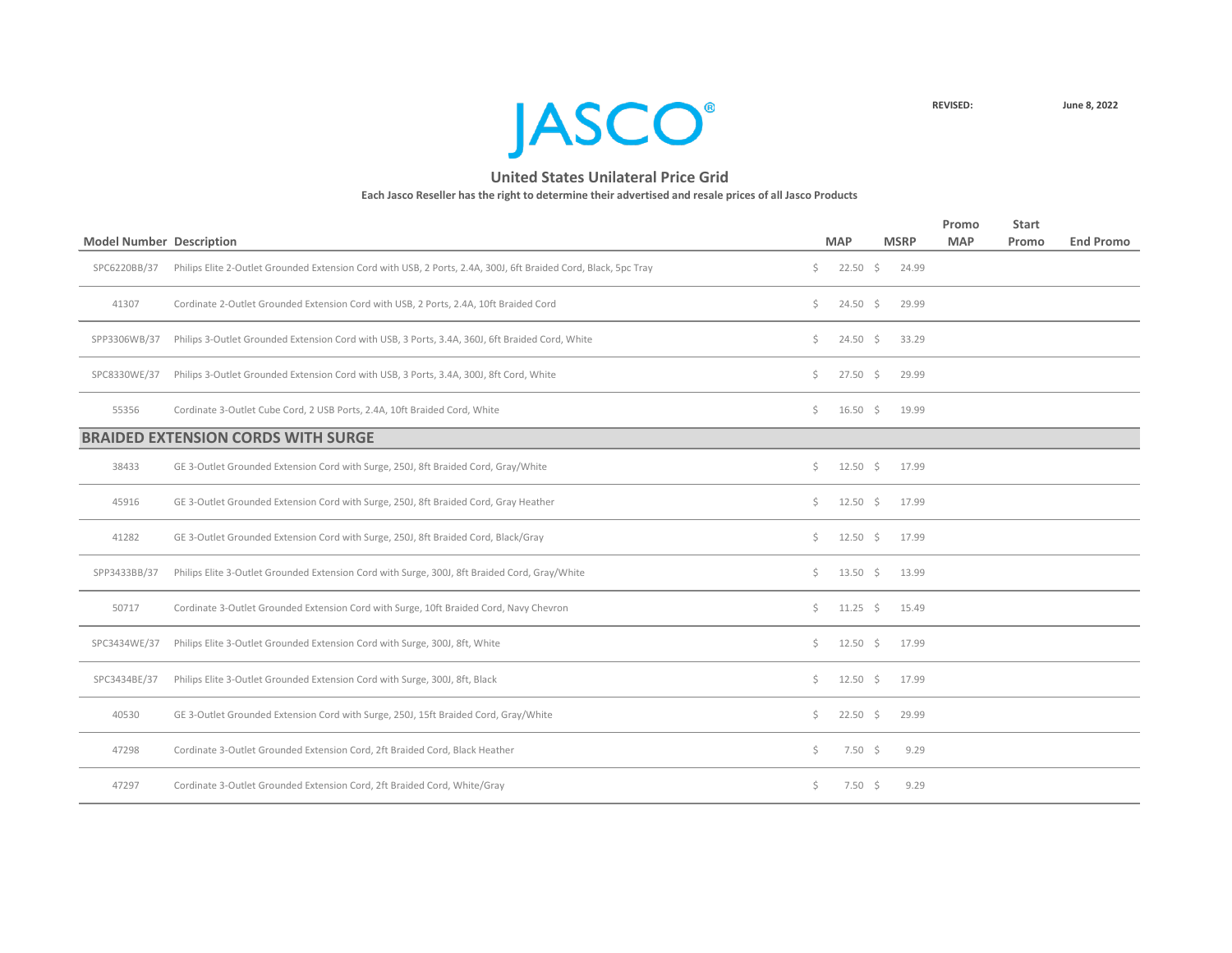JASCO®

REVISED: June 8, 2022

## United States Unilateral Price Grid

**Each Jasco Reseller has the right to determine their advertised and resale prices of all Jasco Products**

| Model Number | Description | MAP | MSRP | Promo MAP | Start Promo | End Promo |
|---|---|---|---|---|---|---|
| SPC6220BB/37 | Philips Elite 2-Outlet Grounded Extension Cord with USB, 2 Ports, 2.4A, 300J, 6ft Braided Cord, Black, 5pc Tray | $ 22.50 | $ 24.99 | | | |
| 41307 | Cordinate 2-Outlet Grounded Extension Cord with USB, 2 Ports, 2.4A, 10ft Braided Cord | $ 24.50 | $ 29.99 | | | |
| SPP3306WB/37 | Philips 3-Outlet Grounded Extension Cord with USB, 3 Ports, 3.4A, 360J, 6ft Braided Cord, White | $ 24.50 | $ 33.29 | | | |
| SPC8330WE/37 | Philips 3-Outlet Grounded Extension Cord with USB, 3 Ports, 3.4A, 300J, 8ft Cord, White | $ 27.50 | $ 29.99 | | | |
| 55356 | Cordinate 3-Outlet Cube Cord, 2 USB Ports, 2.4A, 10ft Braided Cord, White | $ 16.50 | $ 19.99 | | | |
| **BRAIDED EXTENSION CORDS WITH SURGE** | | | | | | |
| 38433 | GE 3-Outlet Grounded Extension Cord with Surge, 250J, 8ft Braided Cord, Gray/White | $ 12.50 | $ 17.99 | | | |
| 45916 | GE 3-Outlet Grounded Extension Cord with Surge, 250J, 8ft Braided Cord, Gray Heather | $ 12.50 | $ 17.99 | | | |
| 41282 | GE 3-Outlet Grounded Extension Cord with Surge, 250J, 8ft Braided Cord, Black/Gray | $ 12.50 | $ 17.99 | | | |
| SPP3433BB/37 | Philips Elite 3-Outlet Grounded Extension Cord with Surge, 300J, 8ft Braided Cord, Gray/White | $ 13.50 | $ 13.99 | | | |
| 50717 | Cordinate 3-Outlet Grounded Extension Cord with Surge, 10ft Braided Cord, Navy Chevron | $ 11.25 | $ 15.49 | | | |
| SPC3434WE/37 | Philips Elite 3-Outlet Grounded Extension Cord with Surge, 300J, 8ft, White | $ 12.50 | $ 17.99 | | | |
| SPC3434BE/37 | Philips Elite 3-Outlet Grounded Extension Cord with Surge, 300J, 8ft, Black | $ 12.50 | $ 17.99 | | | |
| 40530 | GE 3-Outlet Grounded Extension Cord with Surge, 250J, 15ft Braided Cord, Gray/White | $ 22.50 | $ 29.99 | | | |
| 47298 | Cordinate 3-Outlet Grounded Extension Cord, 2ft Braided Cord, Black Heather | $ 7.50 | $ 9.29 | | | |
| 47297 | Cordinate 3-Outlet Grounded Extension Cord, 2ft Braided Cord, White/Gray | $ 7.50 | $ 9.29 | | | |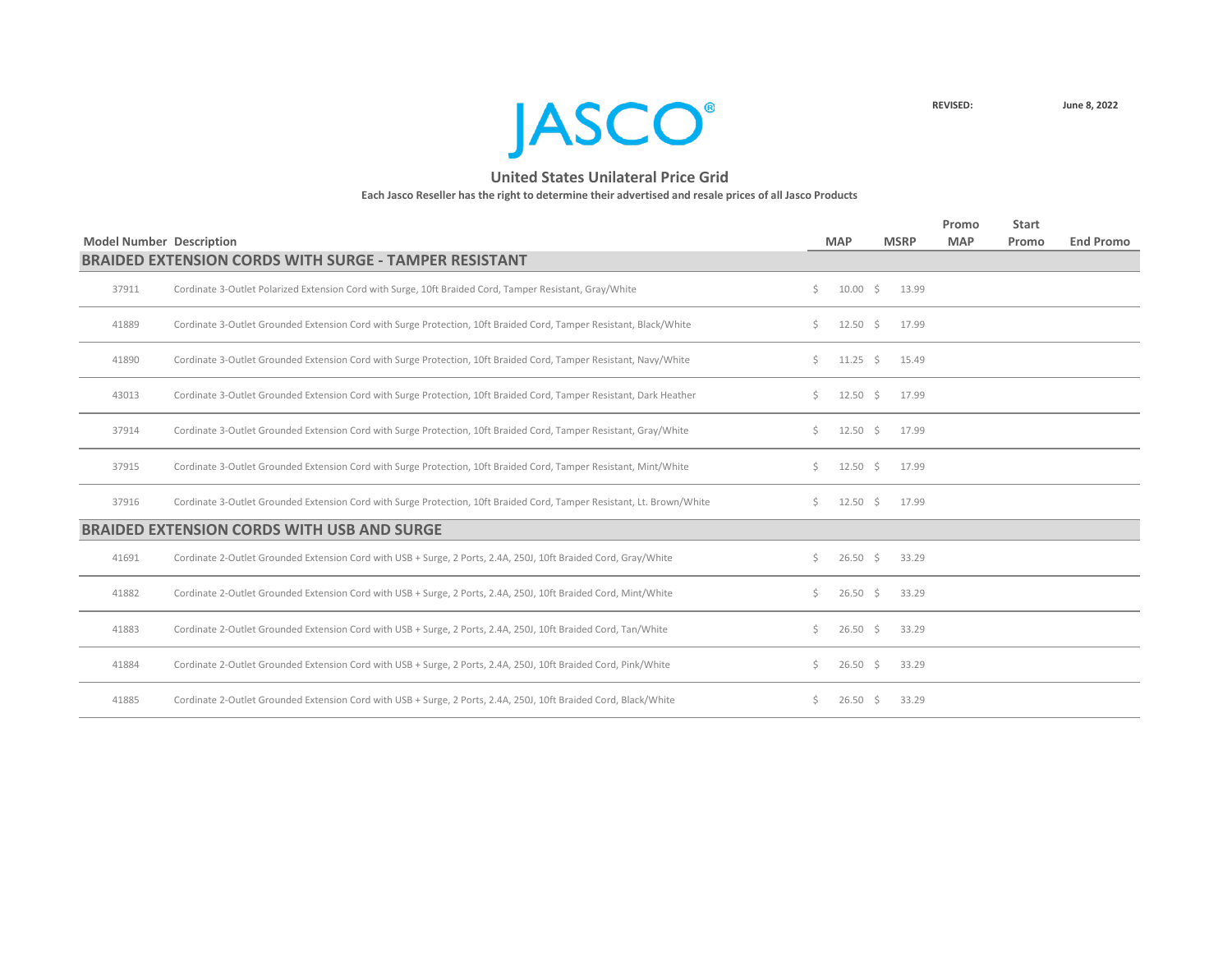JASCO®

REVISED: June 8, 2022

## United States Unilateral Price Grid

**Each Jasco Reseller has the right to determine their advertised and resale prices of all Jasco Products**

| Model Number | Description | MAP | MSRP | Promo MAP | Start Promo | End Promo |
|---|---|---|---|---|---|---|
| **BRAIDED EXTENSION CORDS WITH SURGE - TAMPER RESISTANT** | | | | | | |
| 37911 | Cordinate 3-Outlet Polarized Extension Cord with Surge, 10ft Braided Cord, Tamper Resistant, Gray/White | $ 10.00 | $ 13.99 | | | |
| 41889 | Cordinate 3-Outlet Grounded Extension Cord with Surge Protection, 10ft Braided Cord, Tamper Resistant, Black/White | $ 12.50 | $ 17.99 | | | |
| 41890 | Cordinate 3-Outlet Grounded Extension Cord with Surge Protection, 10ft Braided Cord, Tamper Resistant, Navy/White | $ 11.25 | $ 15.49 | | | |
| 43013 | Cordinate 3-Outlet Grounded Extension Cord with Surge Protection, 10ft Braided Cord, Tamper Resistant, Dark Heather | $ 12.50 | $ 17.99 | | | |
| 37914 | Cordinate 3-Outlet Grounded Extension Cord with Surge Protection, 10ft Braided Cord, Tamper Resistant, Gray/White | $ 12.50 | $ 17.99 | | | |
| 37915 | Cordinate 3-Outlet Grounded Extension Cord with Surge Protection, 10ft Braided Cord, Tamper Resistant, Mint/White | $ 12.50 | $ 17.99 | | | |
| 37916 | Cordinate 3-Outlet Grounded Extension Cord with Surge Protection, 10ft Braided Cord, Tamper Resistant, Lt. Brown/White | $ 12.50 | $ 17.99 | | | |
| **BRAIDED EXTENSION CORDS WITH USB AND SURGE** | | | | | | |
| 41691 | Cordinate 2-Outlet Grounded Extension Cord with USB + Surge, 2 Ports, 2.4A, 250J, 10ft Braided Cord, Gray/White | $ 26.50 | $ 33.29 | | | |
| 41882 | Cordinate 2-Outlet Grounded Extension Cord with USB + Surge, 2 Ports, 2.4A, 250J, 10ft Braided Cord, Mint/White | $ 26.50 | $ 33.29 | | | |
| 41883 | Cordinate 2-Outlet Grounded Extension Cord with USB + Surge, 2 Ports, 2.4A, 250J, 10ft Braided Cord, Tan/White | $ 26.50 | $ 33.29 | | | |
| 41884 | Cordinate 2-Outlet Grounded Extension Cord with USB + Surge, 2 Ports, 2.4A, 250J, 10ft Braided Cord, Pink/White | $ 26.50 | $ 33.29 | | | |
| 41885 | Cordinate 2-Outlet Grounded Extension Cord with USB + Surge, 2 Ports, 2.4A, 250J, 10ft Braided Cord, Black/White | $ 26.50 | $ 33.29 | | | |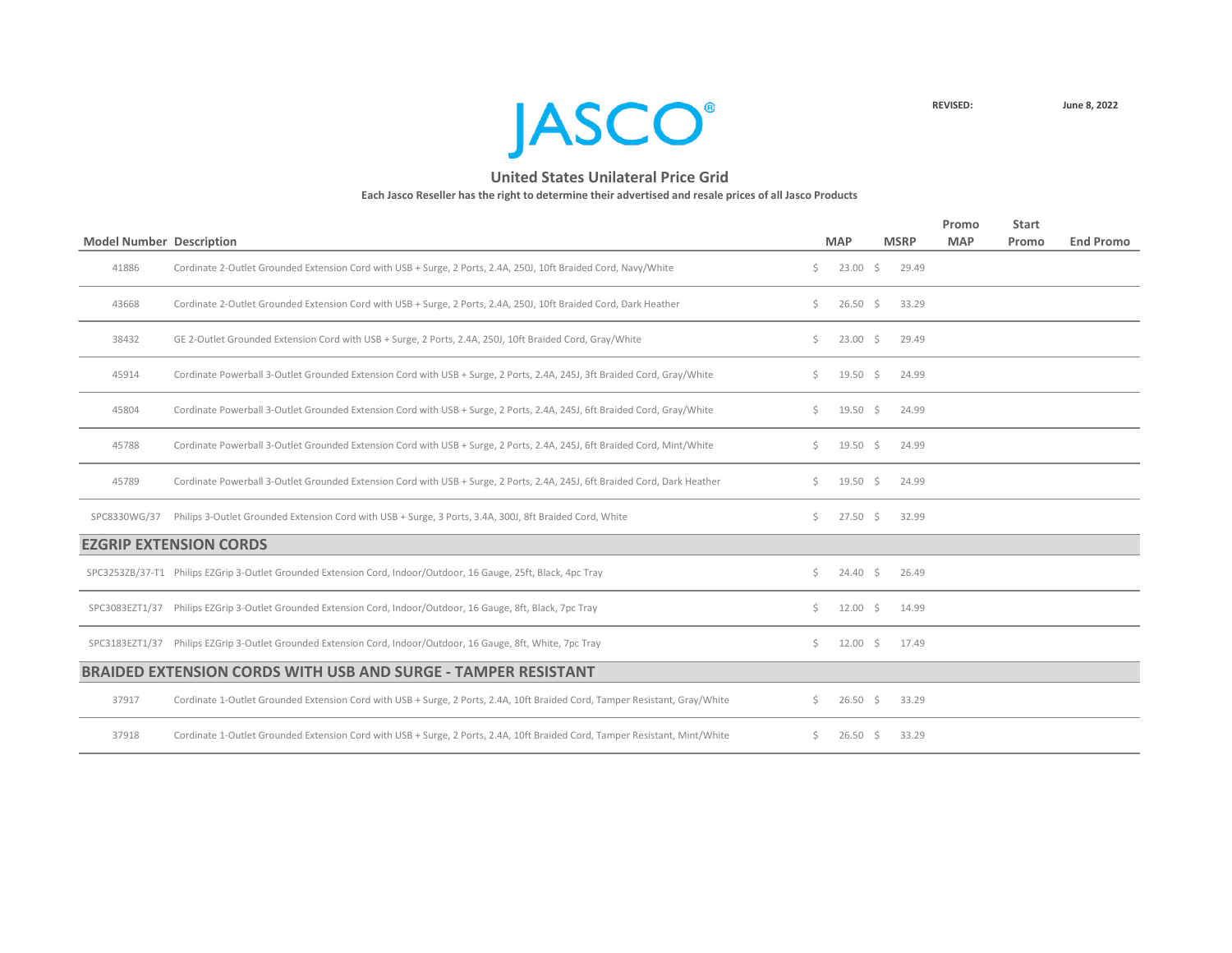JASCO®

REVISED: June 8, 2022

## United States Unilateral Price Grid

**Each Jasco Reseller has the right to determine their advertised and resale prices of all Jasco Products**

| Model Number | Description | MAP | MSRP | Promo MAP | Start Promo | End Promo |
|---|---|---|---|---|---|---|
| 41886 | Cordinate 2-Outlet Grounded Extension Cord with USB + Surge, 2 Ports, 2.4A, 250J, 10ft Braided Cord, Navy/White | $ 23.00 | $ 29.49 | | | |
| 43668 | Cordinate 2-Outlet Grounded Extension Cord with USB + Surge, 2 Ports, 2.4A, 250J, 10ft Braided Cord, Dark Heather | $ 26.50 | $ 33.29 | | | |
| 38432 | GE 2-Outlet Grounded Extension Cord with USB + Surge, 2 Ports, 2.4A, 250J, 10ft Braided Cord, Gray/White | $ 23.00 | $ 29.49 | | | |
| 45914 | Cordinate Powerball 3-Outlet Grounded Extension Cord with USB + Surge, 2 Ports, 2.4A, 245J, 3ft Braided Cord, Gray/White | $ 19.50 | $ 24.99 | | | |
| 45804 | Cordinate Powerball 3-Outlet Grounded Extension Cord with USB + Surge, 2 Ports, 2.4A, 245J, 6ft Braided Cord, Gray/White | $ 19.50 | $ 24.99 | | | |
| 45788 | Cordinate Powerball 3-Outlet Grounded Extension Cord with USB + Surge, 2 Ports, 2.4A, 245J, 6ft Braided Cord, Mint/White | $ 19.50 | $ 24.99 | | | |
| 45789 | Cordinate Powerball 3-Outlet Grounded Extension Cord with USB + Surge, 2 Ports, 2.4A, 245J, 6ft Braided Cord, Dark Heather | $ 19.50 | $ 24.99 | | | |
| SPC8330WG/37 | Philips 3-Outlet Grounded Extension Cord with USB + Surge, 3 Ports, 3.4A, 300J, 8ft Braided Cord, White | $ 27.50 | $ 32.99 | | | |
| **EZGRIP EXTENSION CORDS** | | | | | | |
| SPC3253ZB/37-T1 | Philips EZGrip 3-Outlet Grounded Extension Cord, Indoor/Outdoor, 16 Gauge, 25ft, Black, 4pc Tray | $ 24.40 | $ 26.49 | | | |
| SPC3083EZT1/37 | Philips EZGrip 3-Outlet Grounded Extension Cord, Indoor/Outdoor, 16 Gauge, 8ft, Black, 7pc Tray | $ 12.00 | $ 14.99 | | | |
| SPC3183EZT1/37 | Philips EZGrip 3-Outlet Grounded Extension Cord, Indoor/Outdoor, 16 Gauge, 8ft, White, 7pc Tray | $ 12.00 | $ 17.49 | | | |
| **BRAIDED EXTENSION CORDS WITH USB AND SURGE - TAMPER RESISTANT** | | | | | | |
| 37917 | Cordinate 1-Outlet Grounded Extension Cord with USB + Surge, 2 Ports, 2.4A, 10ft Braided Cord, Tamper Resistant, Gray/White | $ 26.50 | $ 33.29 | | | |
| 37918 | Cordinate 1-Outlet Grounded Extension Cord with USB + Surge, 2 Ports, 2.4A, 10ft Braided Cord, Tamper Resistant, Mint/White | $ 26.50 | $ 33.29 | | | |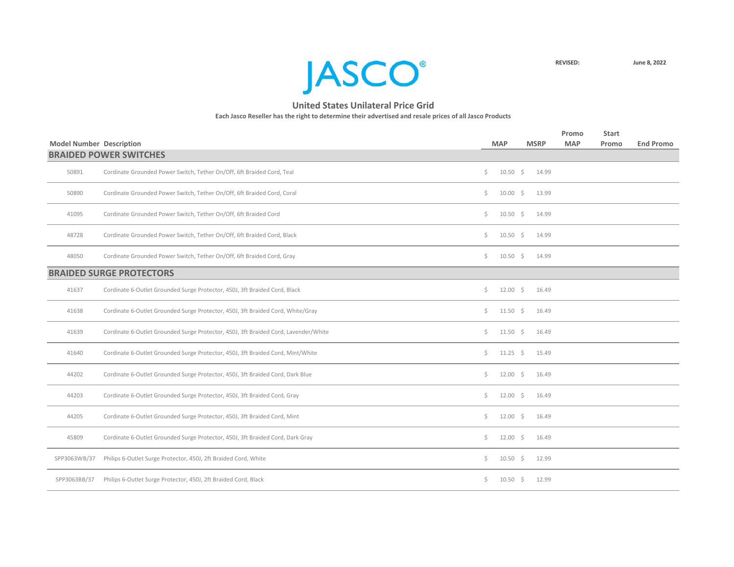# JASCO®

REVISED: June 8, 2022

## United States Unilateral Price Grid

**Each Jasco Reseller has the right to determine their advertised and resale prices of all Jasco Products**

| Model Number | Description | MAP | MSRP | Promo MAP | Start Promo | End Promo |
|---|---|---|---|---|---|---|
| **BRAIDED POWER SWITCHES** | | | | | | |
| 50891 | Cordinate Grounded Power Switch, Tether On/Off, 6ft Braided Cord, Teal | $ 10.50 | $ 14.99 | | | |
| 50890 | Cordinate Grounded Power Switch, Tether On/Off, 6ft Braided Cord, Coral | $ 10.00 | $ 13.99 | | | |
| 41095 | Cordinate Grounded Power Switch, Tether On/Off, 6ft Braided Cord | $ 10.50 | $ 14.99 | | | |
| 48728 | Cordinate Grounded Power Switch, Tether On/Off, 6ft Braided Cord, Black | $ 10.50 | $ 14.99 | | | |
| 48050 | Cordinate Grounded Power Switch, Tether On/Off, 6ft Braided Cord, Gray | $ 10.50 | $ 14.99 | | | |
| **BRAIDED SURGE PROTECTORS** | | | | | | |
| 41637 | Cordinate 6-Outlet Grounded Surge Protector, 450J, 3ft Braided Cord, Black | $ 12.00 | $ 16.49 | | | |
| 41638 | Cordinate 6-Outlet Grounded Surge Protector, 450J, 3ft Braided Cord, White/Gray | $ 11.50 | $ 16.49 | | | |
| 41639 | Cordinate 6-Outlet Grounded Surge Protector, 450J, 3ft Braided Cord, Lavender/White | $ 11.50 | $ 16.49 | | | |
| 41640 | Cordinate 6-Outlet Grounded Surge Protector, 450J, 3ft Braided Cord, Mint/White | $ 11.25 | $ 15.49 | | | |
| 44202 | Cordinate 6-Outlet Grounded Surge Protector, 450J, 3ft Braided Cord, Dark Blue | $ 12.00 | $ 16.49 | | | |
| 44203 | Cordinate 6-Outlet Grounded Surge Protector, 450J, 3ft Braided Cord, Gray | $ 12.00 | $ 16.49 | | | |
| 44205 | Cordinate 6-Outlet Grounded Surge Protector, 450J, 3ft Braided Cord, Mint | $ 12.00 | $ 16.49 | | | |
| 45809 | Cordinate 6-Outlet Grounded Surge Protector, 450J, 3ft Braided Cord, Dark Gray | $ 12.00 | $ 16.49 | | | |
| SPP3063WB/37 | Philips 6-Outlet Surge Protector, 450J, 2ft Braided Cord, White | $ 10.50 | $ 12.99 | | | |
| SPP3063BB/37 | Philips 6-Outlet Surge Protector, 450J, 2ft Braided Cord, Black | $ 10.50 | $ 12.99 | | | |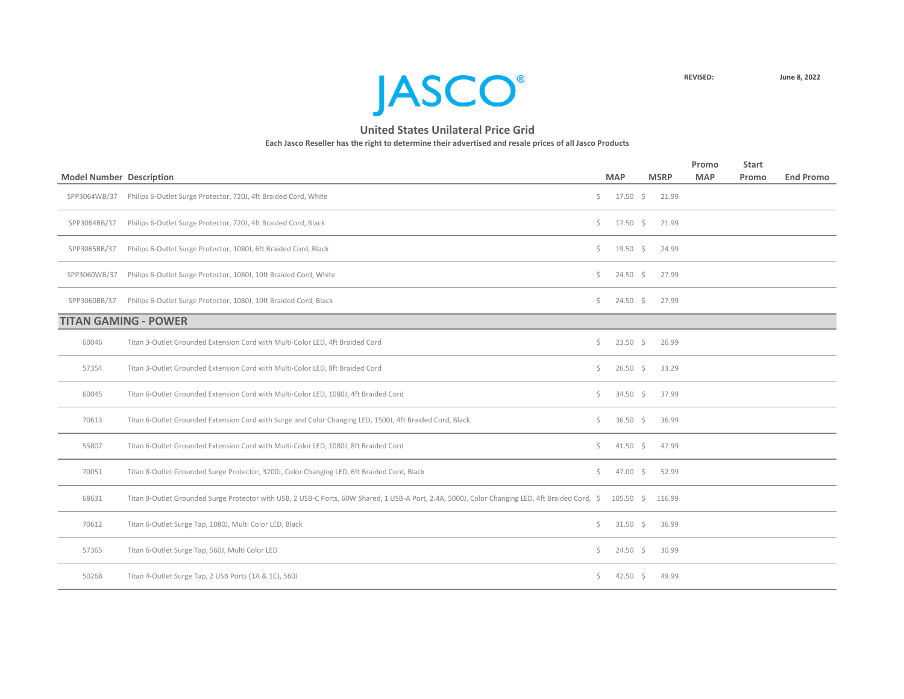JASCO®

REVISED: June 8, 2022

## United States Unilateral Price Grid

**Each Jasco Reseller has the right to determine their advertised and resale prices of all Jasco Products**

| Model Number | Description | MAP | MSRP | Promo MAP | Start Promo | End Promo |
|---|---|---|---|---|---|---|
| SPP3064WB/37 | Philips 6-Outlet Surge Protector, 720J, 4ft Braided Cord, White | $ 17.50 | $ 21.99 | | | |
| SPP3064BB/37 | Philips 6-Outlet Surge Protector, 720J, 4ft Braided Cord, Black | $ 17.50 | $ 21.99 | | | |
| SPP3065BB/37 | Philips 6-Outlet Surge Protector, 1080J, 6ft Braided Cord, Black | $ 19.50 | $ 24.99 | | | |
| SPP3060WB/37 | Philips 6-Outlet Surge Protector, 1080J, 10ft Braided Cord, White | $ 24.50 | $ 27.99 | | | |
| SPP3060BB/37 | Philips 6-Outlet Surge Protector, 1080J, 10ft Braided Cord, Black | $ 24.50 | $ 27.99 | | | |
| **TITAN GAMING - POWER** | | | | | | |
| 60046 | Titan 3-Outlet Grounded Extension Cord with Multi-Color LED, 4ft Braided Cord | $ 23.50 | $ 26.99 | | | |
| 57354 | Titan 3-Outlet Grounded Extension Cord with Multi-Color LED, 8ft Braided Cord | $ 26.50 | $ 33.29 | | | |
| 60045 | Titan 6-Outlet Grounded Extension Cord with Multi-Color LED, 1080J, 4ft Braided Cord | $ 34.50 | $ 37.99 | | | |
| 70613 | Titan 6-Outlet Grounded Extension Cord with Surge and Color Changing LED, 1500J, 4ft Braided Cord, Black | $ 36.50 | $ 36.99 | | | |
| 55807 | Titan 6-Outlet Grounded Extension Cord with Multi-Color LED, 1080J, 8ft Braided Cord | $ 41.50 | $ 47.99 | | | |
| 70051 | Titan 8-Outlet Grounded Surge Protector, 3200J, Color Changing LED, 6ft Braided Cord, Black | $ 47.00 | $ 52.99 | | | |
| 68631 | Titan 9-Outlet Grounded Surge Protector with USB, 2 USB-C Ports, 60W Shared, 1 USB-A Port, 2.4A, 5000J, Color Changing LED, 4ft Braided Cord, | $ 105.50 | $ 116.99 | | | |
| 70612 | Titan 6-Outlet Surge Tap, 1080J, Multi Color LED, Black | $ 31.50 | $ 36.99 | | | |
| 57365 | Titan 6-Outlet Surge Tap, 560J, Multi Color LED | $ 24.50 | $ 30.99 | | | |
| 50268 | Titan 4-Outlet Surge Tap, 2 USB Ports (1A & 1C), 560J | $ 42.50 | $ 49.99 | | | |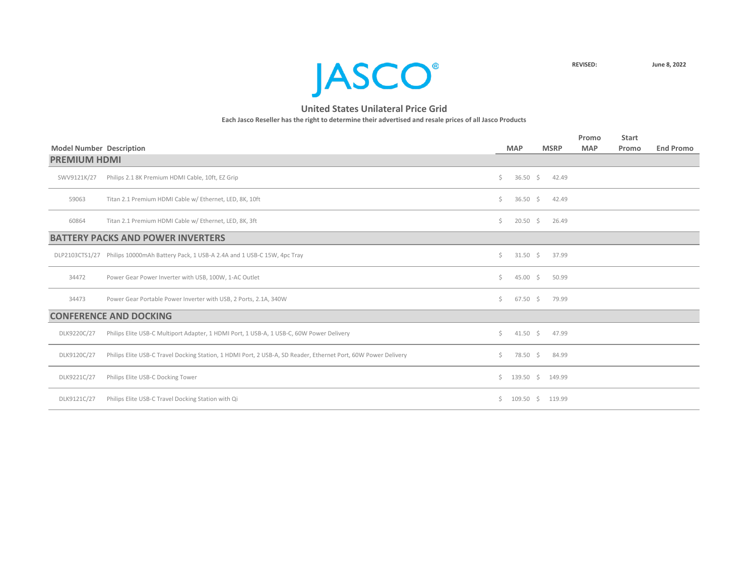JASCO®

**REVISED:** **June 8, 2022**

## United States Unilateral Price Grid

**Each Jasco Reseller has the right to determine their advertised and resale prices of all Jasco Products**

| Model Number | Description | MAP | MSRP | Promo MAP | Start Promo | End Promo |
|---|---|---|---|---|---|---|
| **PREMIUM HDMI** | | | | | | |
| SWV9121K/27 | Philips 2.1 8K Premium HDMI Cable, 10ft, EZ Grip | $ 36.50 | $ 42.49 | | | |
| 59063 | Titan 2.1 Premium HDMI Cable w/ Ethernet, LED, 8K, 10ft | $ 36.50 | $ 42.49 | | | |
| 60864 | Titan 2.1 Premium HDMI Cable w/ Ethernet, LED, 8K, 3ft | $ 20.50 | $ 26.49 | | | |
| **BATTERY PACKS AND POWER INVERTERS** | | | | | | |
| DLP2103CTS1/27 | Philips 10000mAh Battery Pack, 1 USB-A 2.4A and 1 USB-C 15W, 4pc Tray | $ 31.50 | $ 37.99 | | | |
| 34472 | Power Gear Power Inverter with USB, 100W, 1-AC Outlet | $ 45.00 | $ 50.99 | | | |
| 34473 | Power Gear Portable Power Inverter with USB, 2 Ports, 2.1A, 340W | $ 67.50 | $ 79.99 | | | |
| **CONFERENCE AND DOCKING** | | | | | | |
| DLK9220C/27 | Philips Elite USB-C Multiport Adapter, 1 HDMI Port, 1 USB-A, 1 USB-C, 60W Power Delivery | $ 41.50 | $ 47.99 | | | |
| DLK9120C/27 | Philips Elite USB-C Travel Docking Station, 1 HDMI Port, 2 USB-A, SD Reader, Ethernet Port, 60W Power Delivery | $ 78.50 | $ 84.99 | | | |
| DLK9221C/27 | Philips Elite USB-C Docking Tower | $ 139.50 | $ 149.99 | | | |
| DLK9121C/27 | Philips Elite USB-C Travel Docking Station with Qi | $ 109.50 | $ 119.99 | | | |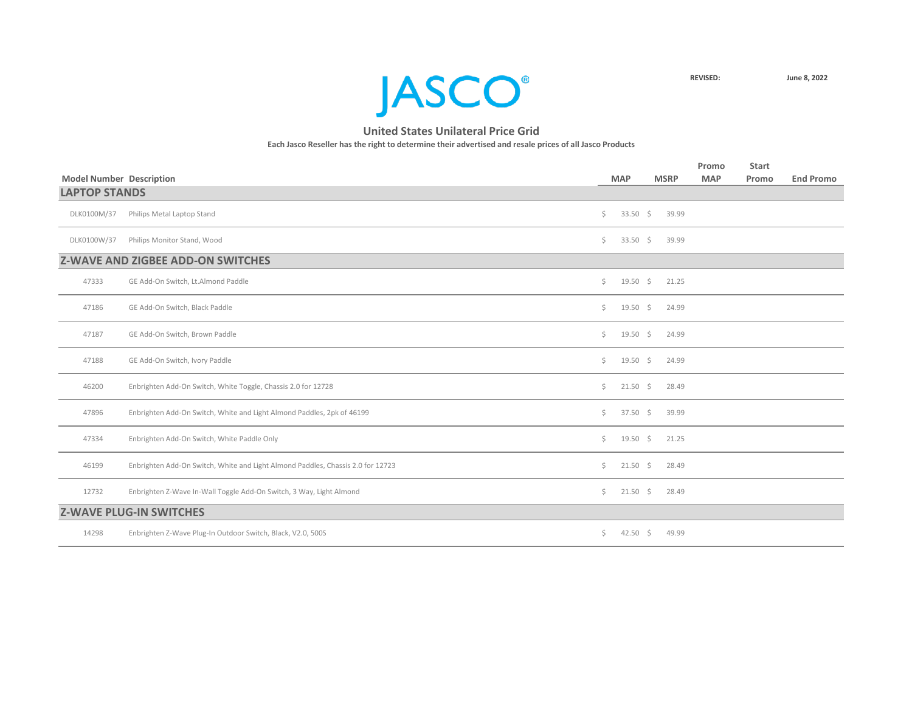# JASCO®

REVISED: June 8, 2022

## United States Unilateral Price Grid

**Each Jasco Reseller has the right to determine their advertised and resale prices of all Jasco Products**

| Model Number | Description | MAP | MSRP | Promo MAP | Start Promo | End Promo |
|---|---|---|---|---|---|---|
| **LAPTOP STANDS** | | | | | | |
| DLK0100M/37 | Philips Metal Laptop Stand | $ 33.50 | $ 39.99 | | | |
| DLK0100W/37 | Philips Monitor Stand, Wood | $ 33.50 | $ 39.99 | | | |
| **Z-WAVE AND ZIGBEE ADD-ON SWITCHES** | | | | | | |
| 47333 | GE Add-On Switch, Lt.Almond Paddle | $ 19.50 | $ 21.25 | | | |
| 47186 | GE Add-On Switch, Black Paddle | $ 19.50 | $ 24.99 | | | |
| 47187 | GE Add-On Switch, Brown Paddle | $ 19.50 | $ 24.99 | | | |
| 47188 | GE Add-On Switch, Ivory Paddle | $ 19.50 | $ 24.99 | | | |
| 46200 | Enbrighten Add-On Switch, White Toggle, Chassis 2.0 for 12728 | $ 21.50 | $ 28.49 | | | |
| 47896 | Enbrighten Add-On Switch, White and Light Almond Paddles, 2pk of 46199 | $ 37.50 | $ 39.99 | | | |
| 47334 | Enbrighten Add-On Switch, White Paddle Only | $ 19.50 | $ 21.25 | | | |
| 46199 | Enbrighten Add-On Switch, White and Light Almond Paddles, Chassis 2.0 for 12723 | $ 21.50 | $ 28.49 | | | |
| 12732 | Enbrighten Z-Wave In-Wall Toggle Add-On Switch, 3 Way, Light Almond | $ 21.50 | $ 28.49 | | | |
| **Z-WAVE PLUG-IN SWITCHES** | | | | | | |
| 14298 | Enbrighten Z-Wave Plug-In Outdoor Switch, Black, V2.0, 500S | $ 42.50 | $ 49.99 | | | |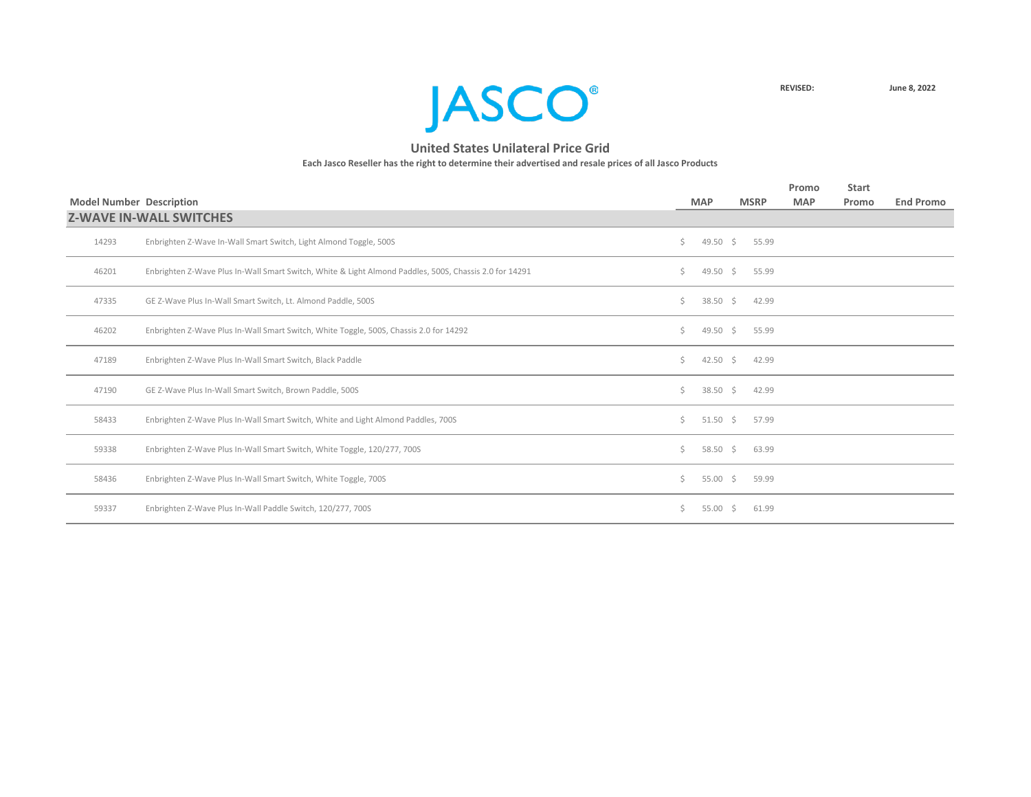JASCO®

**REVISED:** **June 8, 2022**

## United States Unilateral Price Grid

**Each Jasco Reseller has the right to determine their advertised and resale prices of all Jasco Products**

| Model Number | Description | MAP | MSRP | Promo MAP | Start Promo | End Promo |
|---|---|---|---|---|---|---|
| **Z-WAVE IN-WALL SWITCHES** | | | | | | |
| 14293 | Enbrighten Z-Wave In-Wall Smart Switch, Light Almond Toggle, 500S | $ 49.50 | $ 55.99 | | | |
| 46201 | Enbrighten Z-Wave Plus In-Wall Smart Switch, White & Light Almond Paddles, 500S, Chassis 2.0 for 14291 | $ 49.50 | $ 55.99 | | | |
| 47335 | GE Z-Wave Plus In-Wall Smart Switch, Lt. Almond Paddle, 500S | $ 38.50 | $ 42.99 | | | |
| 46202 | Enbrighten Z-Wave Plus In-Wall Smart Switch, White Toggle, 500S, Chassis 2.0 for 14292 | $ 49.50 | $ 55.99 | | | |
| 47189 | Enbrighten Z-Wave Plus In-Wall Smart Switch, Black Paddle | $ 42.50 | $ 42.99 | | | |
| 47190 | GE Z-Wave Plus In-Wall Smart Switch, Brown Paddle, 500S | $ 38.50 | $ 42.99 | | | |
| 58433 | Enbrighten Z-Wave Plus In-Wall Smart Switch, White and Light Almond Paddles, 700S | $ 51.50 | $ 57.99 | | | |
| 59338 | Enbrighten Z-Wave Plus In-Wall Smart Switch, White Toggle, 120/277, 700S | $ 58.50 | $ 63.99 | | | |
| 58436 | Enbrighten Z-Wave Plus In-Wall Smart Switch, White Toggle, 700S | $ 55.00 | $ 59.99 | | | |
| 59337 | Enbrighten Z-Wave Plus In-Wall Paddle Switch, 120/277, 700S | $ 55.00 | $ 61.99 | | | |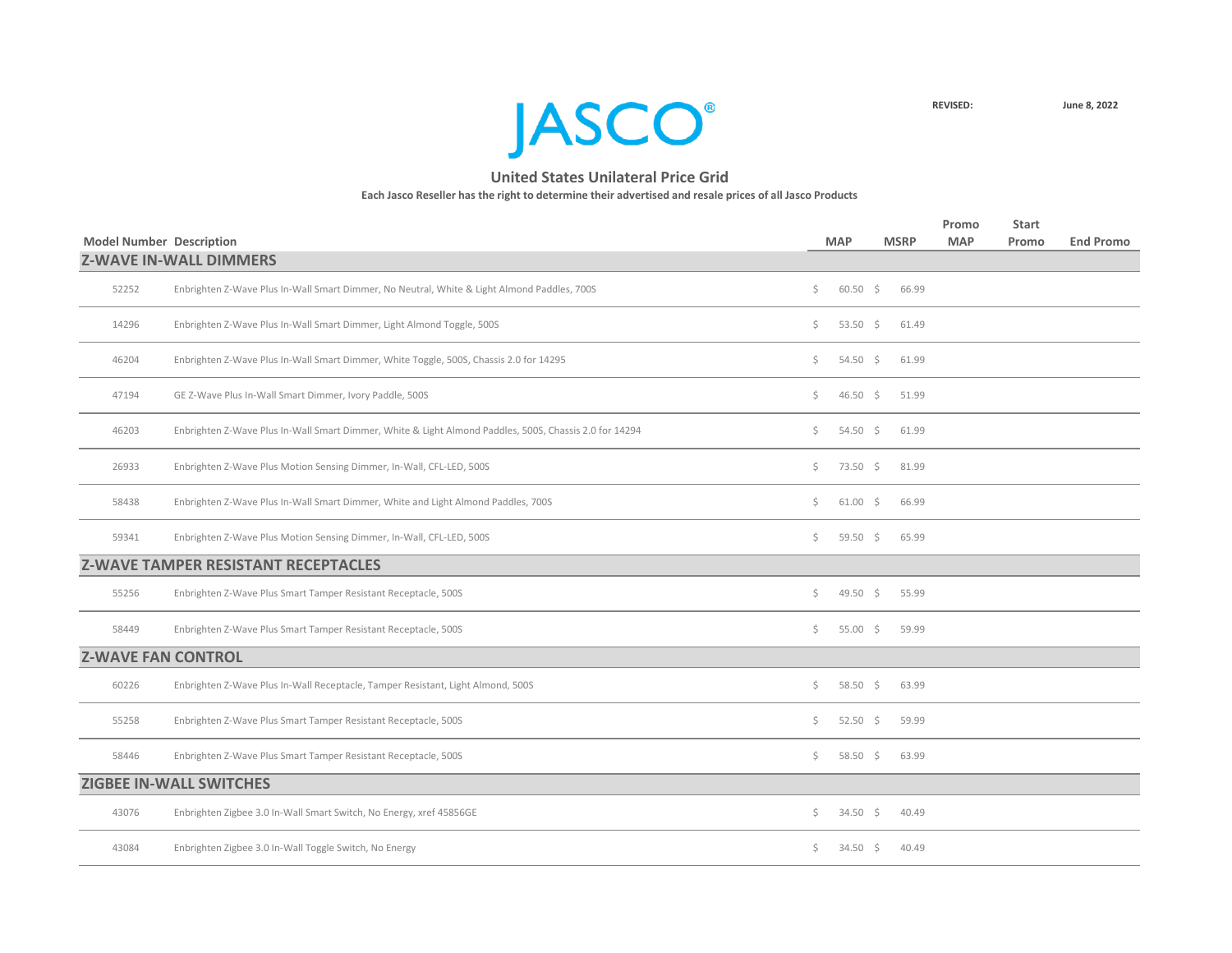JASCO®

**REVISED:** **June 8, 2022**

## United States Unilateral Price Grid

**Each Jasco Reseller has the right to determine their advertised and resale prices of all Jasco Products**

| Model Number | Description | MAP | MSRP | Promo MAP | Start Promo | End Promo |
|---|---|---|---|---|---|---|
| **Z-WAVE IN-WALL DIMMERS** | | | | | | |
| 52252 | Enbrighten Z-Wave Plus In-Wall Smart Dimmer, No Neutral, White & Light Almond Paddles, 700S | $ 60.50 | $ 66.99 | | | |
| 14296 | Enbrighten Z-Wave Plus In-Wall Smart Dimmer, Light Almond Toggle, 500S | $ 53.50 | $ 61.49 | | | |
| 46204 | Enbrighten Z-Wave Plus In-Wall Smart Dimmer, White Toggle, 500S, Chassis 2.0 for 14295 | $ 54.50 | $ 61.99 | | | |
| 47194 | GE Z-Wave Plus In-Wall Smart Dimmer, Ivory Paddle, 500S | $ 46.50 | $ 51.99 | | | |
| 46203 | Enbrighten Z-Wave Plus In-Wall Smart Dimmer, White & Light Almond Paddles, 500S, Chassis 2.0 for 14294 | $ 54.50 | $ 61.99 | | | |
| 26933 | Enbrighten Z-Wave Plus Motion Sensing Dimmer, In-Wall, CFL-LED, 500S | $ 73.50 | $ 81.99 | | | |
| 58438 | Enbrighten Z-Wave Plus In-Wall Smart Dimmer, White and Light Almond Paddles, 700S | $ 61.00 | $ 66.99 | | | |
| 59341 | Enbrighten Z-Wave Plus Motion Sensing Dimmer, In-Wall, CFL-LED, 500S | $ 59.50 | $ 65.99 | | | |
| **Z-WAVE TAMPER RESISTANT RECEPTACLES** | | | | | | |
| 55256 | Enbrighten Z-Wave Plus Smart Tamper Resistant Receptacle, 500S | $ 49.50 | $ 55.99 | | | |
| 58449 | Enbrighten Z-Wave Plus Smart Tamper Resistant Receptacle, 500S | $ 55.00 | $ 59.99 | | | |
| **Z-WAVE FAN CONTROL** | | | | | | |
| 60226 | Enbrighten Z-Wave Plus In-Wall Receptacle, Tamper Resistant, Light Almond, 500S | $ 58.50 | $ 63.99 | | | |
| 55258 | Enbrighten Z-Wave Plus Smart Tamper Resistant Receptacle, 500S | $ 52.50 | $ 59.99 | | | |
| 58446 | Enbrighten Z-Wave Plus Smart Tamper Resistant Receptacle, 500S | $ 58.50 | $ 63.99 | | | |
| **ZIGBEE IN-WALL SWITCHES** | | | | | | |
| 43076 | Enbrighten Zigbee 3.0 In-Wall Smart Switch, No Energy, xref 45856GE | $ 34.50 | $ 40.49 | | | |
| 43084 | Enbrighten Zigbee 3.0 In-Wall Toggle Switch, No Energy | $ 34.50 | $ 40.49 | | | |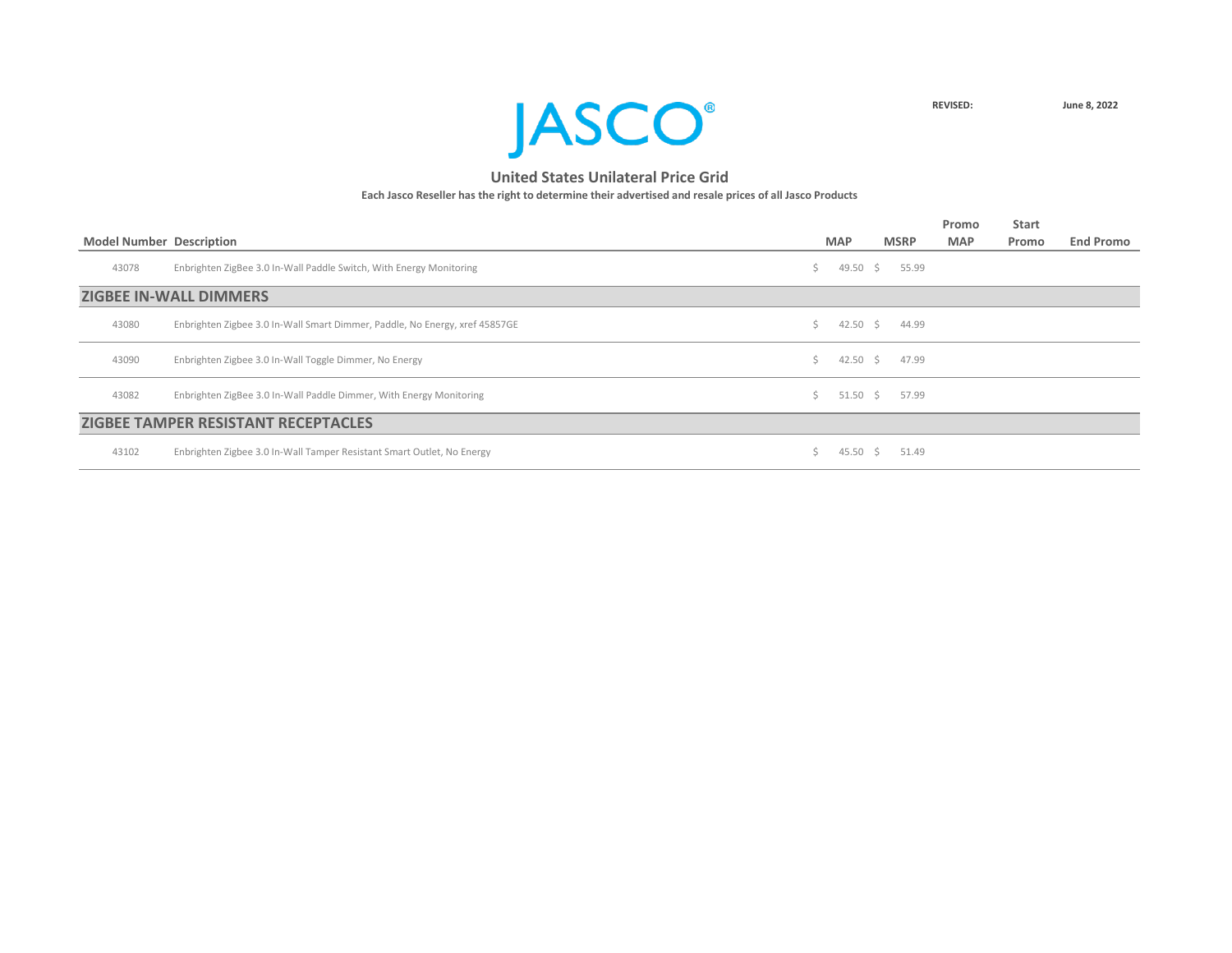JASCO®

REVISED: June 8, 2022

## United States Unilateral Price Grid

**Each Jasco Reseller has the right to determine their advertised and resale prices of all Jasco Products**

| Model Number | Description | MAP | MSRP | Promo MAP | Start Promo | End Promo |
|---|---|---|---|---|---|---|
| 43078 | Enbrighten ZigBee 3.0 In-Wall Paddle Switch, With Energy Monitoring | $ 49.50 | $ 55.99 | | | |
| **ZIGBEE IN-WALL DIMMERS** | | | | | | |
| 43080 | Enbrighten Zigbee 3.0 In-Wall Smart Dimmer, Paddle, No Energy, xref 45857GE | $ 42.50 | $ 44.99 | | | |
| 43090 | Enbrighten Zigbee 3.0 In-Wall Toggle Dimmer, No Energy | $ 42.50 | $ 47.99 | | | |
| 43082 | Enbrighten ZigBee 3.0 In-Wall Paddle Dimmer, With Energy Monitoring | $ 51.50 | $ 57.99 | | | |
| **ZIGBEE TAMPER RESISTANT RECEPTACLES** | | | | | | |
| 43102 | Enbrighten Zigbee 3.0 In-Wall Tamper Resistant Smart Outlet, No Energy | $ 45.50 | $ 51.49 | | | |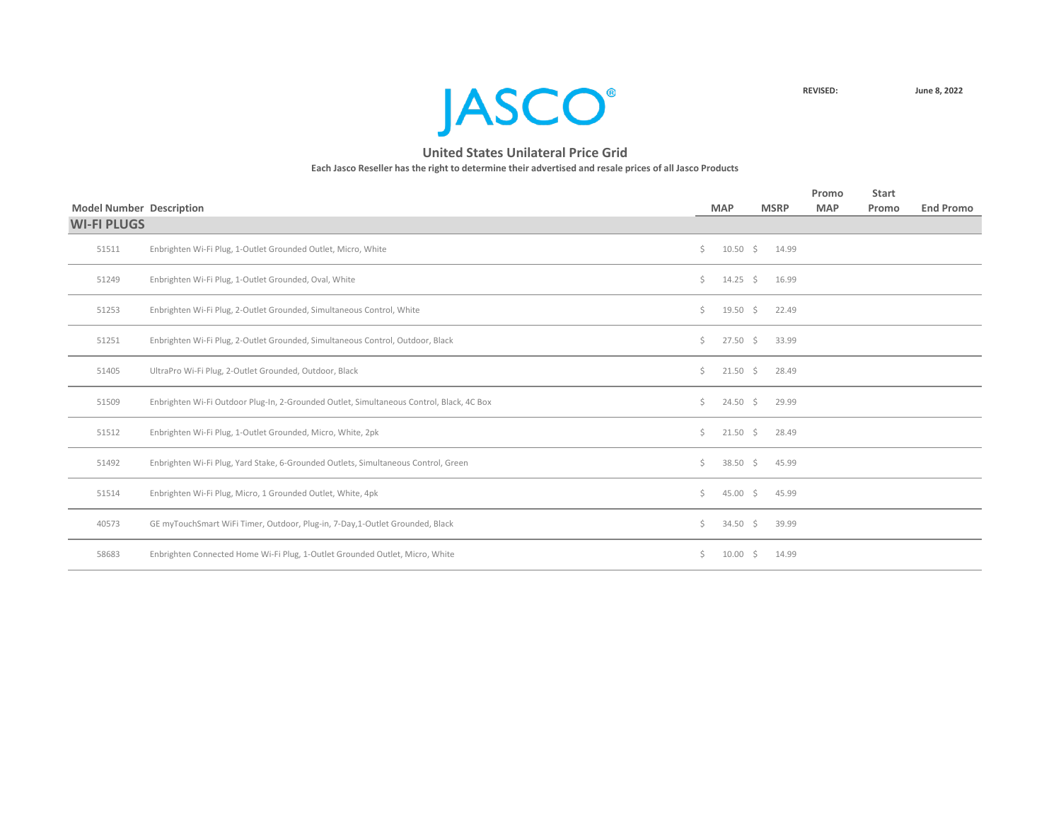JASCO®

REVISED: June 8, 2022

## United States Unilateral Price Grid

**Each Jasco Reseller has the right to determine their advertised and resale prices of all Jasco Products**

| Model Number | Description | MAP | MSRP | Promo MAP | Start Promo | End Promo |
|---|---|---|---|---|---|---|
| **WI-FI PLUGS** | | | | | | |
| 51511 | Enbrighten Wi-Fi Plug, 1-Outlet Grounded Outlet, Micro, White | $ 10.50 | $ 14.99 | | | |
| 51249 | Enbrighten Wi-Fi Plug, 1-Outlet Grounded, Oval, White | $ 14.25 | $ 16.99 | | | |
| 51253 | Enbrighten Wi-Fi Plug, 2-Outlet Grounded, Simultaneous Control, White | $ 19.50 | $ 22.49 | | | |
| 51251 | Enbrighten Wi-Fi Plug, 2-Outlet Grounded, Simultaneous Control, Outdoor, Black | $ 27.50 | $ 33.99 | | | |
| 51405 | UltraPro Wi-Fi Plug, 2-Outlet Grounded, Outdoor, Black | $ 21.50 | $ 28.49 | | | |
| 51509 | Enbrighten Wi-Fi Outdoor Plug-In, 2-Grounded Outlet, Simultaneous Control, Black, 4C Box | $ 24.50 | $ 29.99 | | | |
| 51512 | Enbrighten Wi-Fi Plug, 1-Outlet Grounded, Micro, White, 2pk | $ 21.50 | $ 28.49 | | | |
| 51492 | Enbrighten Wi-Fi Plug, Yard Stake, 6-Grounded Outlets, Simultaneous Control, Green | $ 38.50 | $ 45.99 | | | |
| 51514 | Enbrighten Wi-Fi Plug, Micro, 1 Grounded Outlet, White, 4pk | $ 45.00 | $ 45.99 | | | |
| 40573 | GE myTouchSmart WiFi Timer, Outdoor, Plug-in, 7-Day,1-Outlet Grounded, Black | $ 34.50 | $ 39.99 | | | |
| 58683 | Enbrighten Connected Home Wi-Fi Plug, 1-Outlet Grounded Outlet, Micro, White | $ 10.00 | $ 14.99 | | | |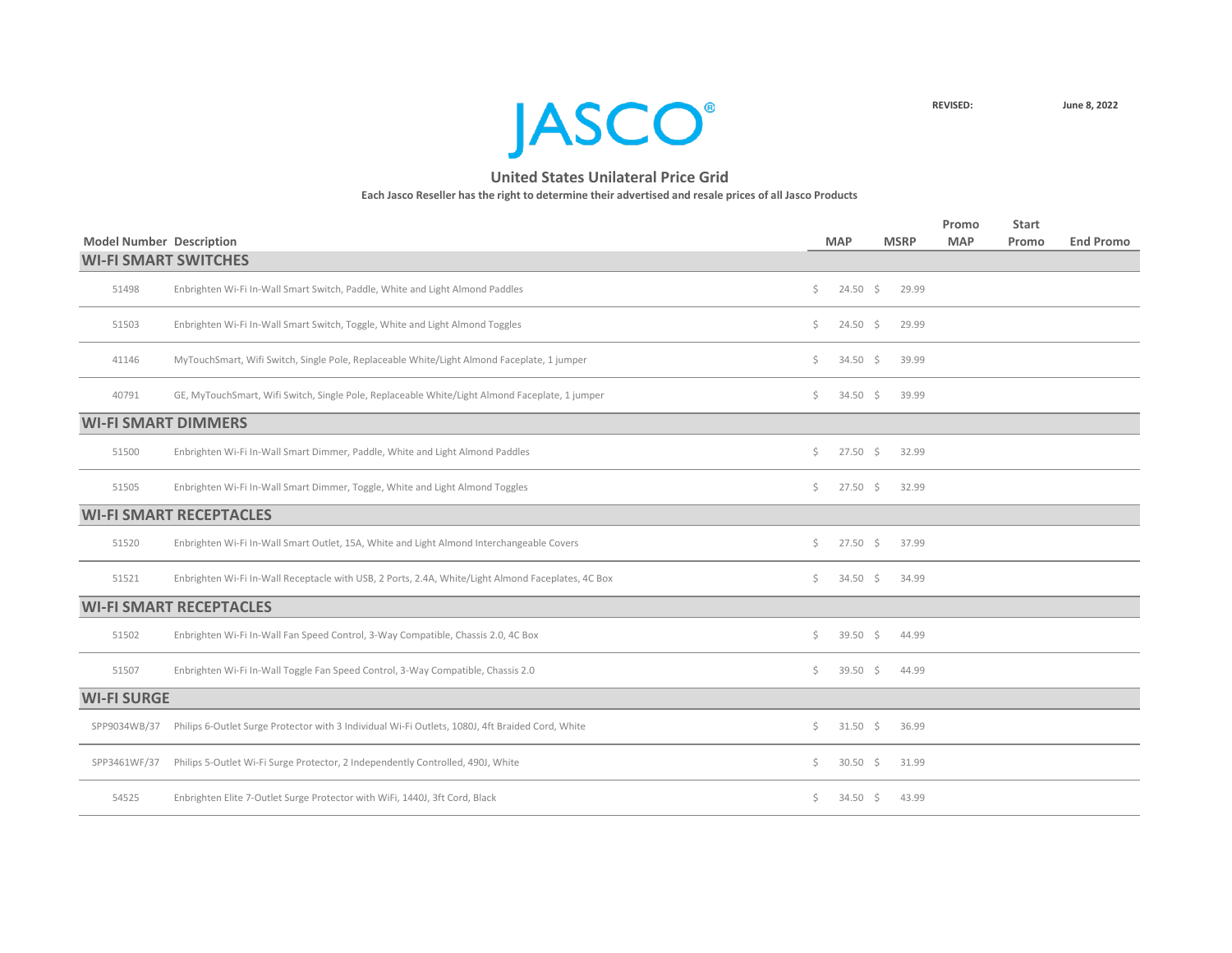# JASCO

**REVISED:** **June 8, 2022**

## United States Unilateral Price Grid

**Each Jasco Reseller has the right to determine their advertised and resale prices of all Jasco Products**

| Model Number | Description | MAP | MSRP | Promo MAP | Start Promo | End Promo |
|---|---|---|---|---|---|---|
| **WI-FI SMART SWITCHES** | | | | | | |
| 51498 | Enbrighten Wi-Fi In-Wall Smart Switch, Paddle, White and Light Almond Paddles | $ 24.50 | $ 29.99 | | | |
| 51503 | Enbrighten Wi-Fi In-Wall Smart Switch, Toggle, White and Light Almond Toggles | $ 24.50 | $ 29.99 | | | |
| 41146 | MyTouchSmart, Wifi Switch, Single Pole, Replaceable White/Light Almond Faceplate, 1 jumper | $ 34.50 | $ 39.99 | | | |
| 40791 | GE, MyTouchSmart, Wifi Switch, Single Pole, Replaceable White/Light Almond Faceplate, 1 jumper | $ 34.50 | $ 39.99 | | | |
| **WI-FI SMART DIMMERS** | | | | | | |
| 51500 | Enbrighten Wi-Fi In-Wall Smart Dimmer, Paddle, White and Light Almond Paddles | $ 27.50 | $ 32.99 | | | |
| 51505 | Enbrighten Wi-Fi In-Wall Smart Dimmer, Toggle, White and Light Almond Toggles | $ 27.50 | $ 32.99 | | | |
| **WI-FI SMART RECEPTACLES** | | | | | | |
| 51520 | Enbrighten Wi-Fi In-Wall Smart Outlet, 15A, White and Light Almond Interchangeable Covers | $ 27.50 | $ 37.99 | | | |
| 51521 | Enbrighten Wi-Fi In-Wall Receptacle with USB, 2 Ports, 2.4A, White/Light Almond Faceplates, 4C Box | $ 34.50 | $ 34.99 | | | |
| **WI-FI SMART RECEPTACLES** | | | | | | |
| 51502 | Enbrighten Wi-Fi In-Wall Fan Speed Control, 3-Way Compatible, Chassis 2.0, 4C Box | $ 39.50 | $ 44.99 | | | |
| 51507 | Enbrighten Wi-Fi In-Wall Toggle Fan Speed Control, 3-Way Compatible, Chassis 2.0 | $ 39.50 | $ 44.99 | | | |
| **WI-FI SURGE** | | | | | | |
| SPP9034WB/37 | Philips 6-Outlet Surge Protector with 3 Individual Wi-Fi Outlets, 1080J, 4ft Braided Cord, White | $ 31.50 | $ 36.99 | | | |
| SPP3461WF/37 | Philips 5-Outlet Wi-Fi Surge Protector, 2 Independently Controlled, 490J, White | $ 30.50 | $ 31.99 | | | |
| 54525 | Enbrighten Elite 7-Outlet Surge Protector with WiFi, 1440J, 3ft Cord, Black | $ 34.50 | $ 43.99 | | | |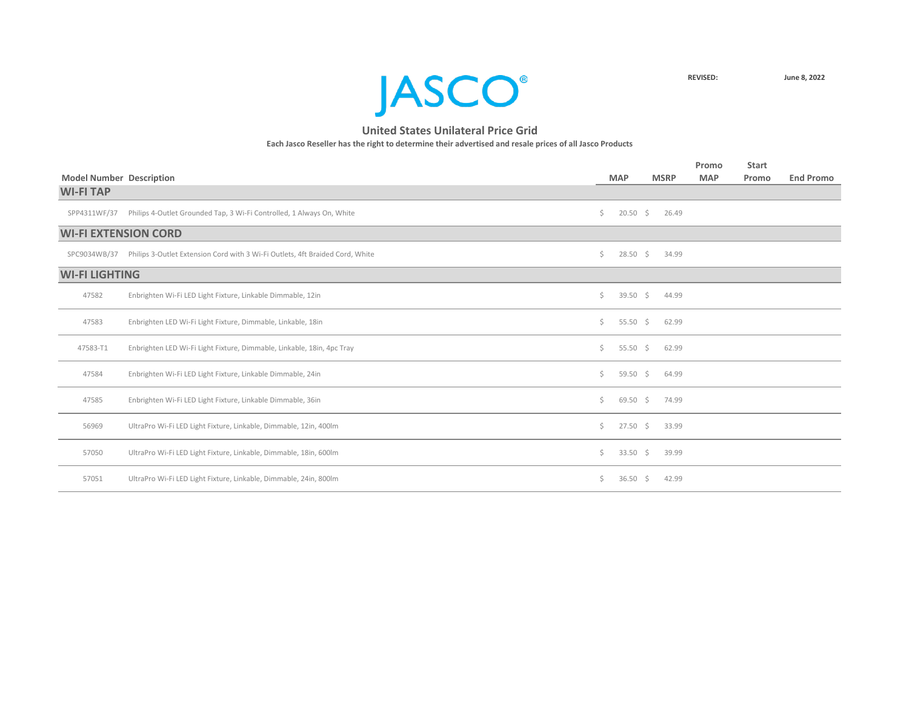JASCO®

**REVISED:** **June 8, 2022**

## United States Unilateral Price Grid

**Each Jasco Reseller has the right to determine their advertised and resale prices of all Jasco Products**

| Model Number | Description | MAP | MSRP | Promo MAP | Start Promo | End Promo |
|---|---|---|---|---|---|---|
| **WI-FI TAP** | | | | | | |
| SPP4311WF/37 | Philips 4-Outlet Grounded Tap, 3 Wi-Fi Controlled, 1 Always On, White | $ 20.50 | $ 26.49 | | | |
| **WI-FI EXTENSION CORD** | | | | | | |
| SPC9034WB/37 | Philips 3-Outlet Extension Cord with 3 Wi-Fi Outlets, 4ft Braided Cord, White | $ 28.50 | $ 34.99 | | | |
| **WI-FI LIGHTING** | | | | | | |
| 47582 | Enbrighten Wi-Fi LED Light Fixture, Linkable Dimmable, 12in | $ 39.50 | $ 44.99 | | | |
| 47583 | Enbrighten LED Wi-Fi Light Fixture, Dimmable, Linkable, 18in | $ 55.50 | $ 62.99 | | | |
| 47583-T1 | Enbrighten LED Wi-Fi Light Fixture, Dimmable, Linkable, 18in, 4pc Tray | $ 55.50 | $ 62.99 | | | |
| 47584 | Enbrighten Wi-Fi LED Light Fixture, Linkable Dimmable, 24in | $ 59.50 | $ 64.99 | | | |
| 47585 | Enbrighten Wi-Fi LED Light Fixture, Linkable Dimmable, 36in | $ 69.50 | $ 74.99 | | | |
| 56969 | UltraPro Wi-Fi LED Light Fixture, Linkable, Dimmable, 12in, 400lm | $ 27.50 | $ 33.99 | | | |
| 57050 | UltraPro Wi-Fi LED Light Fixture, Linkable, Dimmable, 18in, 600lm | $ 33.50 | $ 39.99 | | | |
| 57051 | UltraPro Wi-Fi LED Light Fixture, Linkable, Dimmable, 24in, 800lm | $ 36.50 | $ 42.99 | | | |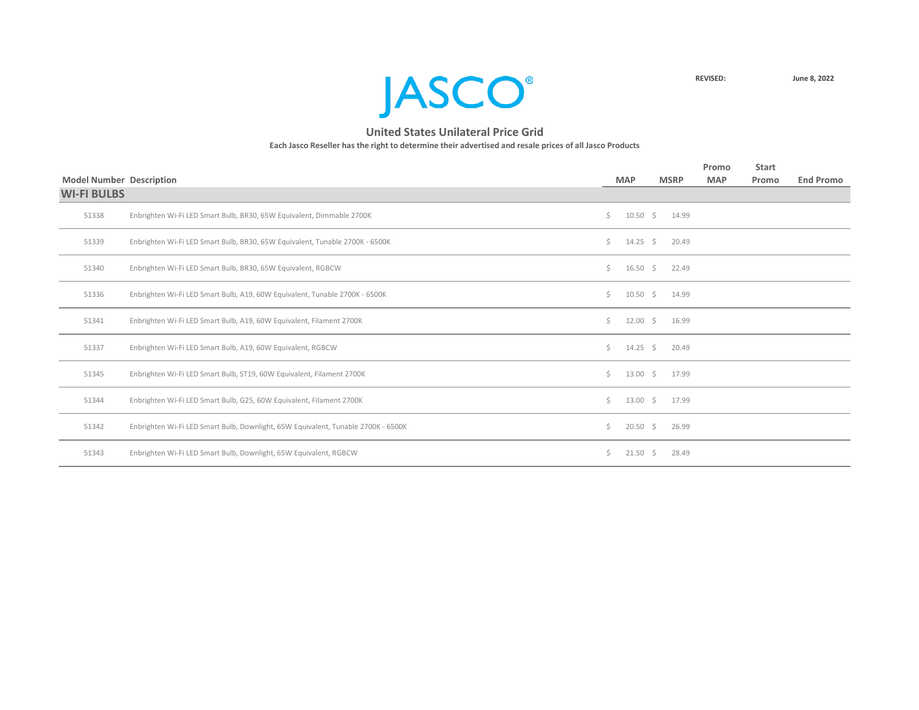# JASCO®

**REVISED:** **June 8, 2022**

## United States Unilateral Price Grid

**Each Jasco Reseller has the right to determine their advertised and resale prices of all Jasco Products**

| Model Number | Description | MAP | MSRP | Promo MAP | Start Promo | End Promo |
|---|---|---|---|---|---|---|
| **WI-FI BULBS** | | | | | | |
| 51338 | Enbrighten Wi-Fi LED Smart Bulb, BR30, 65W Equivalent, Dimmable 2700K | $ 10.50 | $ 14.99 | | | |
| 51339 | Enbrighten Wi-Fi LED Smart Bulb, BR30, 65W Equivalent, Tunable 2700K - 6500K | $ 14.25 | $ 20.49 | | | |
| 51340 | Enbrighten Wi-Fi LED Smart Bulb, BR30, 65W Equivalent, RGBCW | $ 16.50 | $ 22.49 | | | |
| 51336 | Enbrighten Wi-Fi LED Smart Bulb, A19, 60W Equivalent, Tunable 2700K - 6500K | $ 10.50 | $ 14.99 | | | |
| 51341 | Enbrighten Wi-Fi LED Smart Bulb, A19, 60W Equivalent, Filament 2700K | $ 12.00 | $ 16.99 | | | |
| 51337 | Enbrighten Wi-Fi LED Smart Bulb, A19, 60W Equivalent, RGBCW | $ 14.25 | $ 20.49 | | | |
| 51345 | Enbrighten Wi-Fi LED Smart Bulb, ST19, 60W Equivalent, Filament 2700K | $ 13.00 | $ 17.99 | | | |
| 51344 | Enbrighten Wi-Fi LED Smart Bulb, G25, 60W Equivalent, Filament 2700K | $ 13.00 | $ 17.99 | | | |
| 51342 | Enbrighten Wi-Fi LED Smart Bulb, Downlight, 65W Equivalent, Tunable 2700K - 6500K | $ 20.50 | $ 26.99 | | | |
| 51343 | Enbrighten Wi-Fi LED Smart Bulb, Downlight, 65W Equivalent, RGBCW | $ 21.50 | $ 28.49 | | | |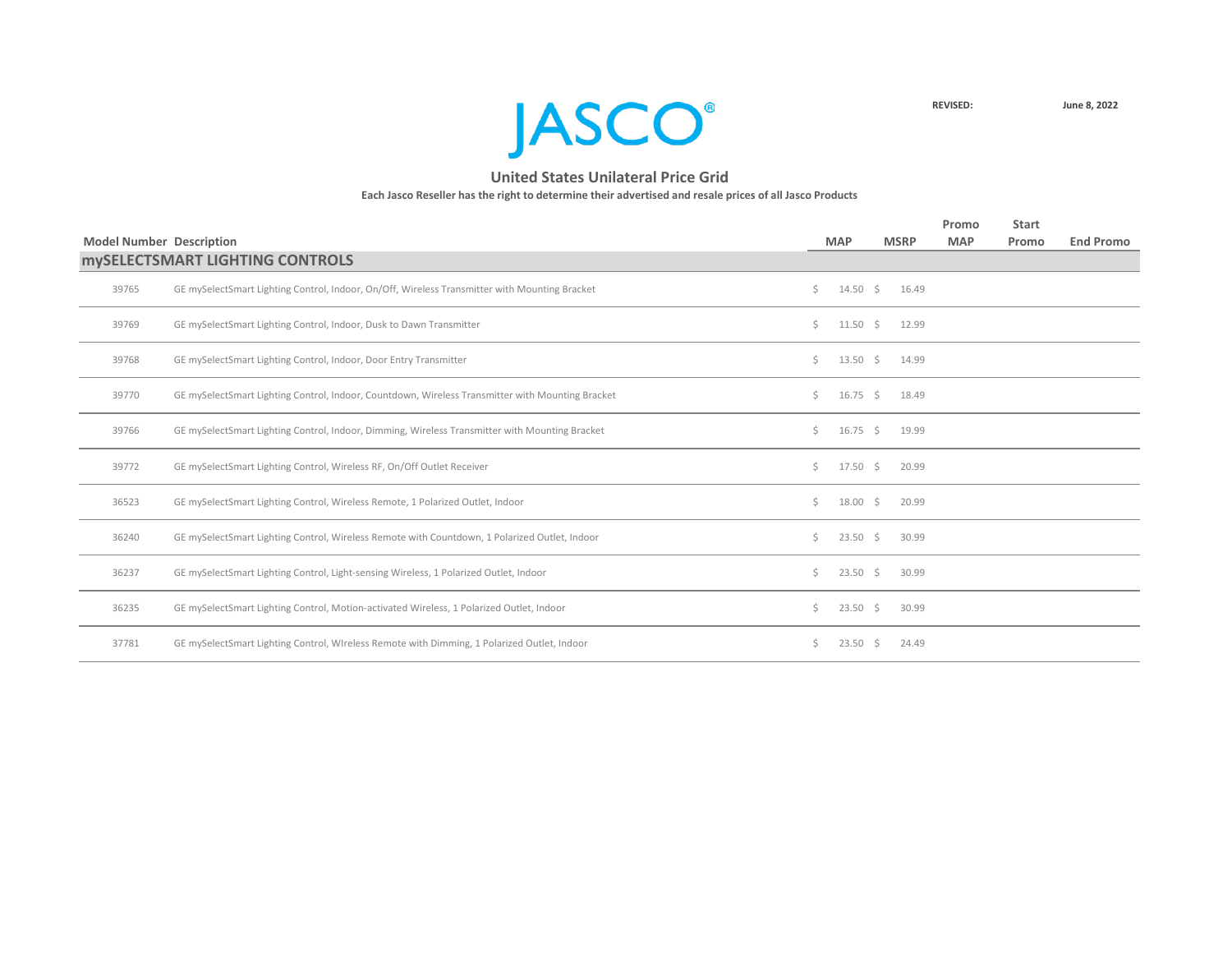# JASCO®

**REVISED:** **June 8, 2022**

## United States Unilateral Price Grid

**Each Jasco Reseller has the right to determine their advertised and resale prices of all Jasco Products**

| Model Number | Description | MAP | MSRP | Promo MAP | Start Promo | End Promo |
|---|---|---|---|---|---|---|
| **mySELECTSMART LIGHTING CONTROLS** | | | | | | |
| 39765 | GE mySelectSmart Lighting Control, Indoor, On/Off, Wireless Transmitter with Mounting Bracket | $ 14.50 | $ 16.49 | | | |
| 39769 | GE mySelectSmart Lighting Control, Indoor, Dusk to Dawn Transmitter | $ 11.50 | $ 12.99 | | | |
| 39768 | GE mySelectSmart Lighting Control, Indoor, Door Entry Transmitter | $ 13.50 | $ 14.99 | | | |
| 39770 | GE mySelectSmart Lighting Control, Indoor, Countdown, Wireless Transmitter with Mounting Bracket | $ 16.75 | $ 18.49 | | | |
| 39766 | GE mySelectSmart Lighting Control, Indoor, Dimming, Wireless Transmitter with Mounting Bracket | $ 16.75 | $ 19.99 | | | |
| 39772 | GE mySelectSmart Lighting Control, Wireless RF, On/Off Outlet Receiver | $ 17.50 | $ 20.99 | | | |
| 36523 | GE mySelectSmart Lighting Control, Wireless Remote, 1 Polarized Outlet, Indoor | $ 18.00 | $ 20.99 | | | |
| 36240 | GE mySelectSmart Lighting Control, Wireless Remote with Countdown, 1 Polarized Outlet, Indoor | $ 23.50 | $ 30.99 | | | |
| 36237 | GE mySelectSmart Lighting Control, Light-sensing Wireless, 1 Polarized Outlet, Indoor | $ 23.50 | $ 30.99 | | | |
| 36235 | GE mySelectSmart Lighting Control, Motion-activated Wireless, 1 Polarized Outlet, Indoor | $ 23.50 | $ 30.99 | | | |
| 37781 | GE mySelectSmart Lighting Control, WIreless Remote with Dimming, 1 Polarized Outlet, Indoor | $ 23.50 | $ 24.49 | | | |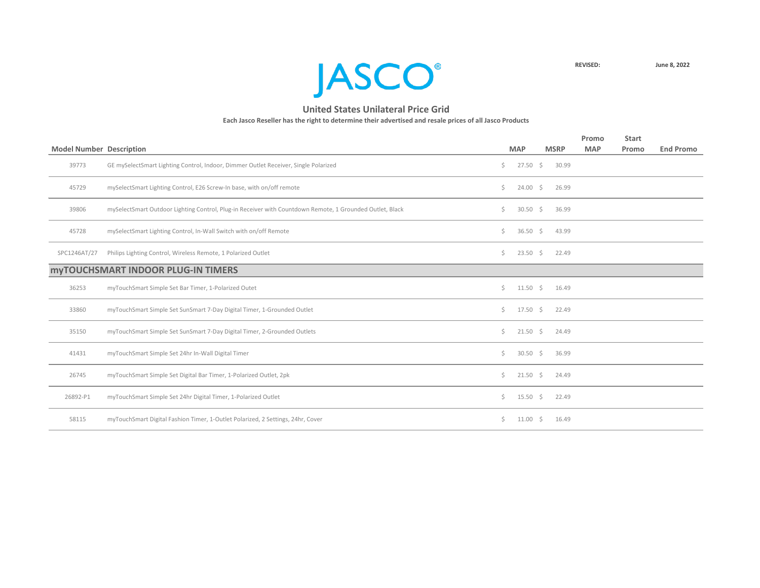JASCO®

REVISED: June 8, 2022

## United States Unilateral Price Grid

**Each Jasco Reseller has the right to determine their advertised and resale prices of all Jasco Products**

| Model Number | Description | MAP | MSRP | Promo MAP | Start Promo | End Promo |
|---|---|---|---|---|---|---|
| 39773 | GE mySelectSmart Lighting Control, Indoor, Dimmer Outlet Receiver, Single Polarized | $ 27.50 | $ 30.99 | | | |
| 45729 | mySelectSmart Lighting Control, E26 Screw-In base, with on/off remote | $ 24.00 | $ 26.99 | | | |
| 39806 | mySelectSmart Outdoor Lighting Control, Plug-in Receiver with Countdown Remote, 1 Grounded Outlet, Black | $ 30.50 | $ 36.99 | | | |
| 45728 | mySelectSmart Lighting Control, In-Wall Switch with on/off Remote | $ 36.50 | $ 43.99 | | | |
| SPC1246AT/27 | Philips Lighting Control, Wireless Remote, 1 Polarized Outlet | $ 23.50 | $ 22.49 | | | |
| **myTOUCHSMART INDOOR PLUG-IN TIMERS** | | | | | | |
| 36253 | myTouchSmart Simple Set Bar Timer, 1-Polarized Outet | $ 11.50 | $ 16.49 | | | |
| 33860 | myTouchSmart Simple Set SunSmart 7-Day Digital Timer, 1-Grounded Outlet | $ 17.50 | $ 22.49 | | | |
| 35150 | myTouchSmart Simple Set SunSmart 7-Day Digital Timer, 2-Grounded Outlets | $ 21.50 | $ 24.49 | | | |
| 41431 | myTouchSmart Simple Set 24hr In-Wall Digital Timer | $ 30.50 | $ 36.99 | | | |
| 26745 | myTouchSmart Simple Set Digital Bar Timer, 1-Polarized Outlet, 2pk | $ 21.50 | $ 24.49 | | | |
| 26892-P1 | myTouchSmart Simple Set 24hr Digital Timer, 1-Polarized Outlet | $ 15.50 | $ 22.49 | | | |
| 58115 | myTouchSmart Digital Fashion Timer, 1-Outlet Polarized, 2 Settings, 24hr, Cover | $ 11.00 | $ 16.49 | | | |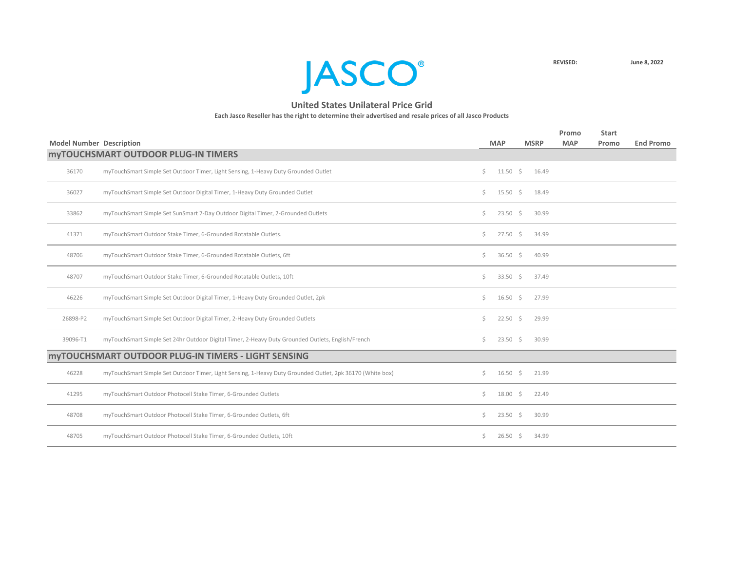# JASCO®

REVISED: June 8, 2022

## United States Unilateral Price Grid

**Each Jasco Reseller has the right to determine their advertised and resale prices of all Jasco Products**

| Model Number | Description | MAP | MSRP | Promo MAP | Start Promo | End Promo |
|---|---|---|---|---|---|---|
| **myTOUCHSMART OUTDOOR PLUG-IN TIMERS** | | | | | | |
| 36170 | myTouchSmart Simple Set Outdoor Timer, Light Sensing, 1-Heavy Duty Grounded Outlet | $ 11.50 | $ 16.49 | | | |
| 36027 | myTouchSmart Simple Set Outdoor Digital Timer, 1-Heavy Duty Grounded Outlet | $ 15.50 | $ 18.49 | | | |
| 33862 | myTouchSmart Simple Set SunSmart 7-Day Outdoor Digital Timer, 2-Grounded Outlets | $ 23.50 | $ 30.99 | | | |
| 41371 | myTouchSmart Outdoor Stake Timer, 6-Grounded Rotatable Outlets. | $ 27.50 | $ 34.99 | | | |
| 48706 | myTouchSmart Outdoor Stake Timer, 6-Grounded Rotatable Outlets, 6ft | $ 36.50 | $ 40.99 | | | |
| 48707 | myTouchSmart Outdoor Stake Timer, 6-Grounded Rotatable Outlets, 10ft | $ 33.50 | $ 37.49 | | | |
| 46226 | myTouchSmart Simple Set Outdoor Digital Timer, 1-Heavy Duty Grounded Outlet, 2pk | $ 16.50 | $ 27.99 | | | |
| 26898-P2 | myTouchSmart Simple Set Outdoor Digital Timer, 2-Heavy Duty Grounded Outlets | $ 22.50 | $ 29.99 | | | |
| 39096-T1 | myTouchSmart Simple Set 24hr Outdoor Digital Timer, 2-Heavy Duty Grounded Outlets, English/French | $ 23.50 | $ 30.99 | | | |
| **myTOUCHSMART OUTDOOR PLUG-IN TIMERS - LIGHT SENSING** | | | | | | |
| 46228 | myTouchSmart Simple Set Outdoor Timer, Light Sensing, 1-Heavy Duty Grounded Outlet, 2pk 36170 (White box) | $ 16.50 | $ 21.99 | | | |
| 41295 | myTouchSmart Outdoor Photocell Stake Timer, 6-Grounded Outlets | $ 18.00 | $ 22.49 | | | |
| 48708 | myTouchSmart Outdoor Photocell Stake Timer, 6-Grounded Outlets, 6ft | $ 23.50 | $ 30.99 | | | |
| 48705 | myTouchSmart Outdoor Photocell Stake Timer, 6-Grounded Outlets, 10ft | $ 26.50 | $ 34.99 | | | |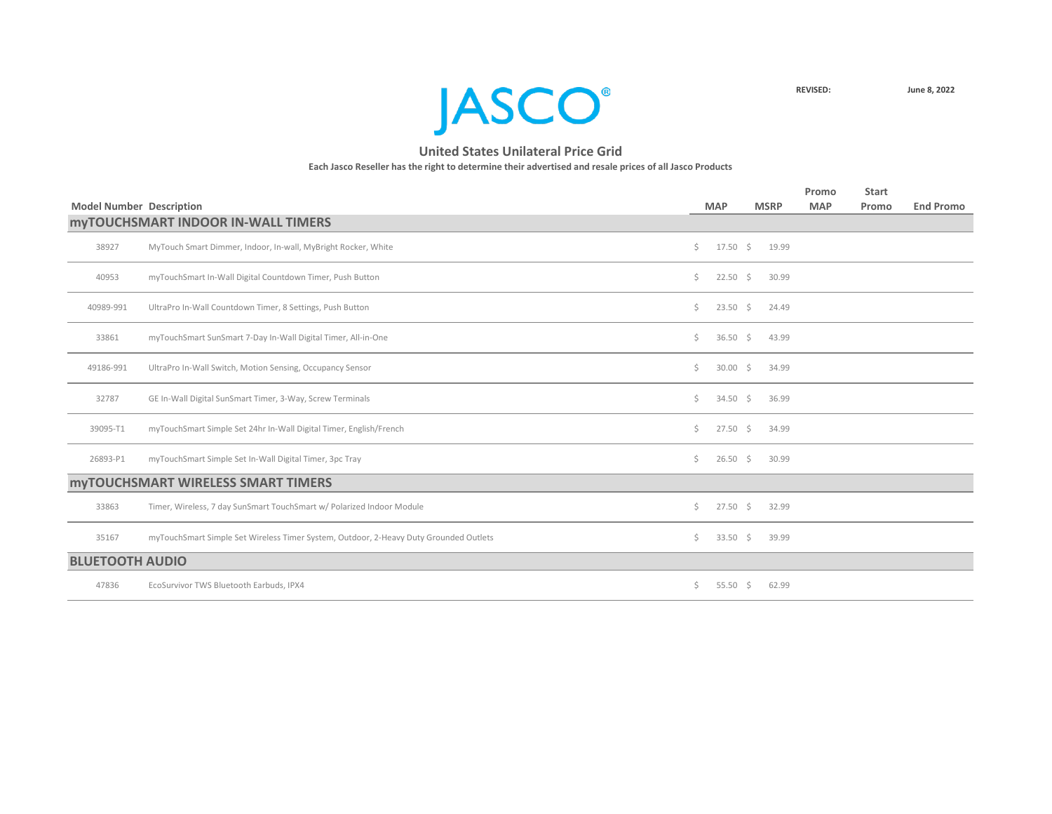JASCO®

REVISED: June 8, 2022

## United States Unilateral Price Grid

**Each Jasco Reseller has the right to determine their advertised and resale prices of all Jasco Products**

| Model Number | Description | MAP | MSRP | Promo MAP | Start Promo | End Promo |
|---|---|---|---|---|---|---|
| **myTOUCHSMART INDOOR IN-WALL TIMERS** | | | | | | |
| 38927 | MyTouch Smart Dimmer, Indoor, In-wall, MyBright Rocker, White | $ 17.50 | $ 19.99 | | | |
| 40953 | myTouchSmart In-Wall Digital Countdown Timer, Push Button | $ 22.50 | $ 30.99 | | | |
| 40989-991 | UltraPro In-Wall Countdown Timer, 8 Settings, Push Button | $ 23.50 | $ 24.49 | | | |
| 33861 | myTouchSmart SunSmart 7-Day In-Wall Digital Timer, All-in-One | $ 36.50 | $ 43.99 | | | |
| 49186-991 | UltraPro In-Wall Switch, Motion Sensing, Occupancy Sensor | $ 30.00 | $ 34.99 | | | |
| 32787 | GE In-Wall Digital SunSmart Timer, 3-Way, Screw Terminals | $ 34.50 | $ 36.99 | | | |
| 39095-T1 | myTouchSmart Simple Set 24hr In-Wall Digital Timer, English/French | $ 27.50 | $ 34.99 | | | |
| 26893-P1 | myTouchSmart Simple Set In-Wall Digital Timer, 3pc Tray | $ 26.50 | $ 30.99 | | | |
| **myTOUCHSMART WIRELESS SMART TIMERS** | | | | | | |
| 33863 | Timer, Wireless, 7 day SunSmart TouchSmart w/ Polarized Indoor Module | $ 27.50 | $ 32.99 | | | |
| 35167 | myTouchSmart Simple Set Wireless Timer System, Outdoor, 2-Heavy Duty Grounded Outlets | $ 33.50 | $ 39.99 | | | |
| **BLUETOOTH AUDIO** | | | | | | |
| 47836 | EcoSurvivor TWS Bluetooth Earbuds, IPX4 | $ 55.50 | $ 62.99 | | | |